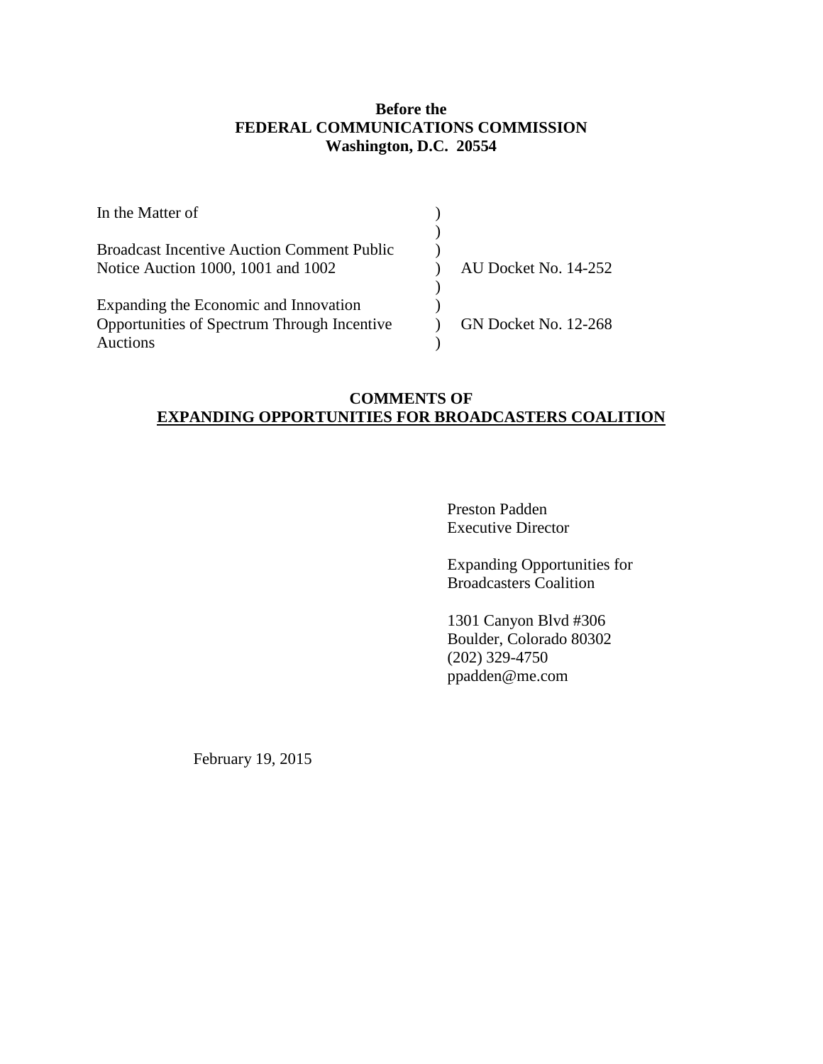**Before the**
**FEDERAL COMMUNICATIONS COMMISSION**
**Washington, D.C. 20554**

| | | |
|---|---|---|
| In the Matter of | ) | |
| | ) | |
| Broadcast Incentive Auction Comment Public | ) | |
| Notice Auction 1000, 1001 and 1002 | ) | AU Docket No. 14-252 |
| | ) | |
| Expanding the Economic and Innovation | ) | |
| Opportunities of Spectrum Through Incentive | ) | GN Docket No. 12-268 |
| Auctions | ) | |

**COMMENTS OF**
**EXPANDING OPPORTUNITIES FOR BROADCASTERS COALITION**

Preston Padden
Executive Director

Expanding Opportunities for
Broadcasters Coalition

1301 Canyon Blvd #306
Boulder, Colorado 80302
(202) 329-4750
ppadden@me.com

February 19, 2015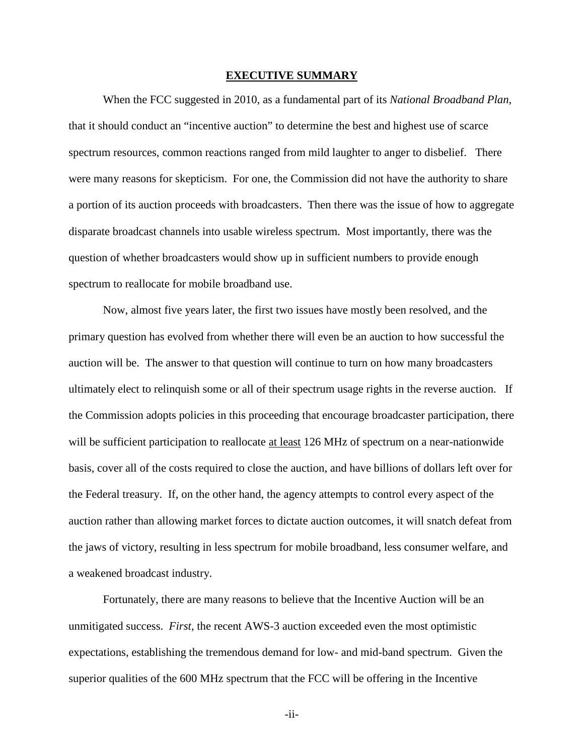**EXECUTIVE SUMMARY**

When the FCC suggested in 2010, as a fundamental part of its *National Broadband Plan*, that it should conduct an "incentive auction" to determine the best and highest use of scarce spectrum resources, common reactions ranged from mild laughter to anger to disbelief. There were many reasons for skepticism. For one, the Commission did not have the authority to share a portion of its auction proceeds with broadcasters. Then there was the issue of how to aggregate disparate broadcast channels into usable wireless spectrum. Most importantly, there was the question of whether broadcasters would show up in sufficient numbers to provide enough spectrum to reallocate for mobile broadband use.

Now, almost five years later, the first two issues have mostly been resolved, and the primary question has evolved from whether there will even be an auction to how successful the auction will be. The answer to that question will continue to turn on how many broadcasters ultimately elect to relinquish some or all of their spectrum usage rights in the reverse auction. If the Commission adopts policies in this proceeding that encourage broadcaster participation, there will be sufficient participation to reallocate <u>at least</u> 126 MHz of spectrum on a near-nationwide basis, cover all of the costs required to close the auction, and have billions of dollars left over for the Federal treasury. If, on the other hand, the agency attempts to control every aspect of the auction rather than allowing market forces to dictate auction outcomes, it will snatch defeat from the jaws of victory, resulting in less spectrum for mobile broadband, less consumer welfare, and a weakened broadcast industry.

Fortunately, there are many reasons to believe that the Incentive Auction will be an unmitigated success. *First*, the recent AWS-3 auction exceeded even the most optimistic expectations, establishing the tremendous demand for low- and mid-band spectrum. Given the superior qualities of the 600 MHz spectrum that the FCC will be offering in the Incentive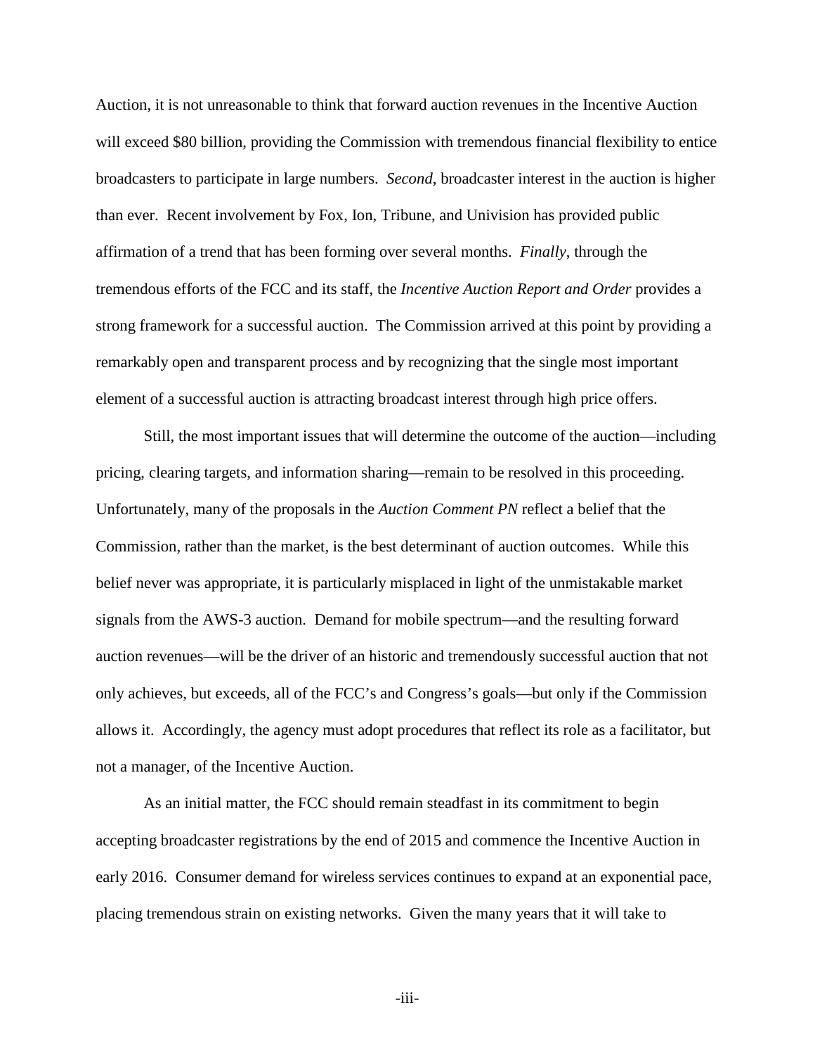Auction, it is not unreasonable to think that forward auction revenues in the Incentive Auction will exceed $80 billion, providing the Commission with tremendous financial flexibility to entice broadcasters to participate in large numbers. *Second*, broadcaster interest in the auction is higher than ever. Recent involvement by Fox, Ion, Tribune, and Univision has provided public affirmation of a trend that has been forming over several months. *Finally*, through the tremendous efforts of the FCC and its staff, the *Incentive Auction Report and Order* provides a strong framework for a successful auction. The Commission arrived at this point by providing a remarkably open and transparent process and by recognizing that the single most important element of a successful auction is attracting broadcast interest through high price offers.

Still, the most important issues that will determine the outcome of the auction—including pricing, clearing targets, and information sharing—remain to be resolved in this proceeding. Unfortunately, many of the proposals in the *Auction Comment PN* reflect a belief that the Commission, rather than the market, is the best determinant of auction outcomes. While this belief never was appropriate, it is particularly misplaced in light of the unmistakable market signals from the AWS-3 auction. Demand for mobile spectrum—and the resulting forward auction revenues—will be the driver of an historic and tremendously successful auction that not only achieves, but exceeds, all of the FCC's and Congress's goals—but only if the Commission allows it. Accordingly, the agency must adopt procedures that reflect its role as a facilitator, but not a manager, of the Incentive Auction.

As an initial matter, the FCC should remain steadfast in its commitment to begin accepting broadcaster registrations by the end of 2015 and commence the Incentive Auction in early 2016. Consumer demand for wireless services continues to expand at an exponential pace, placing tremendous strain on existing networks. Given the many years that it will take to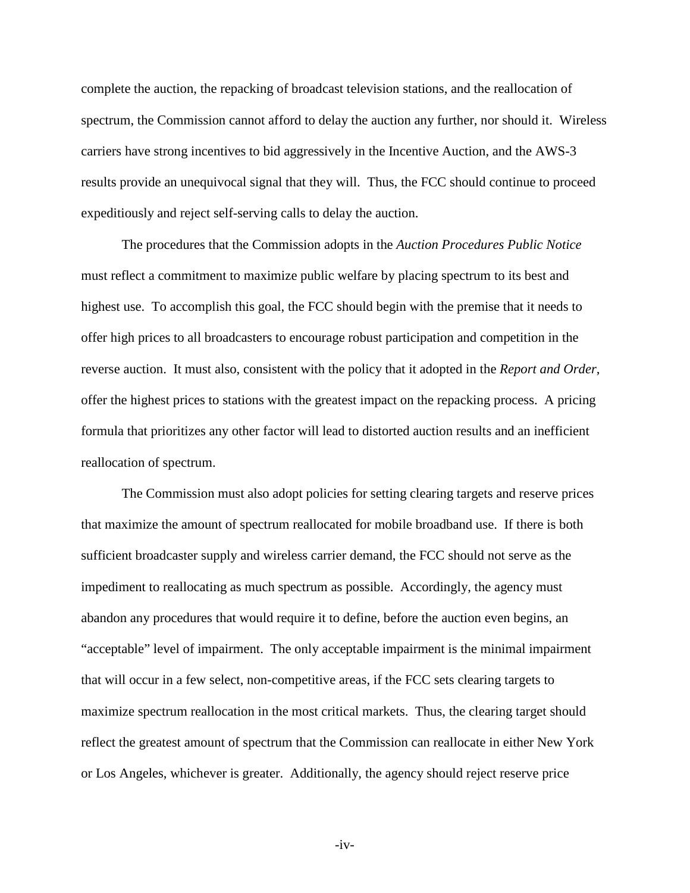complete the auction, the repacking of broadcast television stations, and the reallocation of spectrum, the Commission cannot afford to delay the auction any further, nor should it. Wireless carriers have strong incentives to bid aggressively in the Incentive Auction, and the AWS-3 results provide an unequivocal signal that they will. Thus, the FCC should continue to proceed expeditiously and reject self-serving calls to delay the auction.

The procedures that the Commission adopts in the *Auction Procedures Public Notice* must reflect a commitment to maximize public welfare by placing spectrum to its best and highest use. To accomplish this goal, the FCC should begin with the premise that it needs to offer high prices to all broadcasters to encourage robust participation and competition in the reverse auction. It must also, consistent with the policy that it adopted in the *Report and Order*, offer the highest prices to stations with the greatest impact on the repacking process. A pricing formula that prioritizes any other factor will lead to distorted auction results and an inefficient reallocation of spectrum.

The Commission must also adopt policies for setting clearing targets and reserve prices that maximize the amount of spectrum reallocated for mobile broadband use. If there is both sufficient broadcaster supply and wireless carrier demand, the FCC should not serve as the impediment to reallocating as much spectrum as possible. Accordingly, the agency must abandon any procedures that would require it to define, before the auction even begins, an "acceptable" level of impairment. The only acceptable impairment is the minimal impairment that will occur in a few select, non-competitive areas, if the FCC sets clearing targets to maximize spectrum reallocation in the most critical markets. Thus, the clearing target should reflect the greatest amount of spectrum that the Commission can reallocate in either New York or Los Angeles, whichever is greater. Additionally, the agency should reject reserve price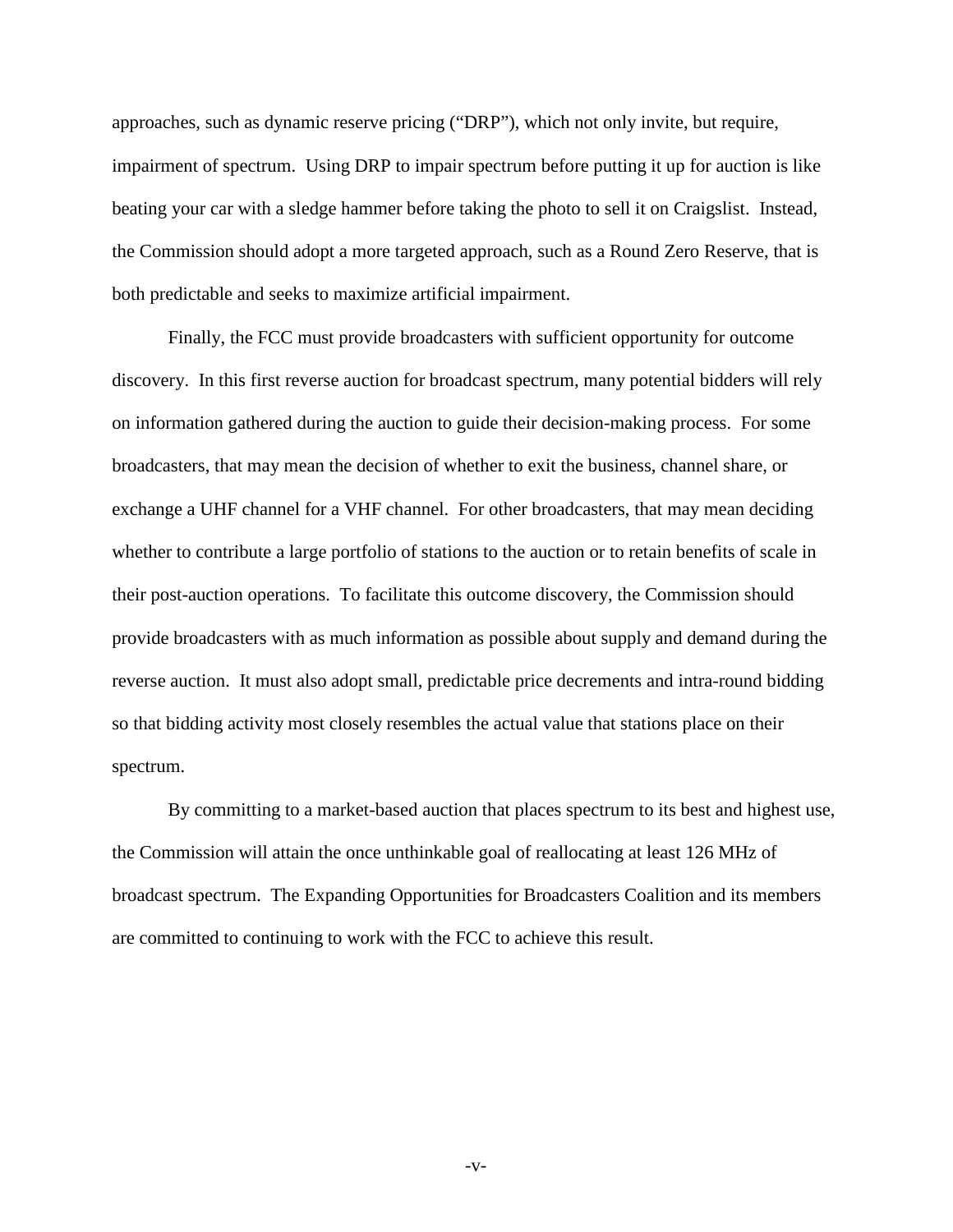approaches, such as dynamic reserve pricing ("DRP"), which not only invite, but require, impairment of spectrum. Using DRP to impair spectrum before putting it up for auction is like beating your car with a sledge hammer before taking the photo to sell it on Craigslist. Instead, the Commission should adopt a more targeted approach, such as a Round Zero Reserve, that is both predictable and seeks to maximize artificial impairment.

Finally, the FCC must provide broadcasters with sufficient opportunity for outcome discovery. In this first reverse auction for broadcast spectrum, many potential bidders will rely on information gathered during the auction to guide their decision-making process. For some broadcasters, that may mean the decision of whether to exit the business, channel share, or exchange a UHF channel for a VHF channel. For other broadcasters, that may mean deciding whether to contribute a large portfolio of stations to the auction or to retain benefits of scale in their post-auction operations. To facilitate this outcome discovery, the Commission should provide broadcasters with as much information as possible about supply and demand during the reverse auction. It must also adopt small, predictable price decrements and intra-round bidding so that bidding activity most closely resembles the actual value that stations place on their spectrum.

By committing to a market-based auction that places spectrum to its best and highest use, the Commission will attain the once unthinkable goal of reallocating at least 126 MHz of broadcast spectrum. The Expanding Opportunities for Broadcasters Coalition and its members are committed to continuing to work with the FCC to achieve this result.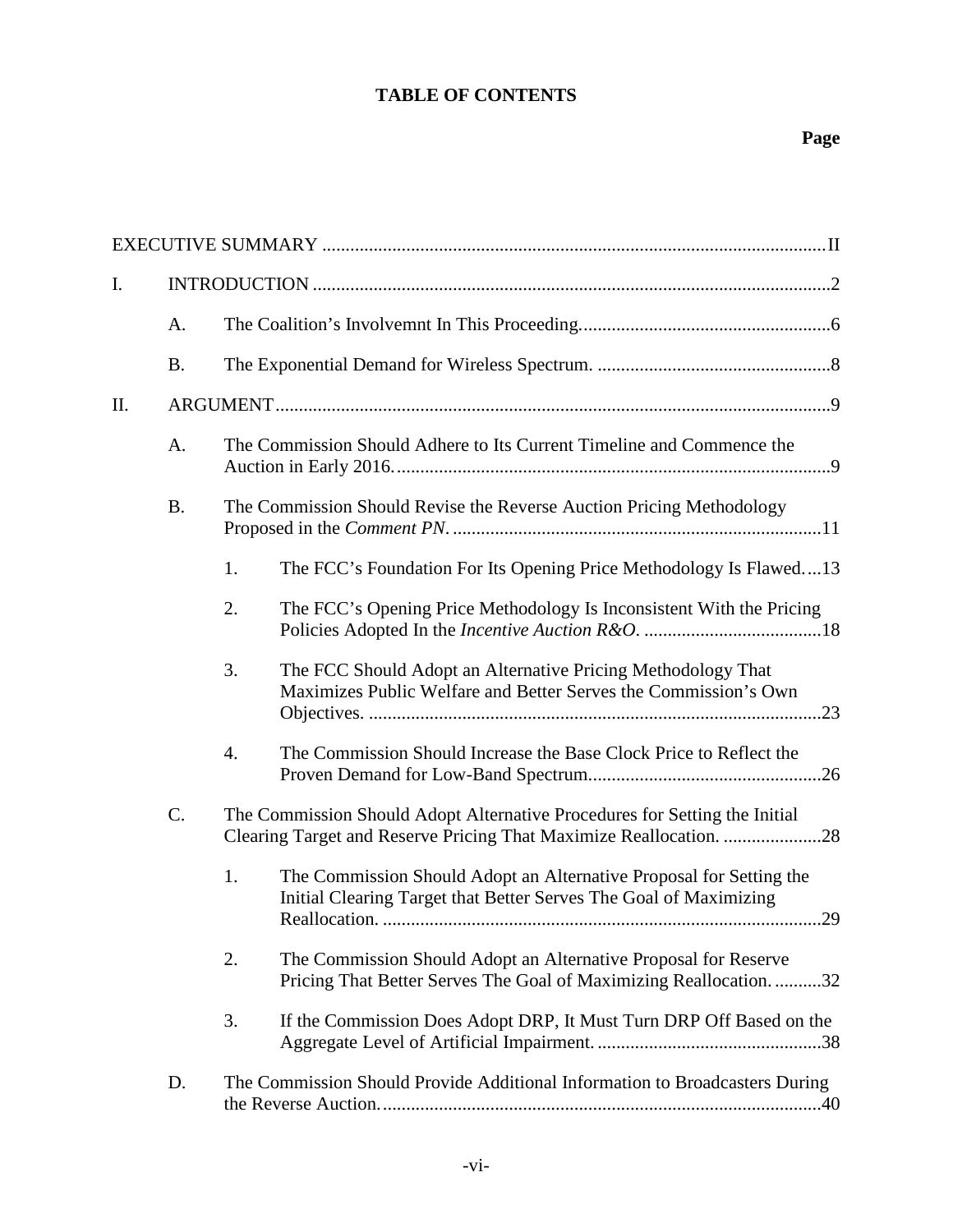# TABLE OF CONTENTS

**Page**

EXECUTIVE SUMMARY ...........................................................................................................II

I. INTRODUCTION ..............................................................................................................2

   A. The Coalition's Involvemnt In This Proceeding......................................................6

   B. The Exponential Demand for Wireless Spectrum. ..................................................8

II. ARGUMENT.......................................................................................................................9

   A. The Commission Should Adhere to Its Current Timeline and Commence the Auction in Early 2016..............................................................................................9

   B. The Commission Should Revise the Reverse Auction Pricing Methodology Proposed in the *Comment PN*. ...............................................................................11

      1. The FCC's Foundation For Its Opening Price Methodology Is Flawed....13

      2. The FCC's Opening Price Methodology Is Inconsistent With the Pricing Policies Adopted In the *Incentive Auction R&O*. ......................................18

      3. The FCC Should Adopt an Alternative Pricing Methodology That Maximizes Public Welfare and Better Serves the Commission's Own Objectives. .................................................................................................23

      4. The Commission Should Increase the Base Clock Price to Reflect the Proven Demand for Low-Band Spectrum..................................................26

   C. The Commission Should Adopt Alternative Procedures for Setting the Initial Clearing Target and Reserve Pricing That Maximize Reallocation. .....................28

      1. The Commission Should Adopt an Alternative Proposal for Setting the Initial Clearing Target that Better Serves The Goal of Maximizing Reallocation. ..............................................................................................29

      2. The Commission Should Adopt an Alternative Proposal for Reserve Pricing That Better Serves The Goal of Maximizing Reallocation. ..........32

      3. If the Commission Does Adopt DRP, It Must Turn DRP Off Based on the Aggregate Level of Artificial Impairment. ................................................38

   D. The Commission Should Provide Additional Information to Broadcasters During the Reverse Auction..............................................................................................40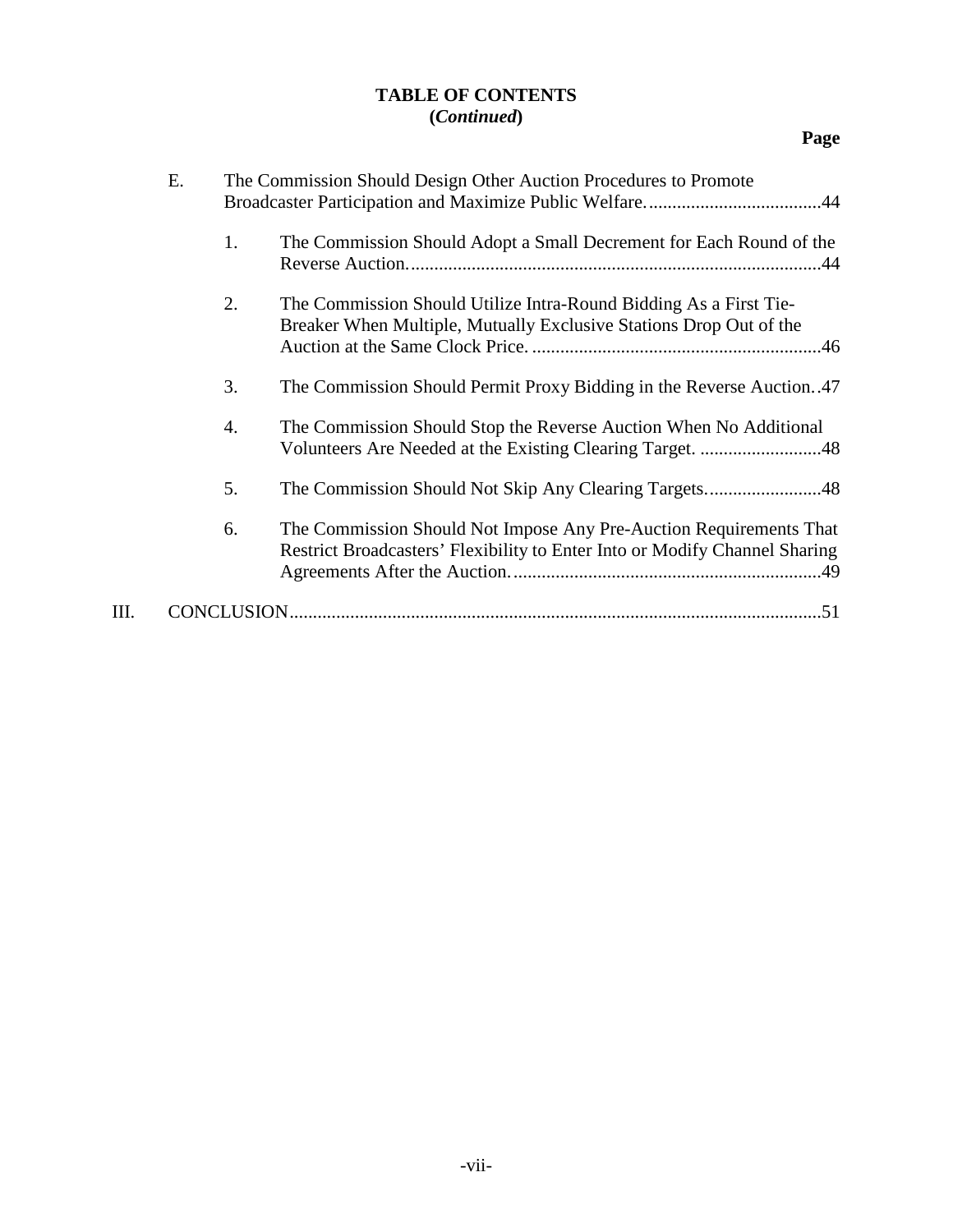**TABLE OF CONTENTS**
**(*Continued*)**

**Page**

E. The Commission Should Design Other Auction Procedures to Promote Broadcaster Participation and Maximize Public Welfare......................................44

1. The Commission Should Adopt a Small Decrement for Each Round of the Reverse Auction.........................................................................................44

2. The Commission Should Utilize Intra-Round Bidding As a First Tie-Breaker When Multiple, Mutually Exclusive Stations Drop Out of the Auction at the Same Clock Price. ..............................................................46

3. The Commission Should Permit Proxy Bidding in the Reverse Auction..47

4. The Commission Should Stop the Reverse Auction When No Additional Volunteers Are Needed at the Existing Clearing Target. ..........................48

5. The Commission Should Not Skip Any Clearing Targets.........................48

6. The Commission Should Not Impose Any Pre-Auction Requirements That Restrict Broadcasters' Flexibility to Enter Into or Modify Channel Sharing Agreements After the Auction..................................................................49

III. CONCLUSION..................................................................................................................51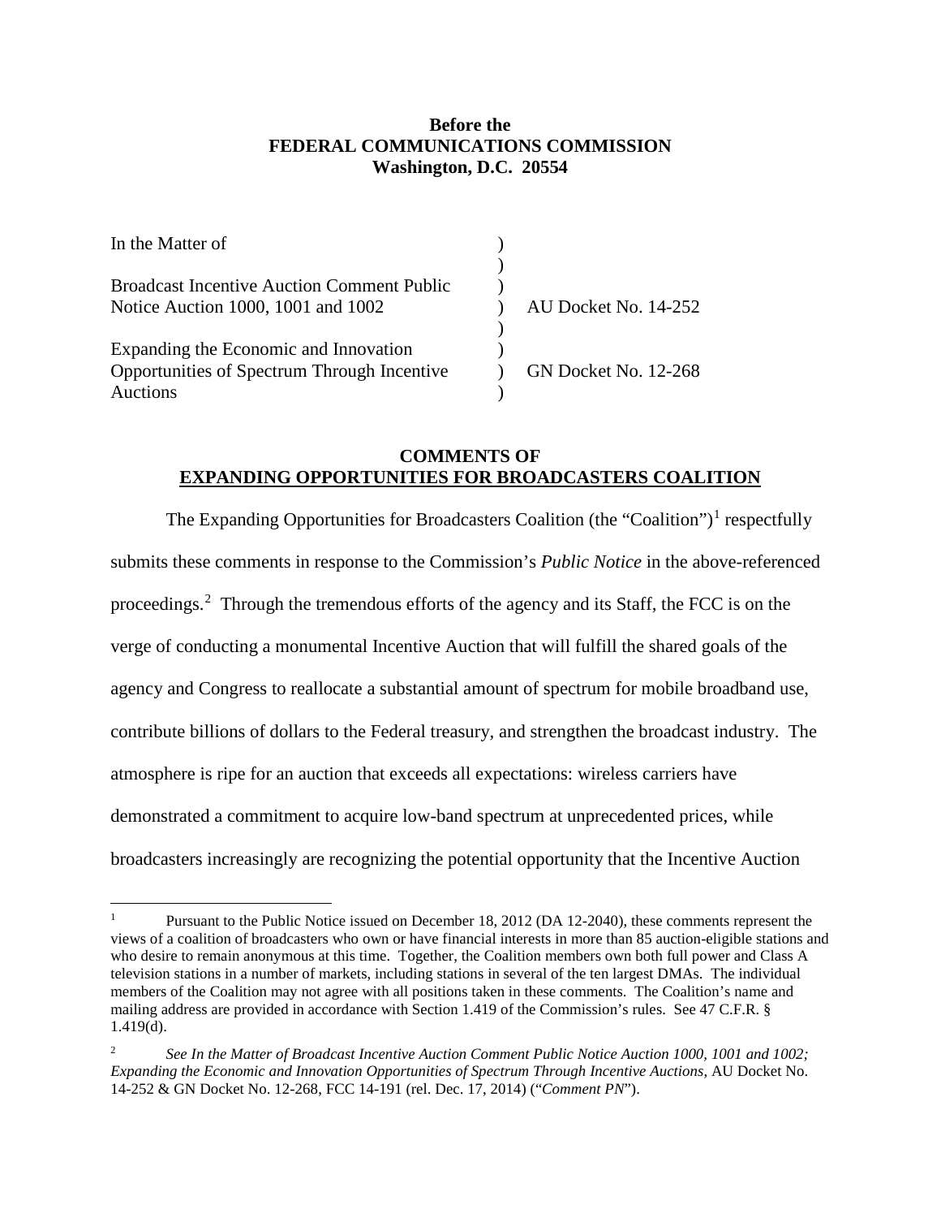**Before the**
**FEDERAL COMMUNICATIONS COMMISSION**
**Washington, D.C. 20554**

| | | |
|---|---|---|
| In the Matter of | ) | |
| | ) | |
| Broadcast Incentive Auction Comment Public | ) | |
| Notice Auction 1000, 1001 and 1002 | ) | AU Docket No. 14-252 |
| | ) | |
| Expanding the Economic and Innovation | ) | |
| Opportunities of Spectrum Through Incentive | ) | GN Docket No. 12-268 |
| Auctions | ) | |

**COMMENTS OF**
**EXPANDING OPPORTUNITIES FOR BROADCASTERS COALITION**

The Expanding Opportunities for Broadcasters Coalition (the "Coalition")[1] respectfully submits these comments in response to the Commission's *Public Notice* in the above-referenced proceedings.[2] Through the tremendous efforts of the agency and its Staff, the FCC is on the verge of conducting a monumental Incentive Auction that will fulfill the shared goals of the agency and Congress to reallocate a substantial amount of spectrum for mobile broadband use, contribute billions of dollars to the Federal treasury, and strengthen the broadcast industry. The atmosphere is ripe for an auction that exceeds all expectations: wireless carriers have demonstrated a commitment to acquire low-band spectrum at unprecedented prices, while broadcasters increasingly are recognizing the potential opportunity that the Incentive Auction

---

[1] Pursuant to the Public Notice issued on December 18, 2012 (DA 12-2040), these comments represent the views of a coalition of broadcasters who own or have financial interests in more than 85 auction-eligible stations and who desire to remain anonymous at this time. Together, the Coalition members own both full power and Class A television stations in a number of markets, including stations in several of the ten largest DMAs. The individual members of the Coalition may not agree with all positions taken in these comments. The Coalition's name and mailing address are provided in accordance with Section 1.419 of the Commission's rules. See 47 C.F.R. § 1.419(d).

[2] *See In the Matter of Broadcast Incentive Auction Comment Public Notice Auction 1000, 1001 and 1002; Expanding the Economic and Innovation Opportunities of Spectrum Through Incentive Auctions*, AU Docket No. 14-252 & GN Docket No. 12-268, FCC 14-191 (rel. Dec. 17, 2014) ("*Comment PN*").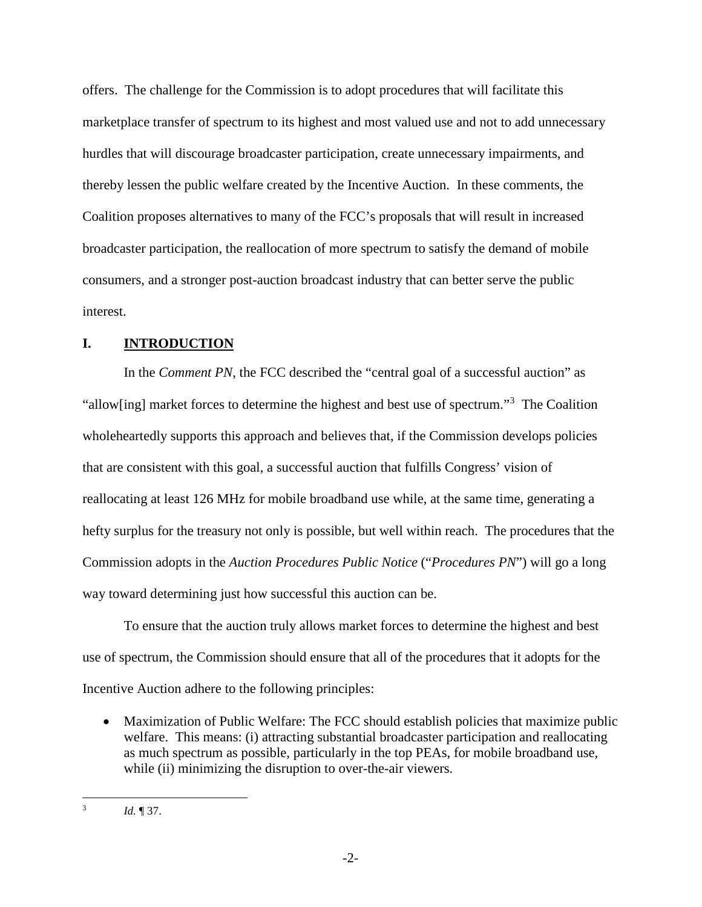offers. The challenge for the Commission is to adopt procedures that will facilitate this marketplace transfer of spectrum to its highest and most valued use and not to add unnecessary hurdles that will discourage broadcaster participation, create unnecessary impairments, and thereby lessen the public welfare created by the Incentive Auction. In these comments, the Coalition proposes alternatives to many of the FCC's proposals that will result in increased broadcaster participation, the reallocation of more spectrum to satisfy the demand of mobile consumers, and a stronger post-auction broadcast industry that can better serve the public interest.

## I. INTRODUCTION

In the *Comment PN*, the FCC described the "central goal of a successful auction" as "allow[ing] market forces to determine the highest and best use of spectrum."[3] The Coalition wholeheartedly supports this approach and believes that, if the Commission develops policies that are consistent with this goal, a successful auction that fulfills Congress' vision of reallocating at least 126 MHz for mobile broadband use while, at the same time, generating a hefty surplus for the treasury not only is possible, but well within reach. The procedures that the Commission adopts in the *Auction Procedures Public Notice* ("*Procedures PN*") will go a long way toward determining just how successful this auction can be.

To ensure that the auction truly allows market forces to determine the highest and best use of spectrum, the Commission should ensure that all of the procedures that it adopts for the Incentive Auction adhere to the following principles:

- Maximization of Public Welfare: The FCC should establish policies that maximize public welfare. This means: (i) attracting substantial broadcaster participation and reallocating as much spectrum as possible, particularly in the top PEAs, for mobile broadband use, while (ii) minimizing the disruption to over-the-air viewers.

[3] *Id.* ¶ 37.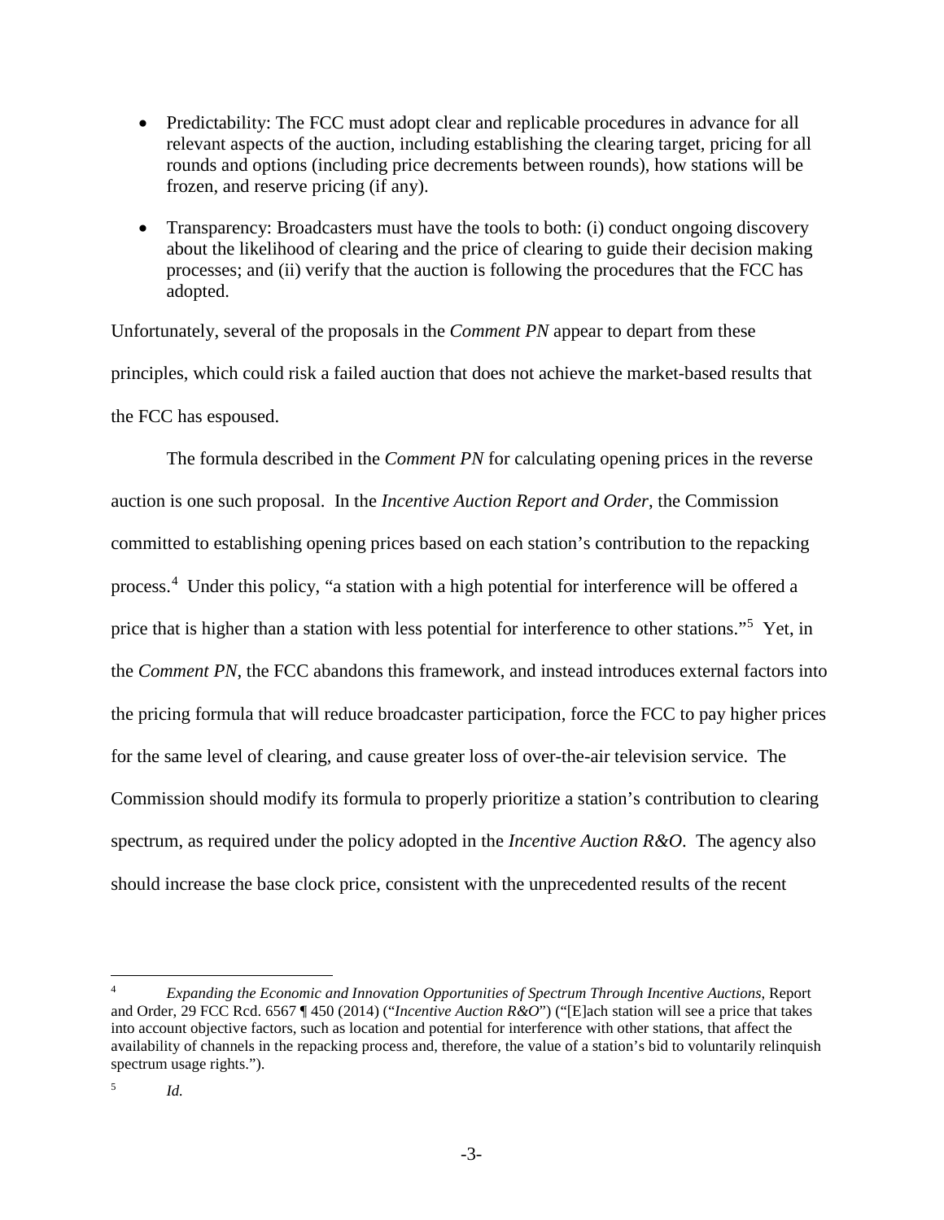- Predictability: The FCC must adopt clear and replicable procedures in advance for all relevant aspects of the auction, including establishing the clearing target, pricing for all rounds and options (including price decrements between rounds), how stations will be frozen, and reserve pricing (if any).
- Transparency: Broadcasters must have the tools to both: (i) conduct ongoing discovery about the likelihood of clearing and the price of clearing to guide their decision making processes; and (ii) verify that the auction is following the procedures that the FCC has adopted.

Unfortunately, several of the proposals in the *Comment PN* appear to depart from these principles, which could risk a failed auction that does not achieve the market-based results that the FCC has espoused.

The formula described in the *Comment PN* for calculating opening prices in the reverse auction is one such proposal. In the *Incentive Auction Report and Order*, the Commission committed to establishing opening prices based on each station's contribution to the repacking process.[4] Under this policy, "a station with a high potential for interference will be offered a price that is higher than a station with less potential for interference to other stations."[5] Yet, in the *Comment PN*, the FCC abandons this framework, and instead introduces external factors into the pricing formula that will reduce broadcaster participation, force the FCC to pay higher prices for the same level of clearing, and cause greater loss of over-the-air television service. The Commission should modify its formula to properly prioritize a station's contribution to clearing spectrum, as required under the policy adopted in the *Incentive Auction R&O*. The agency also should increase the base clock price, consistent with the unprecedented results of the recent

---

[4] *Expanding the Economic and Innovation Opportunities of Spectrum Through Incentive Auctions*, Report and Order, 29 FCC Rcd. 6567 ¶ 450 (2014) ("*Incentive Auction R&O*") ("[E]ach station will see a price that takes into account objective factors, such as location and potential for interference with other stations, that affect the availability of channels in the repacking process and, therefore, the value of a station's bid to voluntarily relinquish spectrum usage rights.").

[5] *Id.*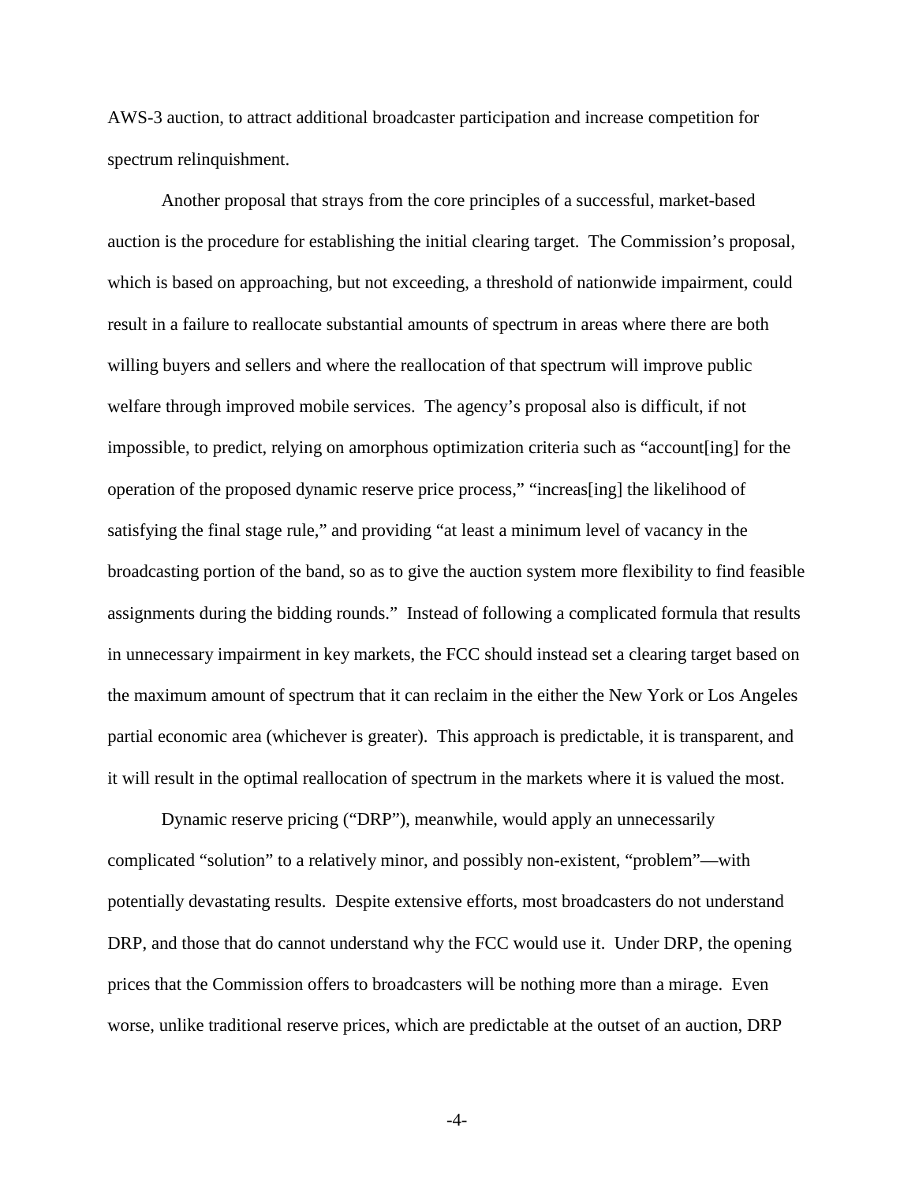AWS-3 auction, to attract additional broadcaster participation and increase competition for spectrum relinquishment.

Another proposal that strays from the core principles of a successful, market-based auction is the procedure for establishing the initial clearing target. The Commission's proposal, which is based on approaching, but not exceeding, a threshold of nationwide impairment, could result in a failure to reallocate substantial amounts of spectrum in areas where there are both willing buyers and sellers and where the reallocation of that spectrum will improve public welfare through improved mobile services. The agency's proposal also is difficult, if not impossible, to predict, relying on amorphous optimization criteria such as "account[ing] for the operation of the proposed dynamic reserve price process," "increas[ing] the likelihood of satisfying the final stage rule," and providing "at least a minimum level of vacancy in the broadcasting portion of the band, so as to give the auction system more flexibility to find feasible assignments during the bidding rounds." Instead of following a complicated formula that results in unnecessary impairment in key markets, the FCC should instead set a clearing target based on the maximum amount of spectrum that it can reclaim in the either the New York or Los Angeles partial economic area (whichever is greater). This approach is predictable, it is transparent, and it will result in the optimal reallocation of spectrum in the markets where it is valued the most.

Dynamic reserve pricing ("DRP"), meanwhile, would apply an unnecessarily complicated "solution" to a relatively minor, and possibly non-existent, "problem"—with potentially devastating results. Despite extensive efforts, most broadcasters do not understand DRP, and those that do cannot understand why the FCC would use it. Under DRP, the opening prices that the Commission offers to broadcasters will be nothing more than a mirage. Even worse, unlike traditional reserve prices, which are predictable at the outset of an auction, DRP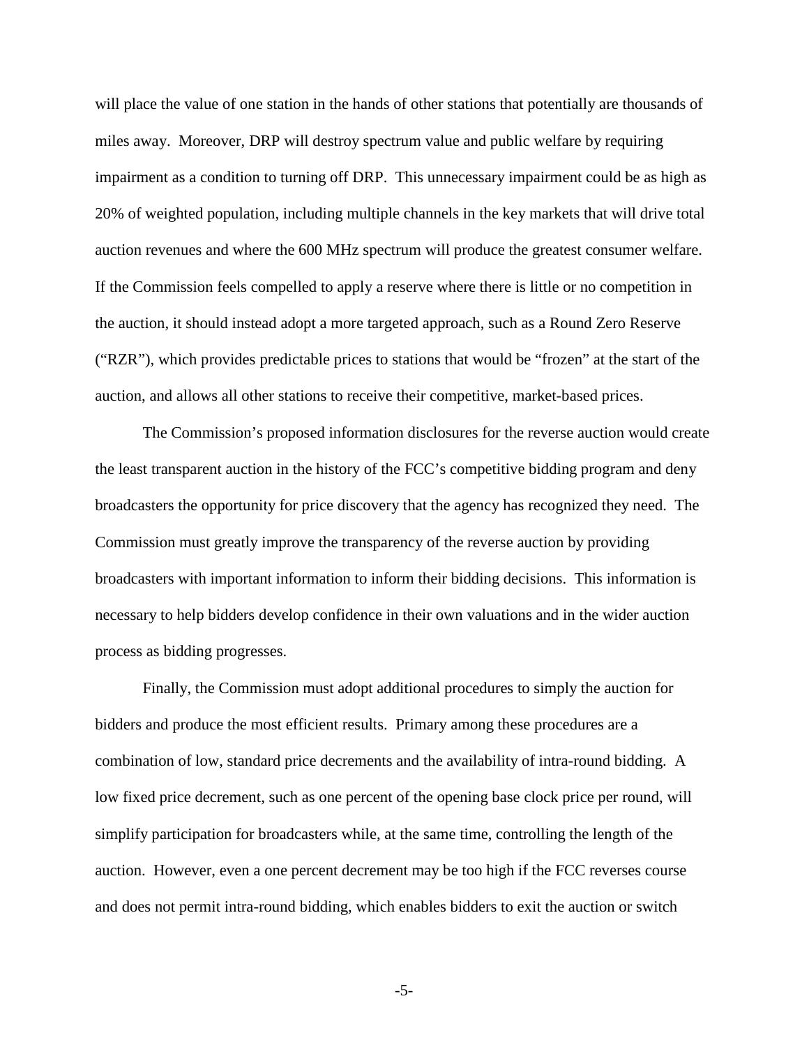will place the value of one station in the hands of other stations that potentially are thousands of miles away. Moreover, DRP will destroy spectrum value and public welfare by requiring impairment as a condition to turning off DRP. This unnecessary impairment could be as high as 20% of weighted population, including multiple channels in the key markets that will drive total auction revenues and where the 600 MHz spectrum will produce the greatest consumer welfare. If the Commission feels compelled to apply a reserve where there is little or no competition in the auction, it should instead adopt a more targeted approach, such as a Round Zero Reserve ("RZR"), which provides predictable prices to stations that would be "frozen" at the start of the auction, and allows all other stations to receive their competitive, market-based prices.

The Commission's proposed information disclosures for the reverse auction would create the least transparent auction in the history of the FCC's competitive bidding program and deny broadcasters the opportunity for price discovery that the agency has recognized they need. The Commission must greatly improve the transparency of the reverse auction by providing broadcasters with important information to inform their bidding decisions. This information is necessary to help bidders develop confidence in their own valuations and in the wider auction process as bidding progresses.

Finally, the Commission must adopt additional procedures to simply the auction for bidders and produce the most efficient results. Primary among these procedures are a combination of low, standard price decrements and the availability of intra-round bidding. A low fixed price decrement, such as one percent of the opening base clock price per round, will simplify participation for broadcasters while, at the same time, controlling the length of the auction. However, even a one percent decrement may be too high if the FCC reverses course and does not permit intra-round bidding, which enables bidders to exit the auction or switch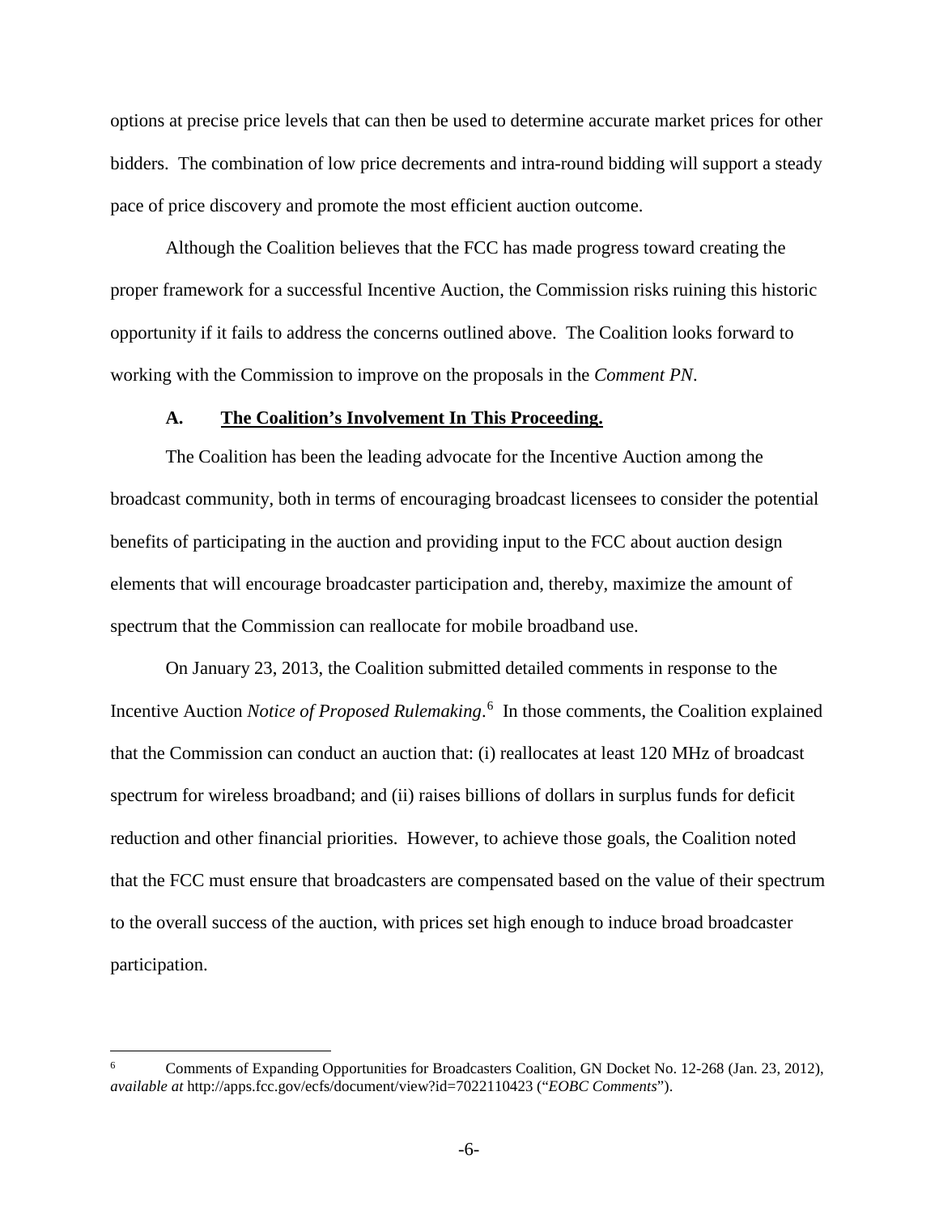options at precise price levels that can then be used to determine accurate market prices for other bidders. The combination of low price decrements and intra-round bidding will support a steady pace of price discovery and promote the most efficient auction outcome.

Although the Coalition believes that the FCC has made progress toward creating the proper framework for a successful Incentive Auction, the Commission risks ruining this historic opportunity if it fails to address the concerns outlined above. The Coalition looks forward to working with the Commission to improve on the proposals in the *Comment PN*.

### A. <u>The Coalition's Involvement In This Proceeding.</u>

The Coalition has been the leading advocate for the Incentive Auction among the broadcast community, both in terms of encouraging broadcast licensees to consider the potential benefits of participating in the auction and providing input to the FCC about auction design elements that will encourage broadcaster participation and, thereby, maximize the amount of spectrum that the Commission can reallocate for mobile broadband use.

On January 23, 2013, the Coalition submitted detailed comments in response to the Incentive Auction *Notice of Proposed Rulemaking*.[6] In those comments, the Coalition explained that the Commission can conduct an auction that: (i) reallocates at least 120 MHz of broadcast spectrum for wireless broadband; and (ii) raises billions of dollars in surplus funds for deficit reduction and other financial priorities. However, to achieve those goals, the Coalition noted that the FCC must ensure that broadcasters are compensated based on the value of their spectrum to the overall success of the auction, with prices set high enough to induce broad broadcaster participation.

---

[6] Comments of Expanding Opportunities for Broadcasters Coalition, GN Docket No. 12-268 (Jan. 23, 2012), *available at* http://apps.fcc.gov/ecfs/document/view?id=7022110423 ("*EOBC Comments*").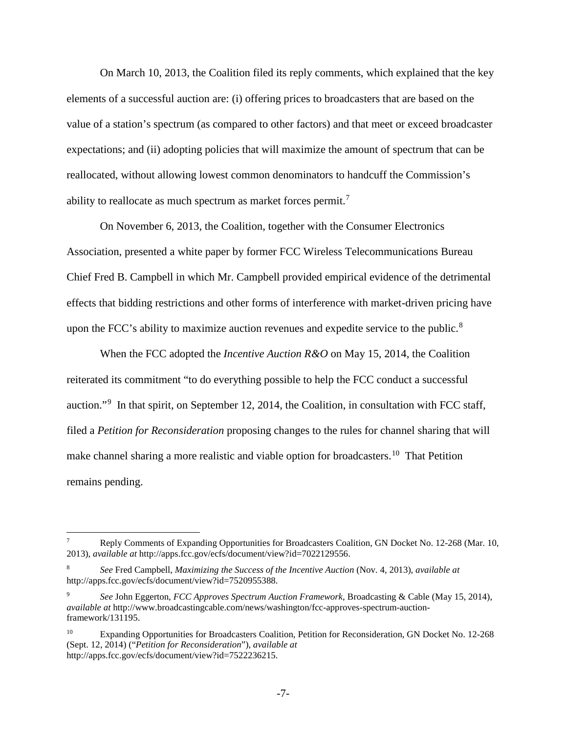On March 10, 2013, the Coalition filed its reply comments, which explained that the key elements of a successful auction are: (i) offering prices to broadcasters that are based on the value of a station's spectrum (as compared to other factors) and that meet or exceed broadcaster expectations; and (ii) adopting policies that will maximize the amount of spectrum that can be reallocated, without allowing lowest common denominators to handcuff the Commission's ability to reallocate as much spectrum as market forces permit.[7]

On November 6, 2013, the Coalition, together with the Consumer Electronics Association, presented a white paper by former FCC Wireless Telecommunications Bureau Chief Fred B. Campbell in which Mr. Campbell provided empirical evidence of the detrimental effects that bidding restrictions and other forms of interference with market-driven pricing have upon the FCC's ability to maximize auction revenues and expedite service to the public.[8]

When the FCC adopted the *Incentive Auction R&O* on May 15, 2014, the Coalition reiterated its commitment "to do everything possible to help the FCC conduct a successful auction."[9] In that spirit, on September 12, 2014, the Coalition, in consultation with FCC staff, filed a *Petition for Reconsideration* proposing changes to the rules for channel sharing that will make channel sharing a more realistic and viable option for broadcasters.[10] That Petition remains pending.

---

[7] Reply Comments of Expanding Opportunities for Broadcasters Coalition, GN Docket No. 12-268 (Mar. 10, 2013), *available at* http://apps.fcc.gov/ecfs/document/view?id=7022129556.

[8] *See* Fred Campbell, *Maximizing the Success of the Incentive Auction* (Nov. 4, 2013), *available at* http://apps.fcc.gov/ecfs/document/view?id=7520955388.

[9] *See* John Eggerton, *FCC Approves Spectrum Auction Framework*, Broadcasting & Cable (May 15, 2014), *available at* http://www.broadcastingcable.com/news/washington/fcc-approves-spectrum-auction-framework/131195.

[10] Expanding Opportunities for Broadcasters Coalition, Petition for Reconsideration, GN Docket No. 12-268 (Sept. 12, 2014) ("*Petition for Reconsideration*"), *available at* http://apps.fcc.gov/ecfs/document/view?id=7522236215.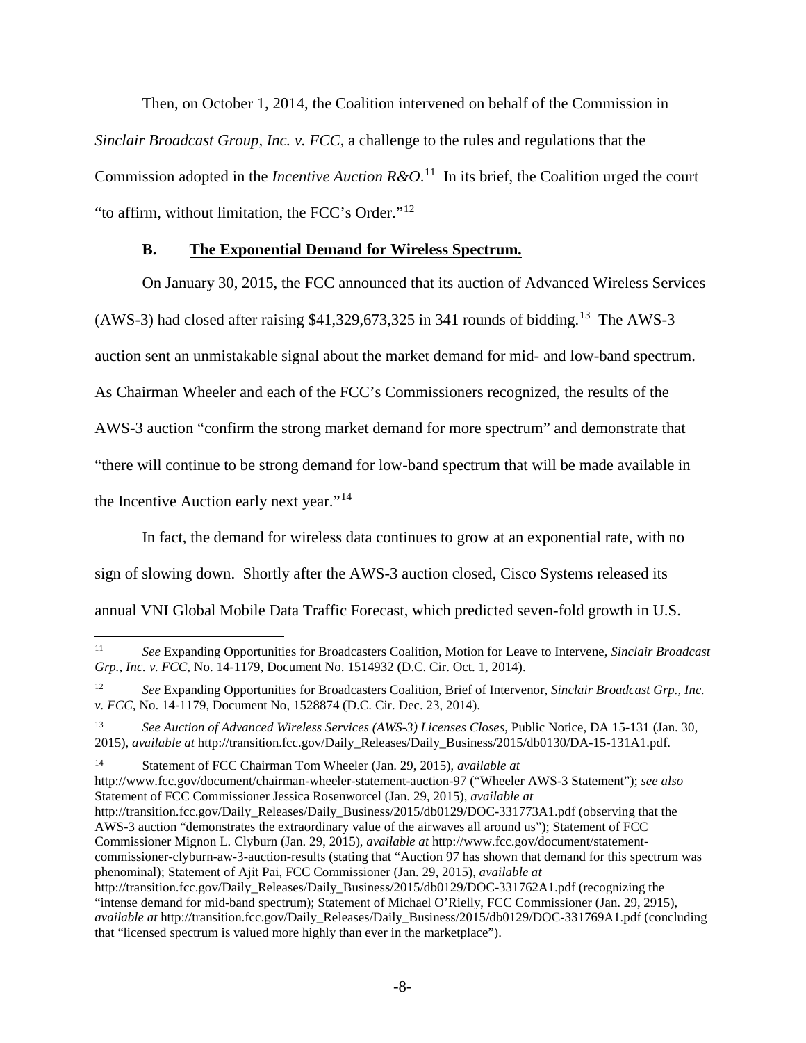Then, on October 1, 2014, the Coalition intervened on behalf of the Commission in *Sinclair Broadcast Group, Inc. v. FCC*, a challenge to the rules and regulations that the Commission adopted in the *Incentive Auction R&O*.[11] In its brief, the Coalition urged the court "to affirm, without limitation, the FCC's Order."[12]

### B. <u>The Exponential Demand for Wireless Spectrum.</u>

On January 30, 2015, the FCC announced that its auction of Advanced Wireless Services (AWS-3) had closed after raising $41,329,673,325 in 341 rounds of bidding.[13] The AWS-3 auction sent an unmistakable signal about the market demand for mid- and low-band spectrum. As Chairman Wheeler and each of the FCC's Commissioners recognized, the results of the AWS-3 auction "confirm the strong market demand for more spectrum" and demonstrate that "there will continue to be strong demand for low-band spectrum that will be made available in the Incentive Auction early next year."[14]

In fact, the demand for wireless data continues to grow at an exponential rate, with no sign of slowing down. Shortly after the AWS-3 auction closed, Cisco Systems released its annual VNI Global Mobile Data Traffic Forecast, which predicted seven-fold growth in U.S.

---

[11] *See* Expanding Opportunities for Broadcasters Coalition, Motion for Leave to Intervene, *Sinclair Broadcast Grp., Inc. v. FCC*, No. 14-1179, Document No. 1514932 (D.C. Cir. Oct. 1, 2014).

[12] *See* Expanding Opportunities for Broadcasters Coalition, Brief of Intervenor, *Sinclair Broadcast Grp., Inc. v. FCC*, No. 14-1179, Document No, 1528874 (D.C. Cir. Dec. 23, 2014).

[13] *See Auction of Advanced Wireless Services (AWS-3) Licenses Closes*, Public Notice, DA 15-131 (Jan. 30, 2015), *available at* http://transition.fcc.gov/Daily_Releases/Daily_Business/2015/db0130/DA-15-131A1.pdf.

[14] Statement of FCC Chairman Tom Wheeler (Jan. 29, 2015), *available at* http://www.fcc.gov/document/chairman-wheeler-statement-auction-97 ("Wheeler AWS-3 Statement"); *see also* Statement of FCC Commissioner Jessica Rosenworcel (Jan. 29, 2015), *available at* http://transition.fcc.gov/Daily_Releases/Daily_Business/2015/db0129/DOC-331773A1.pdf (observing that the AWS-3 auction "demonstrates the extraordinary value of the airwaves all around us"); Statement of FCC Commissioner Mignon L. Clyburn (Jan. 29, 2015), *available at* http://www.fcc.gov/document/statement-commissioner-clyburn-aw-3-auction-results (stating that "Auction 97 has shown that demand for this spectrum was phenominal); Statement of Ajit Pai, FCC Commissioner (Jan. 29, 2015), *available at* http://transition.fcc.gov/Daily_Releases/Daily_Business/2015/db0129/DOC-331762A1.pdf (recognizing the "intense demand for mid-band spectrum); Statement of Michael O'Rielly, FCC Commissioner (Jan. 29, 2915), *available at* http://transition.fcc.gov/Daily_Releases/Daily_Business/2015/db0129/DOC-331769A1.pdf (concluding that "licensed spectrum is valued more highly than ever in the marketplace").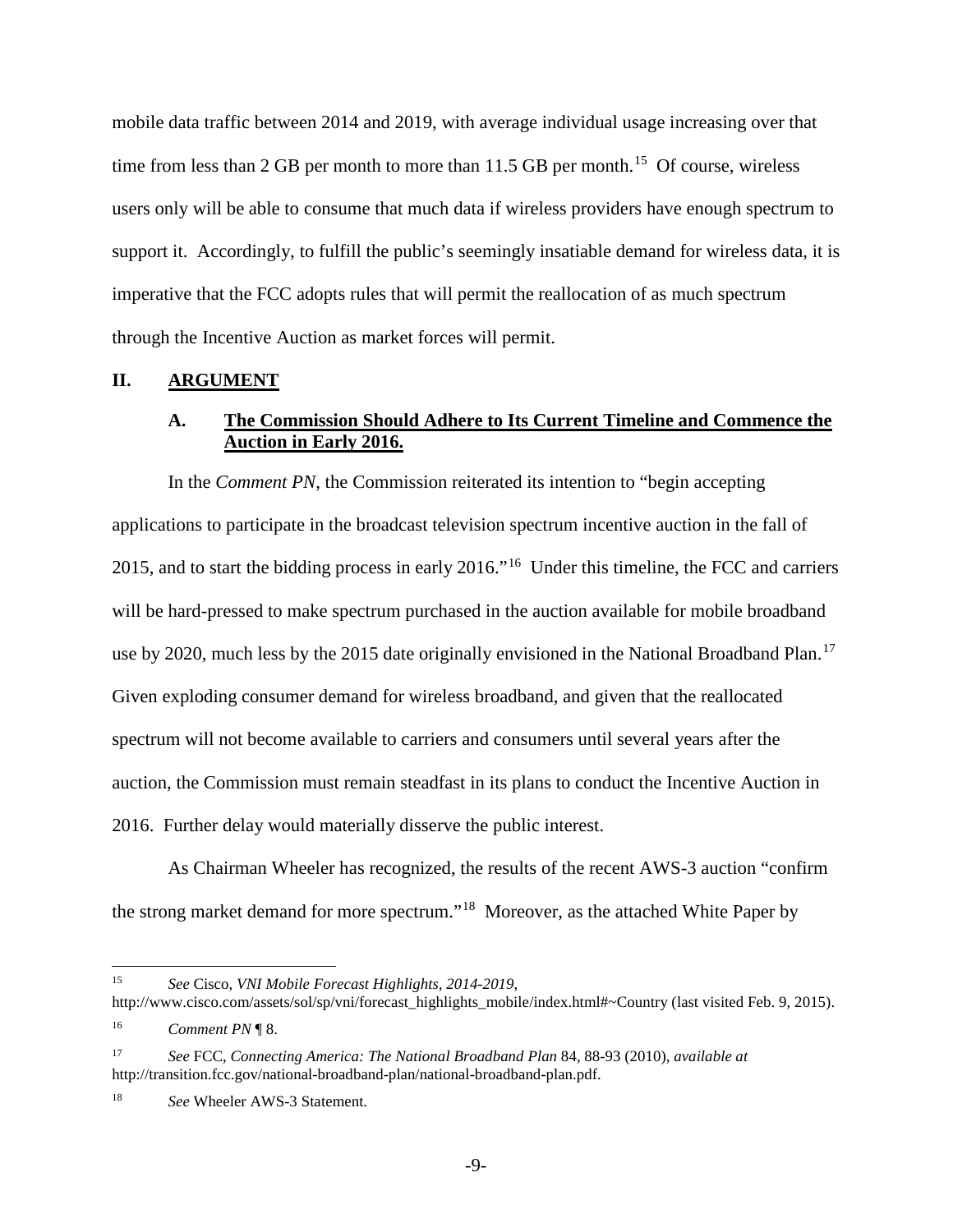mobile data traffic between 2014 and 2019, with average individual usage increasing over that time from less than 2 GB per month to more than 11.5 GB per month.[15] Of course, wireless users only will be able to consume that much data if wireless providers have enough spectrum to support it. Accordingly, to fulfill the public's seemingly insatiable demand for wireless data, it is imperative that the FCC adopts rules that will permit the reallocation of as much spectrum through the Incentive Auction as market forces will permit.

## II. ARGUMENT

### A. The Commission Should Adhere to Its Current Timeline and Commence the Auction in Early 2016.

In the *Comment PN*, the Commission reiterated its intention to "begin accepting applications to participate in the broadcast television spectrum incentive auction in the fall of 2015, and to start the bidding process in early 2016."[16] Under this timeline, the FCC and carriers will be hard-pressed to make spectrum purchased in the auction available for mobile broadband use by 2020, much less by the 2015 date originally envisioned in the National Broadband Plan.[17] Given exploding consumer demand for wireless broadband, and given that the reallocated spectrum will not become available to carriers and consumers until several years after the auction, the Commission must remain steadfast in its plans to conduct the Incentive Auction in 2016. Further delay would materially disserve the public interest.

As Chairman Wheeler has recognized, the results of the recent AWS-3 auction "confirm the strong market demand for more spectrum."[18] Moreover, as the attached White Paper by

---

[15] *See* Cisco, *VNI Mobile Forecast Highlights, 2014-2019*, http://www.cisco.com/assets/sol/sp/vni/forecast_highlights_mobile/index.html#~Country (last visited Feb. 9, 2015).

[16] *Comment PN* ¶ 8.

[17] *See* FCC, *Connecting America: The National Broadband Plan* 84, 88-93 (2010), *available at* http://transition.fcc.gov/national-broadband-plan/national-broadband-plan.pdf.

[18] *See* Wheeler AWS-3 Statement.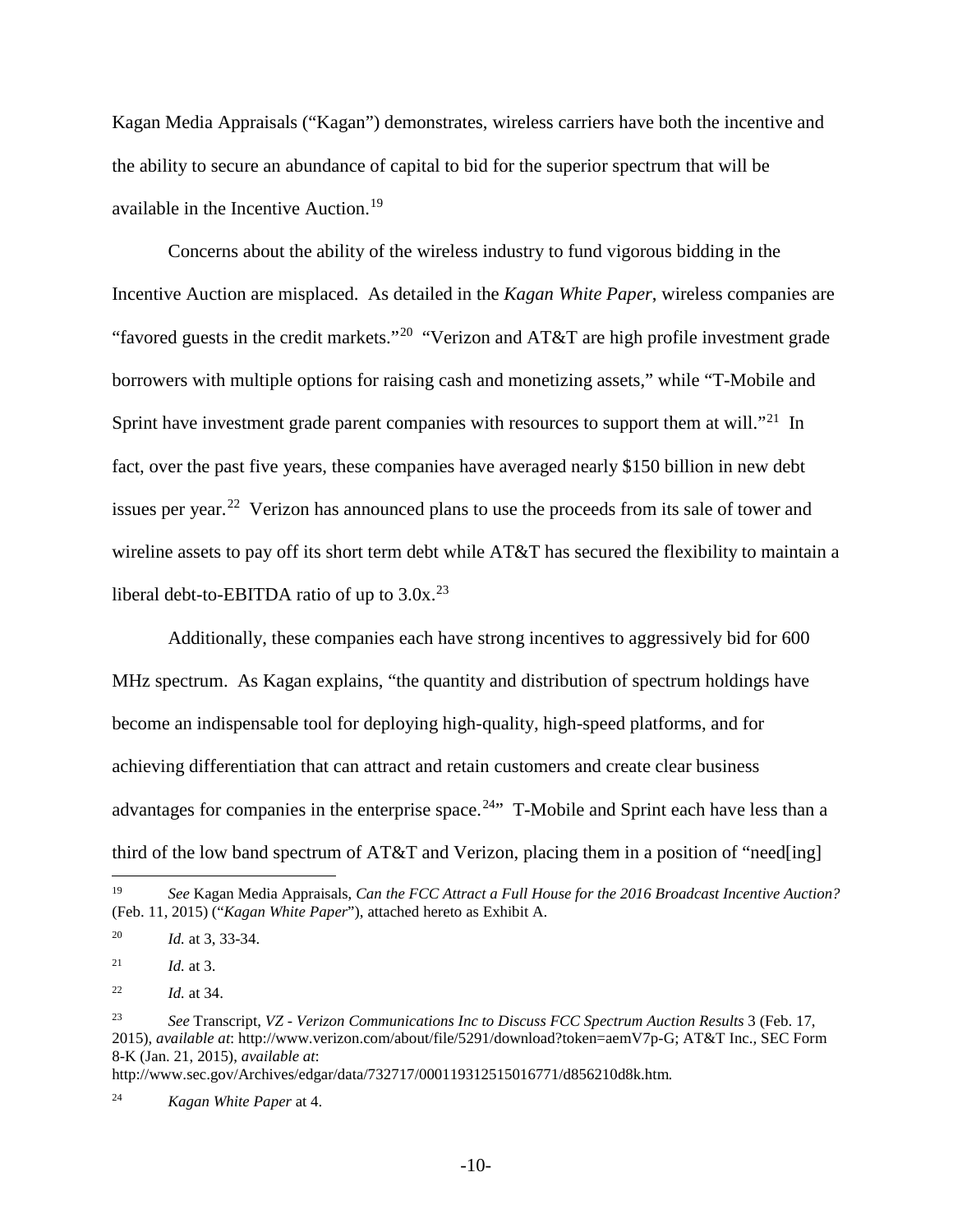Kagan Media Appraisals ("Kagan") demonstrates, wireless carriers have both the incentive and the ability to secure an abundance of capital to bid for the superior spectrum that will be available in the Incentive Auction.[19]

Concerns about the ability of the wireless industry to fund vigorous bidding in the Incentive Auction are misplaced. As detailed in the *Kagan White Paper*, wireless companies are "favored guests in the credit markets."[20] "Verizon and AT&T are high profile investment grade borrowers with multiple options for raising cash and monetizing assets," while "T-Mobile and Sprint have investment grade parent companies with resources to support them at will."[21] In fact, over the past five years, these companies have averaged nearly $150 billion in new debt issues per year.[22] Verizon has announced plans to use the proceeds from its sale of tower and wireline assets to pay off its short term debt while AT&T has secured the flexibility to maintain a liberal debt-to-EBITDA ratio of up to 3.0x.[23]

Additionally, these companies each have strong incentives to aggressively bid for 600 MHz spectrum. As Kagan explains, "the quantity and distribution of spectrum holdings have become an indispensable tool for deploying high-quality, high-speed platforms, and for achieving differentiation that can attract and retain customers and create clear business advantages for companies in the enterprise space.[24]" T-Mobile and Sprint each have less than a third of the low band spectrum of AT&T and Verizon, placing them in a position of "need[ing]

---

[19] *See* Kagan Media Appraisals, *Can the FCC Attract a Full House for the 2016 Broadcast Incentive Auction?* (Feb. 11, 2015) ("*Kagan White Paper*"), attached hereto as Exhibit A.

[20] *Id.* at 3, 33-34.

[21] *Id.* at 3.

[22] *Id.* at 34.

[23] *See* Transcript, *VZ - Verizon Communications Inc to Discuss FCC Spectrum Auction Results* 3 (Feb. 17, 2015), *available at*: http://www.verizon.com/about/file/5291/download?token=aemV7p-G; AT&T Inc., SEC Form 8-K (Jan. 21, 2015), *available at*: http://www.sec.gov/Archives/edgar/data/732717/000119312515016771/d856210d8k.htm.

[24] *Kagan White Paper* at 4.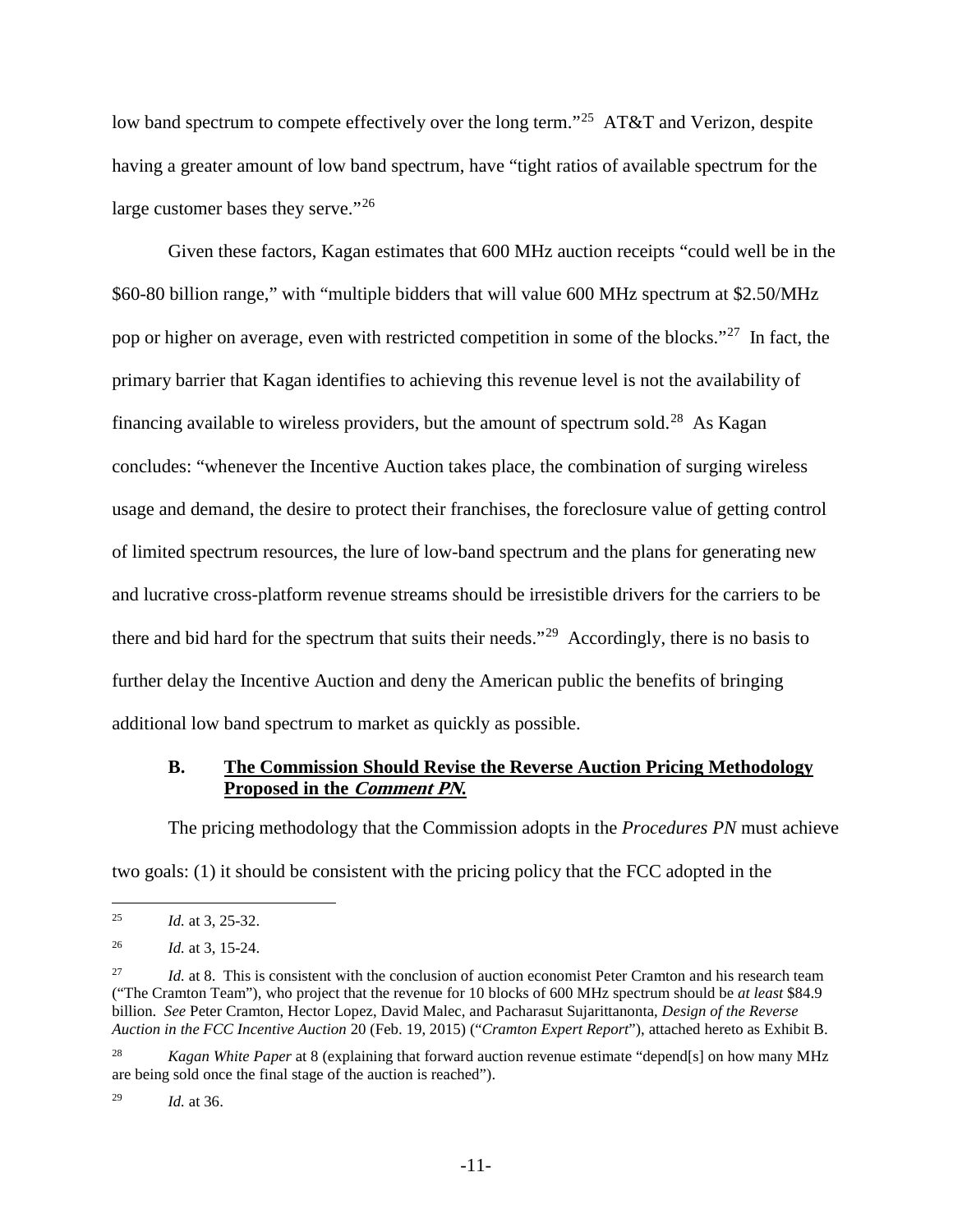low band spectrum to compete effectively over the long term."[25] AT&T and Verizon, despite having a greater amount of low band spectrum, have "tight ratios of available spectrum for the large customer bases they serve."[26]

Given these factors, Kagan estimates that 600 MHz auction receipts "could well be in the $60-80 billion range," with "multiple bidders that will value 600 MHz spectrum at $2.50/MHz pop or higher on average, even with restricted competition in some of the blocks."[27] In fact, the primary barrier that Kagan identifies to achieving this revenue level is not the availability of financing available to wireless providers, but the amount of spectrum sold.[28] As Kagan concludes: "whenever the Incentive Auction takes place, the combination of surging wireless usage and demand, the desire to protect their franchises, the foreclosure value of getting control of limited spectrum resources, the lure of low-band spectrum and the plans for generating new and lucrative cross-platform revenue streams should be irresistible drivers for the carriers to be there and bid hard for the spectrum that suits their needs."[29] Accordingly, there is no basis to further delay the Incentive Auction and deny the American public the benefits of bringing additional low band spectrum to market as quickly as possible.

### B. The Commission Should Revise the Reverse Auction Pricing Methodology Proposed in the *Comment PN*.

The pricing methodology that the Commission adopts in the *Procedures PN* must achieve two goals: (1) it should be consistent with the pricing policy that the FCC adopted in the

---

[25] *Id.* at 3, 25-32.

[26] *Id.* at 3, 15-24.

[27] *Id.* at 8. This is consistent with the conclusion of auction economist Peter Cramton and his research team ("The Cramton Team"), who project that the revenue for 10 blocks of 600 MHz spectrum should be *at least* $84.9 billion. *See* Peter Cramton, Hector Lopez, David Malec, and Pacharasut Sujarittanonta, *Design of the Reverse Auction in the FCC Incentive Auction* 20 (Feb. 19, 2015) ("*Cramton Expert Report*"), attached hereto as Exhibit B.

[28] *Kagan White Paper* at 8 (explaining that forward auction revenue estimate "depend[s] on how many MHz are being sold once the final stage of the auction is reached").

[29] *Id.* at 36.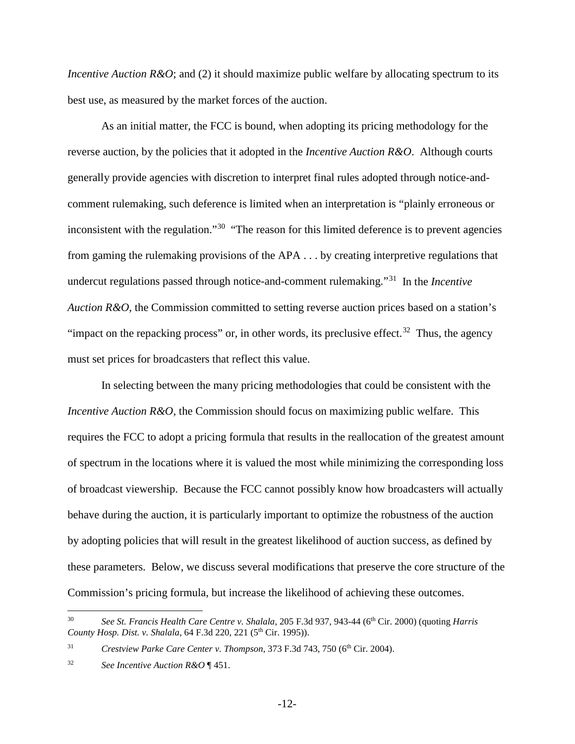*Incentive Auction R&O*; and (2) it should maximize public welfare by allocating spectrum to its best use, as measured by the market forces of the auction.

As an initial matter, the FCC is bound, when adopting its pricing methodology for the reverse auction, by the policies that it adopted in the *Incentive Auction R&O*. Although courts generally provide agencies with discretion to interpret final rules adopted through notice-and-comment rulemaking, such deference is limited when an interpretation is "plainly erroneous or inconsistent with the regulation."[30] "The reason for this limited deference is to prevent agencies from gaming the rulemaking provisions of the APA . . . by creating interpretive regulations that undercut regulations passed through notice-and-comment rulemaking."[31] In the *Incentive Auction R&O*, the Commission committed to setting reverse auction prices based on a station's "impact on the repacking process" or, in other words, its preclusive effect.[32] Thus, the agency must set prices for broadcasters that reflect this value.

In selecting between the many pricing methodologies that could be consistent with the *Incentive Auction R&O*, the Commission should focus on maximizing public welfare. This requires the FCC to adopt a pricing formula that results in the reallocation of the greatest amount of spectrum in the locations where it is valued the most while minimizing the corresponding loss of broadcast viewership. Because the FCC cannot possibly know how broadcasters will actually behave during the auction, it is particularly important to optimize the robustness of the auction by adopting policies that will result in the greatest likelihood of auction success, as defined by these parameters. Below, we discuss several modifications that preserve the core structure of the Commission's pricing formula, but increase the likelihood of achieving these outcomes.

---

[30] *See St. Francis Health Care Centre v. Shalala*, 205 F.3d 937, 943-44 (6th Cir. 2000) (quoting *Harris County Hosp. Dist. v. Shalala*, 64 F.3d 220, 221 (5th Cir. 1995)).

[31] *Crestview Parke Care Center v. Thompson*, 373 F.3d 743, 750 (6th Cir. 2004).

[32] *See Incentive Auction R&O* ¶ 451.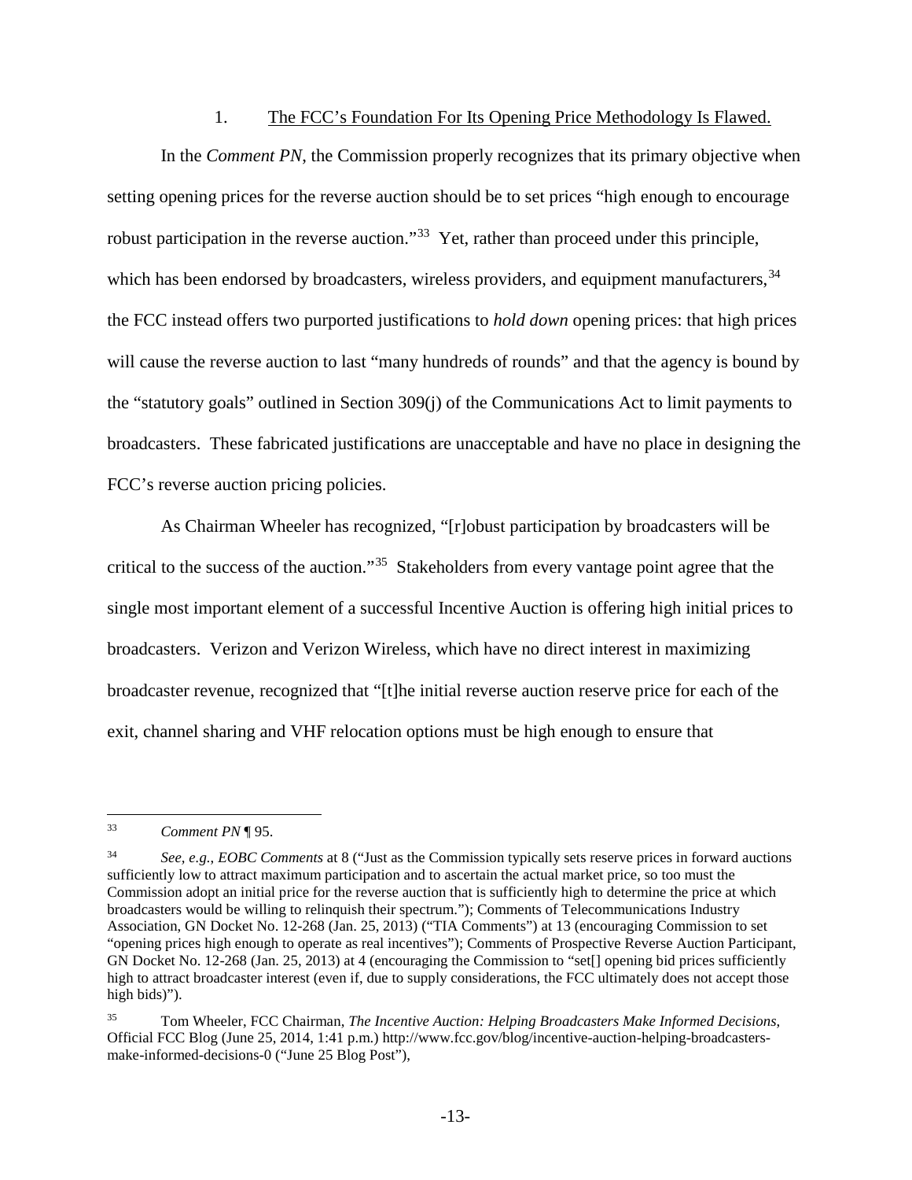### 1. The FCC's Foundation For Its Opening Price Methodology Is Flawed.

In the *Comment PN*, the Commission properly recognizes that its primary objective when setting opening prices for the reverse auction should be to set prices "high enough to encourage robust participation in the reverse auction."[33] Yet, rather than proceed under this principle, which has been endorsed by broadcasters, wireless providers, and equipment manufacturers,[34] the FCC instead offers two purported justifications to *hold down* opening prices: that high prices will cause the reverse auction to last "many hundreds of rounds" and that the agency is bound by the "statutory goals" outlined in Section 309(j) of the Communications Act to limit payments to broadcasters. These fabricated justifications are unacceptable and have no place in designing the FCC's reverse auction pricing policies.

As Chairman Wheeler has recognized, "[r]obust participation by broadcasters will be critical to the success of the auction."[35] Stakeholders from every vantage point agree that the single most important element of a successful Incentive Auction is offering high initial prices to broadcasters. Verizon and Verizon Wireless, which have no direct interest in maximizing broadcaster revenue, recognized that "[t]he initial reverse auction reserve price for each of the exit, channel sharing and VHF relocation options must be high enough to ensure that

---

[33] *Comment PN* ¶ 95.

[34] *See, e.g.*, *EOBC Comments* at 8 ("Just as the Commission typically sets reserve prices in forward auctions sufficiently low to attract maximum participation and to ascertain the actual market price, so too must the Commission adopt an initial price for the reverse auction that is sufficiently high to determine the price at which broadcasters would be willing to relinquish their spectrum."); Comments of Telecommunications Industry Association, GN Docket No. 12-268 (Jan. 25, 2013) ("TIA Comments") at 13 (encouraging Commission to set "opening prices high enough to operate as real incentives"); Comments of Prospective Reverse Auction Participant, GN Docket No. 12-268 (Jan. 25, 2013) at 4 (encouraging the Commission to "set[] opening bid prices sufficiently high to attract broadcaster interest (even if, due to supply considerations, the FCC ultimately does not accept those high bids)").

[35] Tom Wheeler, FCC Chairman, *The Incentive Auction: Helping Broadcasters Make Informed Decisions*, Official FCC Blog (June 25, 2014, 1:41 p.m.) http://www.fcc.gov/blog/incentive-auction-helping-broadcasters-make-informed-decisions-0 ("June 25 Blog Post"),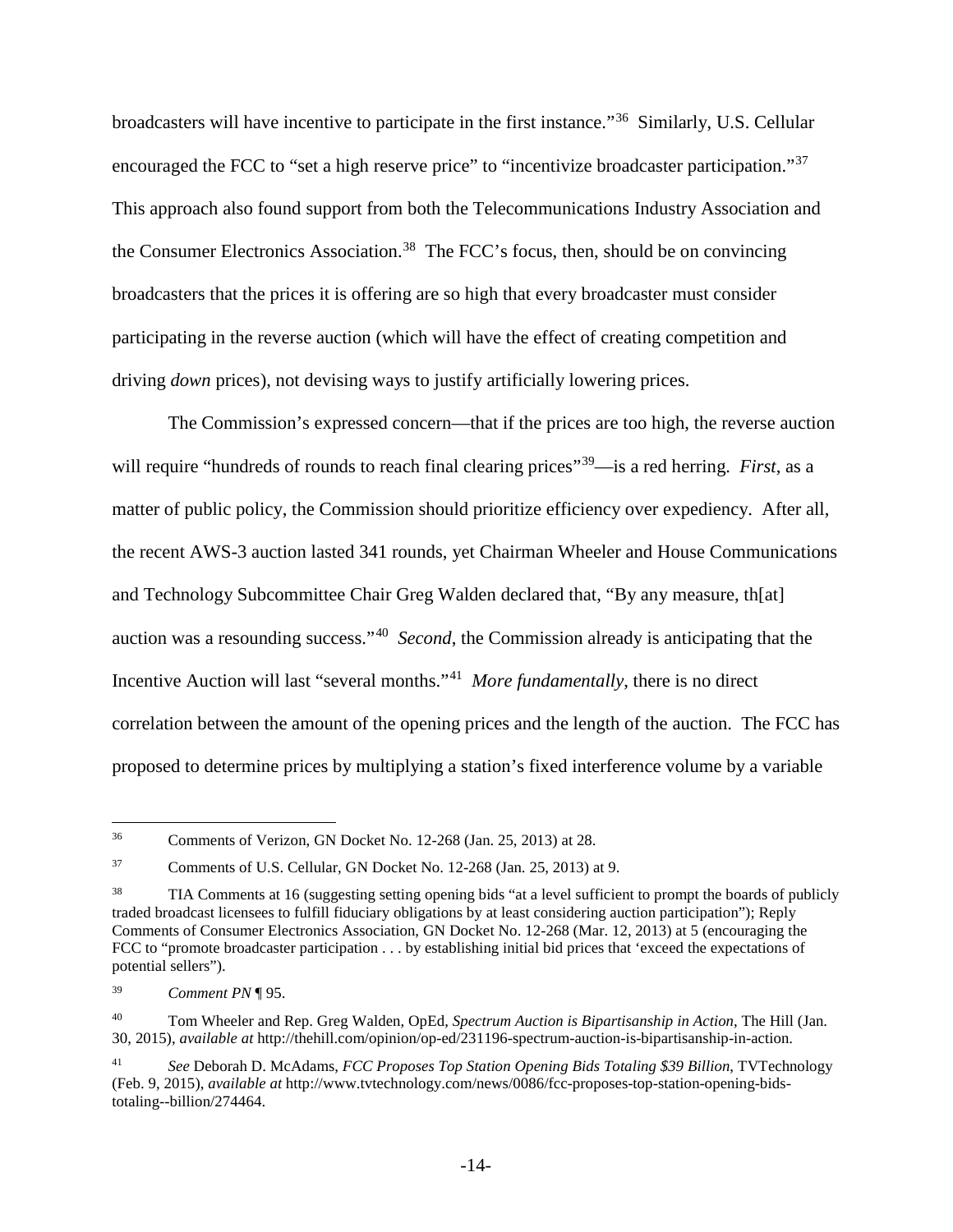broadcasters will have incentive to participate in the first instance."[36] Similarly, U.S. Cellular encouraged the FCC to "set a high reserve price" to "incentivize broadcaster participation."[37] This approach also found support from both the Telecommunications Industry Association and the Consumer Electronics Association.[38] The FCC's focus, then, should be on convincing broadcasters that the prices it is offering are so high that every broadcaster must consider participating in the reverse auction (which will have the effect of creating competition and driving *down* prices), not devising ways to justify artificially lowering prices.

The Commission's expressed concern—that if the prices are too high, the reverse auction will require "hundreds of rounds to reach final clearing prices"[39]—is a red herring. *First*, as a matter of public policy, the Commission should prioritize efficiency over expediency. After all, the recent AWS-3 auction lasted 341 rounds, yet Chairman Wheeler and House Communications and Technology Subcommittee Chair Greg Walden declared that, "By any measure, th[at] auction was a resounding success."[40] *Second*, the Commission already is anticipating that the Incentive Auction will last "several months."[41] *More fundamentally*, there is no direct correlation between the amount of the opening prices and the length of the auction. The FCC has proposed to determine prices by multiplying a station's fixed interference volume by a variable

---

[36] Comments of Verizon, GN Docket No. 12-268 (Jan. 25, 2013) at 28.

[37] Comments of U.S. Cellular, GN Docket No. 12-268 (Jan. 25, 2013) at 9.

[38] TIA Comments at 16 (suggesting setting opening bids "at a level sufficient to prompt the boards of publicly traded broadcast licensees to fulfill fiduciary obligations by at least considering auction participation"); Reply Comments of Consumer Electronics Association, GN Docket No. 12-268 (Mar. 12, 2013) at 5 (encouraging the FCC to "promote broadcaster participation . . . by establishing initial bid prices that 'exceed the expectations of potential sellers").

[39] *Comment PN* ¶ 95.

[40] Tom Wheeler and Rep. Greg Walden, OpEd, *Spectrum Auction is Bipartisanship in Action*, The Hill (Jan. 30, 2015), *available at* http://thehill.com/opinion/op-ed/231196-spectrum-auction-is-bipartisanship-in-action.

[41] *See* Deborah D. McAdams, *FCC Proposes Top Station Opening Bids Totaling $39 Billion*, TVTechnology (Feb. 9, 2015), *available at* http://www.tvtechnology.com/news/0086/fcc-proposes-top-station-opening-bids-totaling--billion/274464.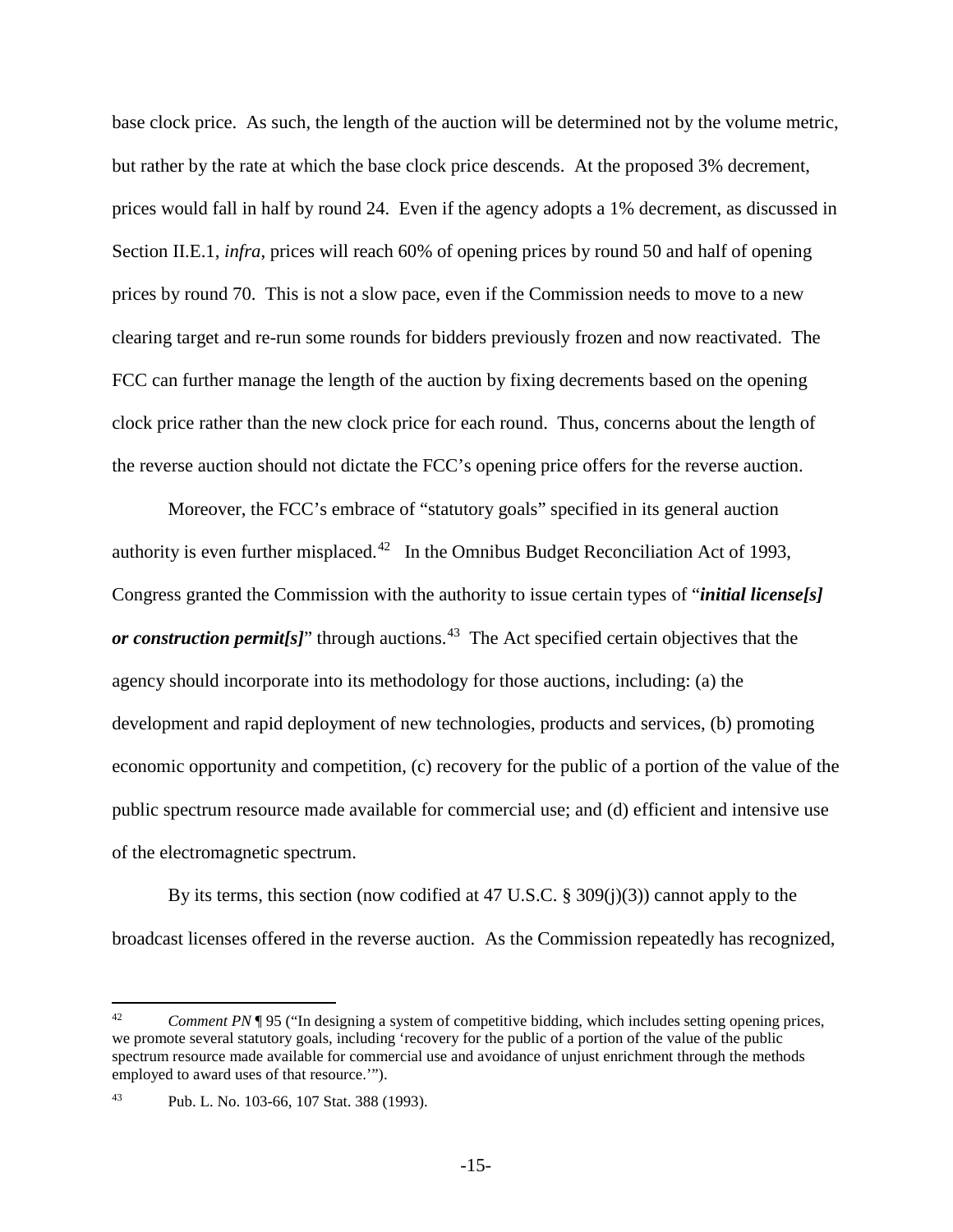base clock price. As such, the length of the auction will be determined not by the volume metric, but rather by the rate at which the base clock price descends. At the proposed 3% decrement, prices would fall in half by round 24. Even if the agency adopts a 1% decrement, as discussed in Section II.E.1, *infra*, prices will reach 60% of opening prices by round 50 and half of opening prices by round 70. This is not a slow pace, even if the Commission needs to move to a new clearing target and re-run some rounds for bidders previously frozen and now reactivated. The FCC can further manage the length of the auction by fixing decrements based on the opening clock price rather than the new clock price for each round. Thus, concerns about the length of the reverse auction should not dictate the FCC's opening price offers for the reverse auction.

Moreover, the FCC's embrace of "statutory goals" specified in its general auction authority is even further misplaced.[42] In the Omnibus Budget Reconciliation Act of 1993, Congress granted the Commission with the authority to issue certain types of "***initial license[s] or construction permit[s]***" through auctions.[43] The Act specified certain objectives that the agency should incorporate into its methodology for those auctions, including: (a) the development and rapid deployment of new technologies, products and services, (b) promoting economic opportunity and competition, (c) recovery for the public of a portion of the value of the public spectrum resource made available for commercial use; and (d) efficient and intensive use of the electromagnetic spectrum.

By its terms, this section (now codified at 47 U.S.C. § 309(j)(3)) cannot apply to the broadcast licenses offered in the reverse auction. As the Commission repeatedly has recognized,

---

[42] *Comment PN* ¶ 95 ("In designing a system of competitive bidding, which includes setting opening prices, we promote several statutory goals, including 'recovery for the public of a portion of the value of the public spectrum resource made available for commercial use and avoidance of unjust enrichment through the methods employed to award uses of that resource.'").

[43] Pub. L. No. 103-66, 107 Stat. 388 (1993).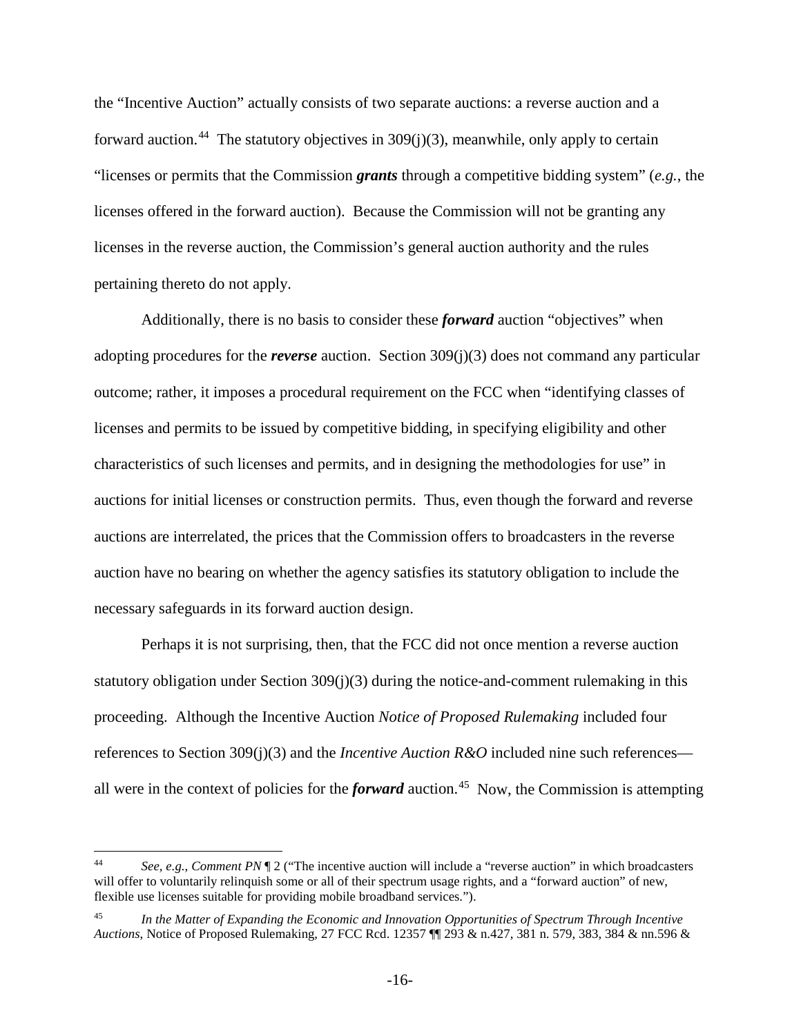the "Incentive Auction" actually consists of two separate auctions: a reverse auction and a forward auction.[44] The statutory objectives in 309(j)(3), meanwhile, only apply to certain "licenses or permits that the Commission ***grants*** through a competitive bidding system" (*e.g.*, the licenses offered in the forward auction). Because the Commission will not be granting any licenses in the reverse auction, the Commission's general auction authority and the rules pertaining thereto do not apply.

Additionally, there is no basis to consider these ***forward*** auction "objectives" when adopting procedures for the ***reverse*** auction. Section 309(j)(3) does not command any particular outcome; rather, it imposes a procedural requirement on the FCC when "identifying classes of licenses and permits to be issued by competitive bidding, in specifying eligibility and other characteristics of such licenses and permits, and in designing the methodologies for use" in auctions for initial licenses or construction permits. Thus, even though the forward and reverse auctions are interrelated, the prices that the Commission offers to broadcasters in the reverse auction have no bearing on whether the agency satisfies its statutory obligation to include the necessary safeguards in its forward auction design.

Perhaps it is not surprising, then, that the FCC did not once mention a reverse auction statutory obligation under Section 309(j)(3) during the notice-and-comment rulemaking in this proceeding. Although the Incentive Auction *Notice of Proposed Rulemaking* included four references to Section 309(j)(3) and the *Incentive Auction R&O* included nine such references—all were in the context of policies for the ***forward*** auction.[45] Now, the Commission is attempting

---

[44] *See, e.g.*, *Comment PN* ¶ 2 ("The incentive auction will include a "reverse auction" in which broadcasters will offer to voluntarily relinquish some or all of their spectrum usage rights, and a "forward auction" of new, flexible use licenses suitable for providing mobile broadband services.").

[45] *In the Matter of Expanding the Economic and Innovation Opportunities of Spectrum Through Incentive Auctions*, Notice of Proposed Rulemaking, 27 FCC Rcd. 12357 ¶¶ 293 & n.427, 381 n. 579, 383, 384 & nn.596 &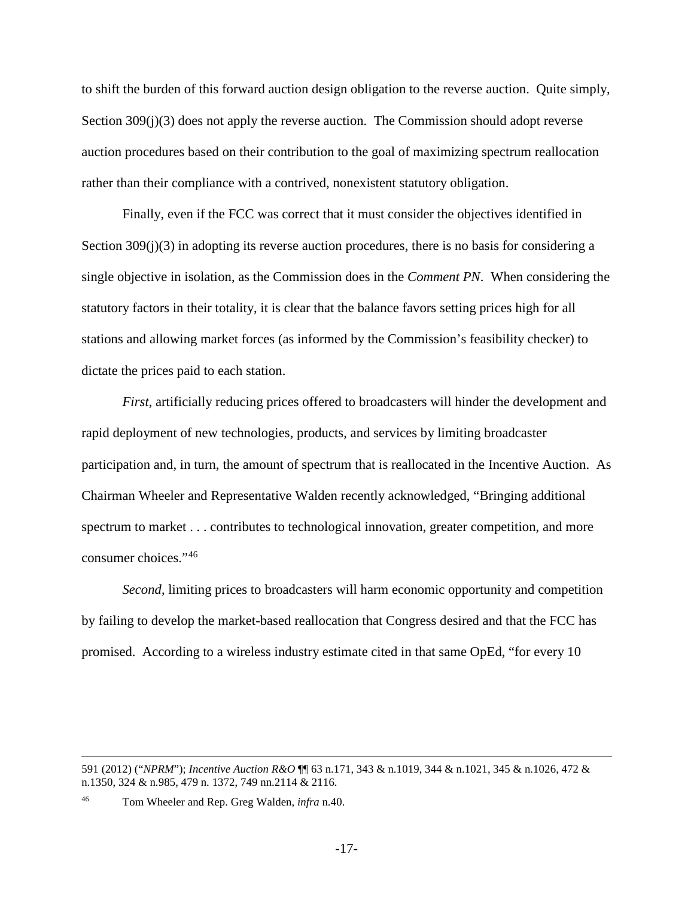to shift the burden of this forward auction design obligation to the reverse auction. Quite simply, Section 309(j)(3) does not apply the reverse auction. The Commission should adopt reverse auction procedures based on their contribution to the goal of maximizing spectrum reallocation rather than their compliance with a contrived, nonexistent statutory obligation.

Finally, even if the FCC was correct that it must consider the objectives identified in Section 309(j)(3) in adopting its reverse auction procedures, there is no basis for considering a single objective in isolation, as the Commission does in the *Comment PN*. When considering the statutory factors in their totality, it is clear that the balance favors setting prices high for all stations and allowing market forces (as informed by the Commission's feasibility checker) to dictate the prices paid to each station.

*First*, artificially reducing prices offered to broadcasters will hinder the development and rapid deployment of new technologies, products, and services by limiting broadcaster participation and, in turn, the amount of spectrum that is reallocated in the Incentive Auction. As Chairman Wheeler and Representative Walden recently acknowledged, "Bringing additional spectrum to market . . . contributes to technological innovation, greater competition, and more consumer choices."[46]

*Second*, limiting prices to broadcasters will harm economic opportunity and competition by failing to develop the market-based reallocation that Congress desired and that the FCC has promised. According to a wireless industry estimate cited in that same OpEd, "for every 10

---

591 (2012) ("*NPRM*"); *Incentive Auction R&O* ¶¶ 63 n.171, 343 & n.1019, 344 & n.1021, 345 & n.1026, 472 & n.1350, 324 & n.985, 479 n. 1372, 749 nn.2114 & 2116.

[46] Tom Wheeler and Rep. Greg Walden, *infra* n.40.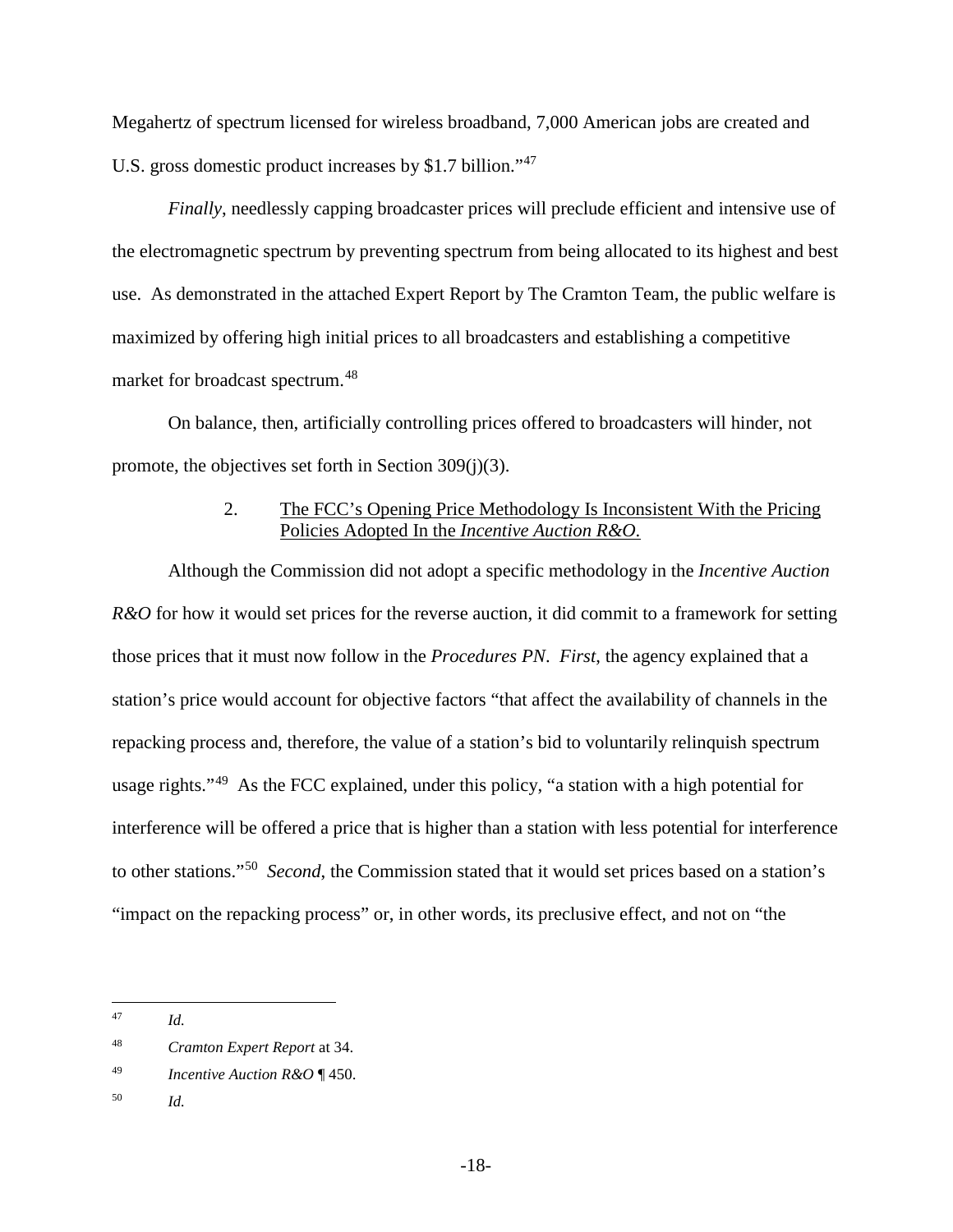Megahertz of spectrum licensed for wireless broadband, 7,000 American jobs are created and U.S. gross domestic product increases by $1.7 billion."[47]

*Finally*, needlessly capping broadcaster prices will preclude efficient and intensive use of the electromagnetic spectrum by preventing spectrum from being allocated to its highest and best use. As demonstrated in the attached Expert Report by The Cramton Team, the public welfare is maximized by offering high initial prices to all broadcasters and establishing a competitive market for broadcast spectrum.[48]

On balance, then, artificially controlling prices offered to broadcasters will hinder, not promote, the objectives set forth in Section 309(j)(3).

### 2. The FCC's Opening Price Methodology Is Inconsistent With the Pricing Policies Adopted In the *Incentive Auction R&O*.

Although the Commission did not adopt a specific methodology in the *Incentive Auction R&O* for how it would set prices for the reverse auction, it did commit to a framework for setting those prices that it must now follow in the *Procedures PN*. *First*, the agency explained that a station's price would account for objective factors "that affect the availability of channels in the repacking process and, therefore, the value of a station's bid to voluntarily relinquish spectrum usage rights."[49] As the FCC explained, under this policy, "a station with a high potential for interference will be offered a price that is higher than a station with less potential for interference to other stations."[50] *Second*, the Commission stated that it would set prices based on a station's "impact on the repacking process" or, in other words, its preclusive effect, and not on "the

---

[47] *Id.*

[48] *Cramton Expert Report* at 34.

[49] *Incentive Auction R&O* ¶ 450.

[50] *Id.*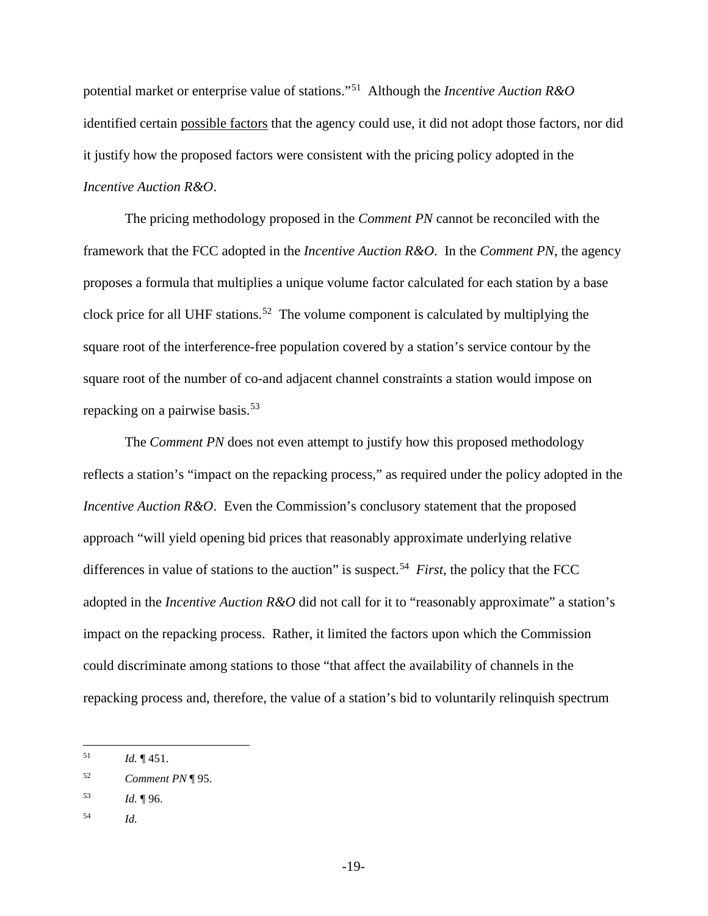potential market or enterprise value of stations."[51] Although the *Incentive Auction R&O* identified certain possible factors that the agency could use, it did not adopt those factors, nor did it justify how the proposed factors were consistent with the pricing policy adopted in the *Incentive Auction R&O*.

The pricing methodology proposed in the *Comment PN* cannot be reconciled with the framework that the FCC adopted in the *Incentive Auction R&O*. In the *Comment PN*, the agency proposes a formula that multiplies a unique volume factor calculated for each station by a base clock price for all UHF stations.[52] The volume component is calculated by multiplying the square root of the interference-free population covered by a station's service contour by the square root of the number of co-and adjacent channel constraints a station would impose on repacking on a pairwise basis.[53]

The *Comment PN* does not even attempt to justify how this proposed methodology reflects a station's "impact on the repacking process," as required under the policy adopted in the *Incentive Auction R&O*. Even the Commission's conclusory statement that the proposed approach "will yield opening bid prices that reasonably approximate underlying relative differences in value of stations to the auction" is suspect.[54] *First*, the policy that the FCC adopted in the *Incentive Auction R&O* did not call for it to "reasonably approximate" a station's impact on the repacking process. Rather, it limited the factors upon which the Commission could discriminate among stations to those "that affect the availability of channels in the repacking process and, therefore, the value of a station's bid to voluntarily relinquish spectrum

---

[51] *Id.* ¶ 451.

[52] *Comment PN* ¶ 95.

[53] *Id.* ¶ 96.

[54] *Id.*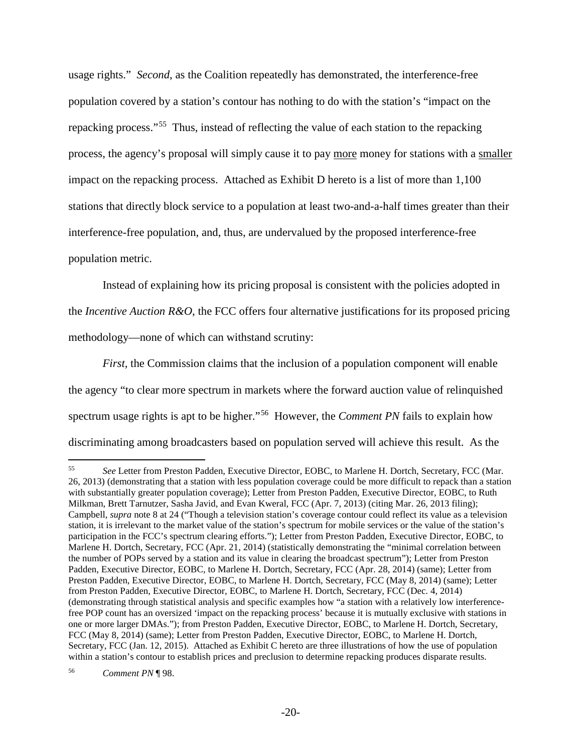usage rights." *Second*, as the Coalition repeatedly has demonstrated, the interference-free population covered by a station's contour has nothing to do with the station's "impact on the repacking process."[55] Thus, instead of reflecting the value of each station to the repacking process, the agency's proposal will simply cause it to pay <u>more</u> money for stations with a <u>smaller</u> impact on the repacking process. Attached as Exhibit D hereto is a list of more than 1,100 stations that directly block service to a population at least two-and-a-half times greater than their interference-free population, and, thus, are undervalued by the proposed interference-free population metric.

Instead of explaining how its pricing proposal is consistent with the policies adopted in the *Incentive Auction R&O*, the FCC offers four alternative justifications for its proposed pricing methodology—none of which can withstand scrutiny:

*First*, the Commission claims that the inclusion of a population component will enable the agency "to clear more spectrum in markets where the forward auction value of relinquished spectrum usage rights is apt to be higher."[56] However, the *Comment PN* fails to explain how discriminating among broadcasters based on population served will achieve this result. As the

---

[55] *See* Letter from Preston Padden, Executive Director, EOBC, to Marlene H. Dortch, Secretary, FCC (Mar. 26, 2013) (demonstrating that a station with less population coverage could be more difficult to repack than a station with substantially greater population coverage); Letter from Preston Padden, Executive Director, EOBC, to Ruth Milkman, Brett Tarnutzer, Sasha Javid, and Evan Kweral, FCC (Apr. 7, 2013) (citing Mar. 26, 2013 filing); Campbell, *supra* note 8 at 24 ("Though a television station's coverage contour could reflect its value as a television station, it is irrelevant to the market value of the station's spectrum for mobile services or the value of the station's participation in the FCC's spectrum clearing efforts."); Letter from Preston Padden, Executive Director, EOBC, to Marlene H. Dortch, Secretary, FCC (Apr. 21, 2014) (statistically demonstrating the "minimal correlation between the number of POPs served by a station and its value in clearing the broadcast spectrum"); Letter from Preston Padden, Executive Director, EOBC, to Marlene H. Dortch, Secretary, FCC (Apr. 28, 2014) (same); Letter from Preston Padden, Executive Director, EOBC, to Marlene H. Dortch, Secretary, FCC (May 8, 2014) (same); Letter from Preston Padden, Executive Director, EOBC, to Marlene H. Dortch, Secretary, FCC (Dec. 4, 2014) (demonstrating through statistical analysis and specific examples how "a station with a relatively low interference-free POP count has an oversized 'impact on the repacking process' because it is mutually exclusive with stations in one or more larger DMAs."); from Preston Padden, Executive Director, EOBC, to Marlene H. Dortch, Secretary, FCC (May 8, 2014) (same); Letter from Preston Padden, Executive Director, EOBC, to Marlene H. Dortch, Secretary, FCC (Jan. 12, 2015). Attached as Exhibit C hereto are three illustrations of how the use of population within a station's contour to establish prices and preclusion to determine repacking produces disparate results.

[56] *Comment PN* ¶ 98.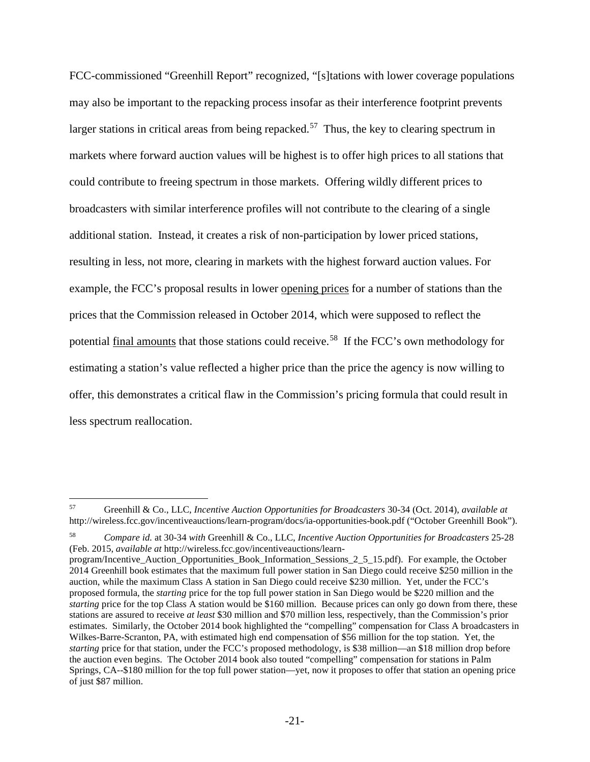FCC-commissioned "Greenhill Report" recognized, "[s]tations with lower coverage populations may also be important to the repacking process insofar as their interference footprint prevents larger stations in critical areas from being repacked.[57] Thus, the key to clearing spectrum in markets where forward auction values will be highest is to offer high prices to all stations that could contribute to freeing spectrum in those markets. Offering wildly different prices to broadcasters with similar interference profiles will not contribute to the clearing of a single additional station. Instead, it creates a risk of non-participation by lower priced stations, resulting in less, not more, clearing in markets with the highest forward auction values. For example, the FCC's proposal results in lower <u>opening prices</u> for a number of stations than the prices that the Commission released in October 2014, which were supposed to reflect the potential <u>final amounts</u> that those stations could receive.[58] If the FCC's own methodology for estimating a station's value reflected a higher price than the price the agency is now willing to offer, this demonstrates a critical flaw in the Commission's pricing formula that could result in less spectrum reallocation.

---

[57] Greenhill & Co., LLC, *Incentive Auction Opportunities for Broadcasters* 30-34 (Oct. 2014), *available at* http://wireless.fcc.gov/incentiveauctions/learn-program/docs/ia-opportunities-book.pdf ("October Greenhill Book").

[58] *Compare id.* at 30-34 *with* Greenhill & Co., LLC, *Incentive Auction Opportunities for Broadcasters* 25-28 (Feb. 2015, *available at* http://wireless.fcc.gov/incentiveauctions/learn-program/Incentive_Auction_Opportunities_Book_Information_Sessions_2_5_15.pdf). For example, the October 2014 Greenhill book estimates that the maximum full power station in San Diego could receive $250 million in the auction, while the maximum Class A station in San Diego could receive $230 million. Yet, under the FCC's proposed formula, the *starting* price for the top full power station in San Diego would be $220 million and the *starting* price for the top Class A station would be $160 million. Because prices can only go down from there, these stations are assured to receive *at least* $30 million and $70 million less, respectively, than the Commission's prior estimates. Similarly, the October 2014 book highlighted the "compelling" compensation for Class A broadcasters in Wilkes-Barre-Scranton, PA, with estimated high end compensation of $56 million for the top station. Yet, the *starting* price for that station, under the FCC's proposed methodology, is $38 million—an $18 million drop before the auction even begins. The October 2014 book also touted "compelling" compensation for stations in Palm Springs, CA--$180 million for the top full power station—yet, now it proposes to offer that station an opening price of just $87 million.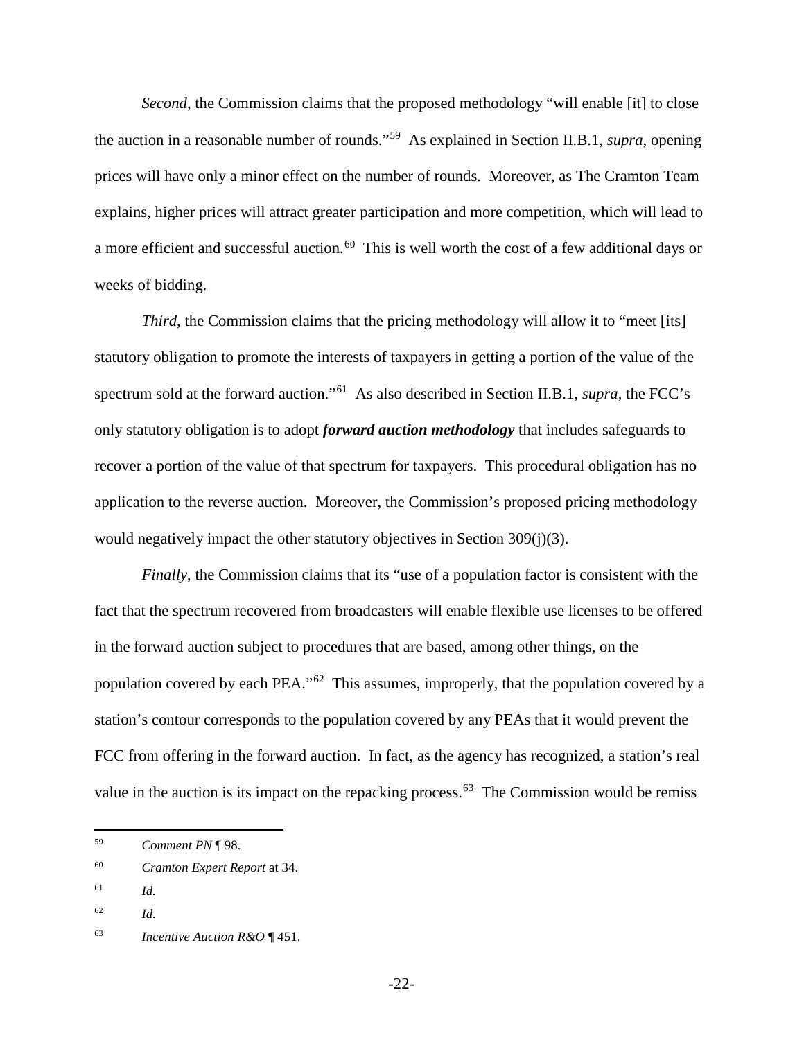*Second*, the Commission claims that the proposed methodology "will enable [it] to close the auction in a reasonable number of rounds."[59] As explained in Section II.B.1, *supra*, opening prices will have only a minor effect on the number of rounds. Moreover, as The Cramton Team explains, higher prices will attract greater participation and more competition, which will lead to a more efficient and successful auction.[60] This is well worth the cost of a few additional days or weeks of bidding.

*Third*, the Commission claims that the pricing methodology will allow it to "meet [its] statutory obligation to promote the interests of taxpayers in getting a portion of the value of the spectrum sold at the forward auction."[61] As also described in Section II.B.1, *supra*, the FCC's only statutory obligation is to adopt ***forward auction methodology*** that includes safeguards to recover a portion of the value of that spectrum for taxpayers. This procedural obligation has no application to the reverse auction. Moreover, the Commission's proposed pricing methodology would negatively impact the other statutory objectives in Section 309(j)(3).

*Finally*, the Commission claims that its "use of a population factor is consistent with the fact that the spectrum recovered from broadcasters will enable flexible use licenses to be offered in the forward auction subject to procedures that are based, among other things, on the population covered by each PEA."[62] This assumes, improperly, that the population covered by a station's contour corresponds to the population covered by any PEAs that it would prevent the FCC from offering in the forward auction. In fact, as the agency has recognized, a station's real value in the auction is its impact on the repacking process.[63] The Commission would be remiss

---

[59] *Comment PN* ¶ 98.

[60] *Cramton Expert Report* at 34.

[61] *Id.*

[62] *Id.*

[63] *Incentive Auction R&O* ¶ 451.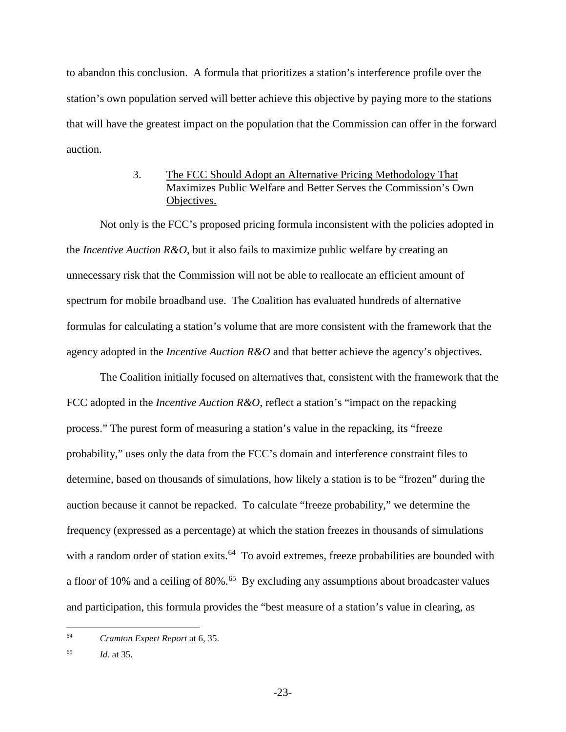to abandon this conclusion. A formula that prioritizes a station's interference profile over the station's own population served will better achieve this objective by paying more to the stations that will have the greatest impact on the population that the Commission can offer in the forward auction.

### 3. The FCC Should Adopt an Alternative Pricing Methodology That Maximizes Public Welfare and Better Serves the Commission's Own Objectives.

Not only is the FCC's proposed pricing formula inconsistent with the policies adopted in the *Incentive Auction R&O*, but it also fails to maximize public welfare by creating an unnecessary risk that the Commission will not be able to reallocate an efficient amount of spectrum for mobile broadband use. The Coalition has evaluated hundreds of alternative formulas for calculating a station's volume that are more consistent with the framework that the agency adopted in the *Incentive Auction R&O* and that better achieve the agency's objectives.

The Coalition initially focused on alternatives that, consistent with the framework that the FCC adopted in the *Incentive Auction R&O*, reflect a station's "impact on the repacking process." The purest form of measuring a station's value in the repacking, its "freeze probability," uses only the data from the FCC's domain and interference constraint files to determine, based on thousands of simulations, how likely a station is to be "frozen" during the auction because it cannot be repacked. To calculate "freeze probability," we determine the frequency (expressed as a percentage) at which the station freezes in thousands of simulations with a random order of station exits.[64] To avoid extremes, freeze probabilities are bounded with a floor of 10% and a ceiling of 80%.[65] By excluding any assumptions about broadcaster values and participation, this formula provides the "best measure of a station's value in clearing, as

---

[64] *Cramton Expert Report* at 6, 35.

[65] *Id.* at 35.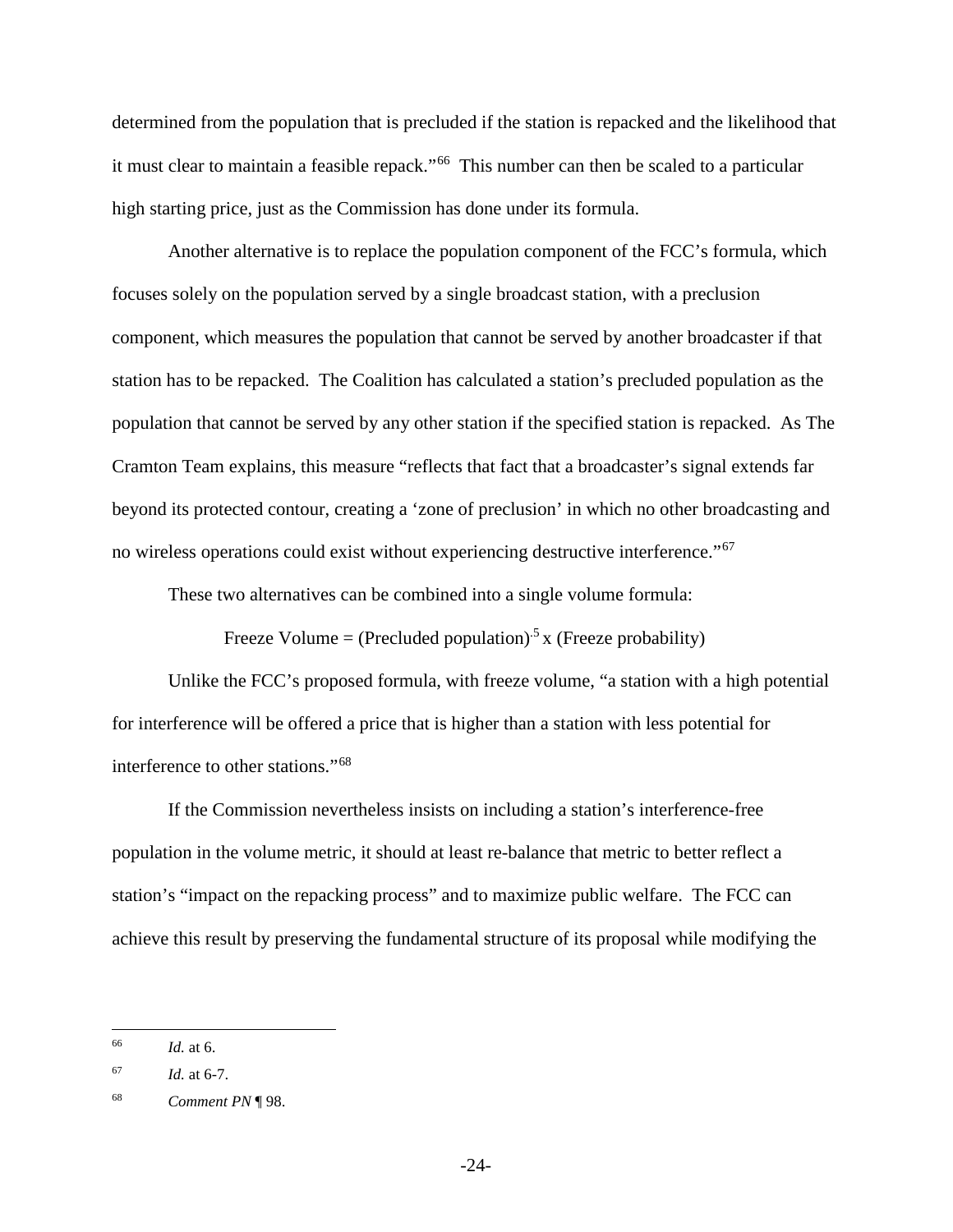determined from the population that is precluded if the station is repacked and the likelihood that it must clear to maintain a feasible repack."[66] This number can then be scaled to a particular high starting price, just as the Commission has done under its formula.

Another alternative is to replace the population component of the FCC's formula, which focuses solely on the population served by a single broadcast station, with a preclusion component, which measures the population that cannot be served by another broadcaster if that station has to be repacked. The Coalition has calculated a station's precluded population as the population that cannot be served by any other station if the specified station is repacked. As The Cramton Team explains, this measure "reflects that fact that a broadcaster's signal extends far beyond its protected contour, creating a 'zone of preclusion' in which no other broadcasting and no wireless operations could exist without experiencing destructive interference."[67]

These two alternatives can be combined into a single volume formula:

$$\text{Freeze Volume} = (\text{Precluded population})^{.5} \times (\text{Freeze probability})$$

Unlike the FCC's proposed formula, with freeze volume, "a station with a high potential for interference will be offered a price that is higher than a station with less potential for interference to other stations."[68]

If the Commission nevertheless insists on including a station's interference-free population in the volume metric, it should at least re-balance that metric to better reflect a station's "impact on the repacking process" and to maximize public welfare. The FCC can achieve this result by preserving the fundamental structure of its proposal while modifying the

---

[66] *Id.* at 6.

[67] *Id.* at 6-7.

[68] *Comment PN* ¶ 98.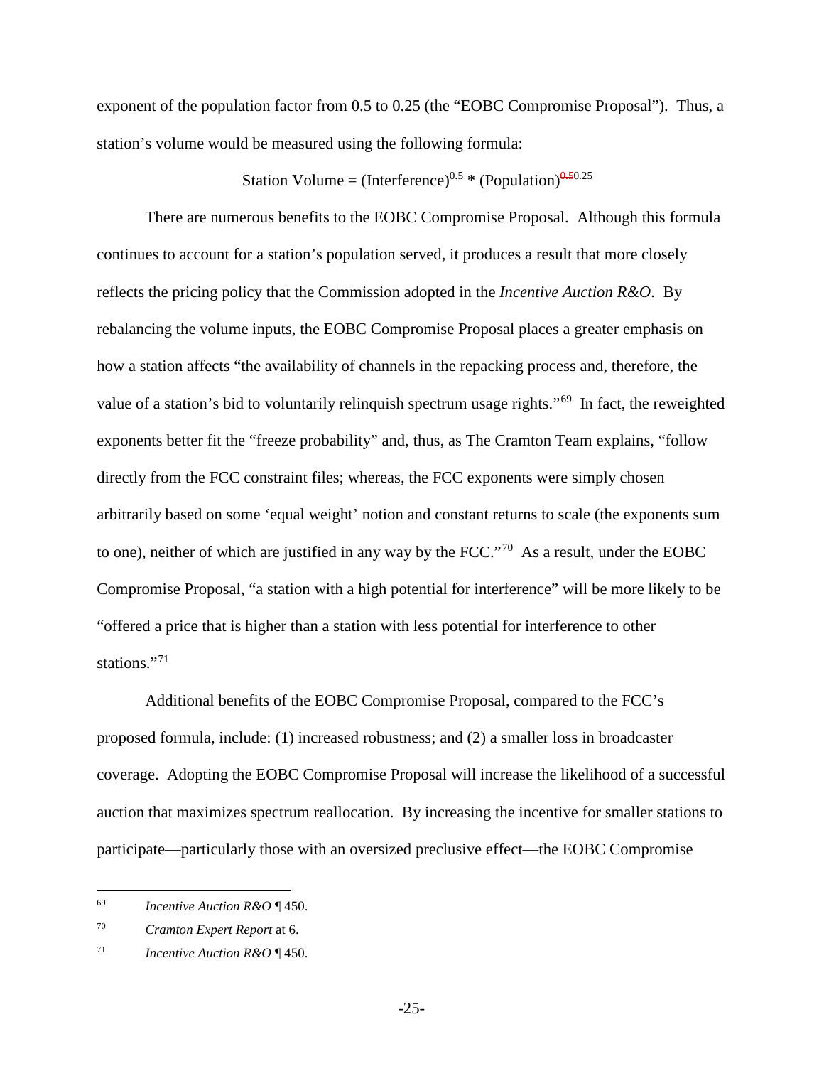exponent of the population factor from 0.5 to 0.25 (the "EOBC Compromise Proposal"). Thus, a station's volume would be measured using the following formula:

$$\text{Station Volume} = (\text{Interference})^{0.5} * (\text{Population})^{\sout{0.5}\,0.25}$$

There are numerous benefits to the EOBC Compromise Proposal. Although this formula continues to account for a station's population served, it produces a result that more closely reflects the pricing policy that the Commission adopted in the *Incentive Auction R&O*. By rebalancing the volume inputs, the EOBC Compromise Proposal places a greater emphasis on how a station affects "the availability of channels in the repacking process and, therefore, the value of a station's bid to voluntarily relinquish spectrum usage rights."[69] In fact, the reweighted exponents better fit the "freeze probability" and, thus, as The Cramton Team explains, "follow directly from the FCC constraint files; whereas, the FCC exponents were simply chosen arbitrarily based on some 'equal weight' notion and constant returns to scale (the exponents sum to one), neither of which are justified in any way by the FCC."[70] As a result, under the EOBC Compromise Proposal, "a station with a high potential for interference" will be more likely to be "offered a price that is higher than a station with less potential for interference to other stations."[71]

Additional benefits of the EOBC Compromise Proposal, compared to the FCC's proposed formula, include: (1) increased robustness; and (2) a smaller loss in broadcaster coverage. Adopting the EOBC Compromise Proposal will increase the likelihood of a successful auction that maximizes spectrum reallocation. By increasing the incentive for smaller stations to participate—particularly those with an oversized preclusive effect—the EOBC Compromise

---

[69] *Incentive Auction R&O* ¶ 450.

[70] *Cramton Expert Report* at 6.

[71] *Incentive Auction R&O* ¶ 450.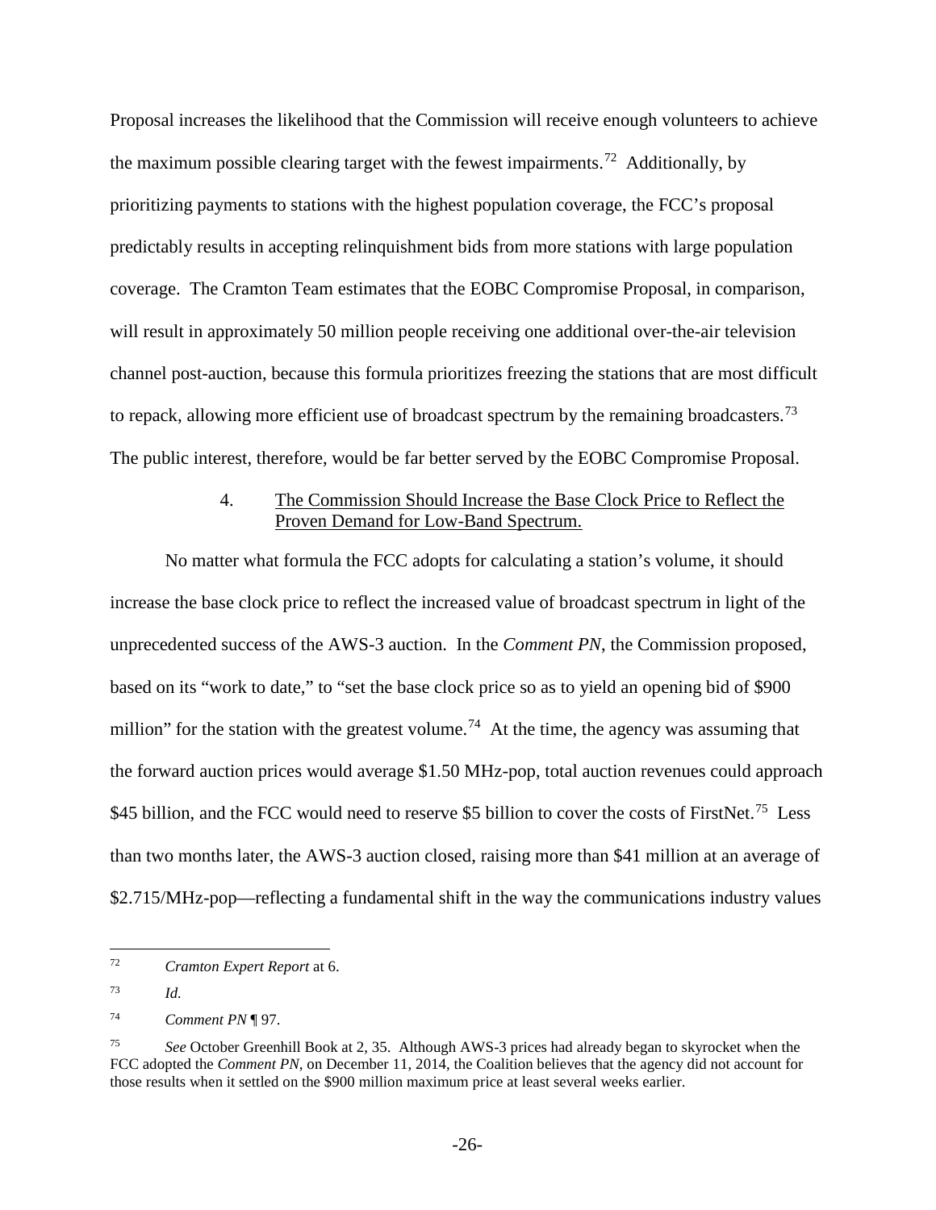Proposal increases the likelihood that the Commission will receive enough volunteers to achieve the maximum possible clearing target with the fewest impairments.[72] Additionally, by prioritizing payments to stations with the highest population coverage, the FCC's proposal predictably results in accepting relinquishment bids from more stations with large population coverage. The Cramton Team estimates that the EOBC Compromise Proposal, in comparison, will result in approximately 50 million people receiving one additional over-the-air television channel post-auction, because this formula prioritizes freezing the stations that are most difficult to repack, allowing more efficient use of broadcast spectrum by the remaining broadcasters.[73] The public interest, therefore, would be far better served by the EOBC Compromise Proposal.

### 4. <u>The Commission Should Increase the Base Clock Price to Reflect the Proven Demand for Low-Band Spectrum.</u>

No matter what formula the FCC adopts for calculating a station's volume, it should increase the base clock price to reflect the increased value of broadcast spectrum in light of the unprecedented success of the AWS-3 auction. In the *Comment PN*, the Commission proposed, based on its "work to date," to "set the base clock price so as to yield an opening bid of $900 million" for the station with the greatest volume.[74] At the time, the agency was assuming that the forward auction prices would average $1.50 MHz-pop, total auction revenues could approach $45 billion, and the FCC would need to reserve $5 billion to cover the costs of FirstNet.[75] Less than two months later, the AWS-3 auction closed, raising more than $41 million at an average of $2.715/MHz-pop—reflecting a fundamental shift in the way the communications industry values

---

72 *Cramton Expert Report* at 6.

73 *Id.*

74 *Comment PN* ¶ 97.

75 *See* October Greenhill Book at 2, 35. Although AWS-3 prices had already began to skyrocket when the FCC adopted the *Comment PN*, on December 11, 2014, the Coalition believes that the agency did not account for those results when it settled on the $900 million maximum price at least several weeks earlier.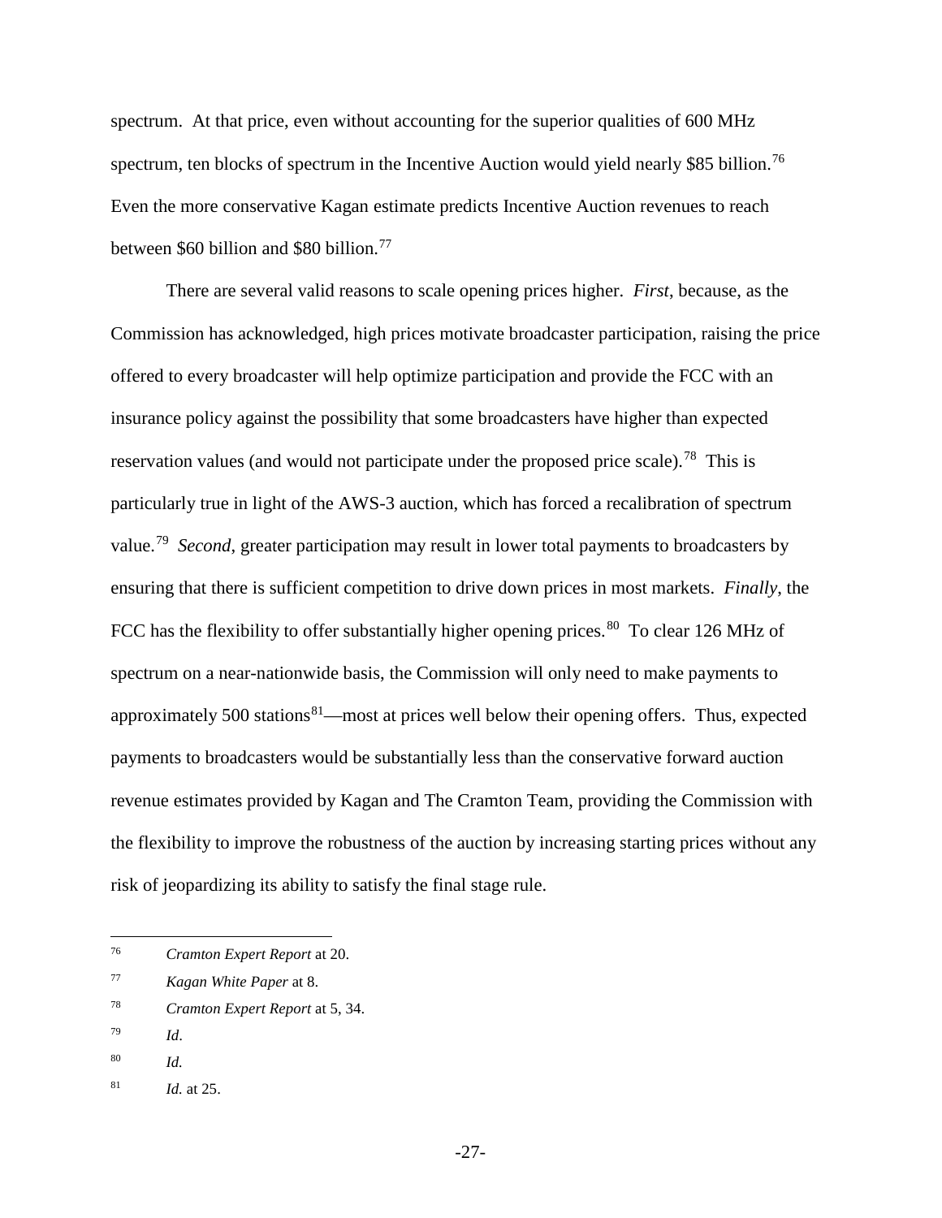spectrum. At that price, even without accounting for the superior qualities of 600 MHz spectrum, ten blocks of spectrum in the Incentive Auction would yield nearly $85 billion.[76] Even the more conservative Kagan estimate predicts Incentive Auction revenues to reach between $60 billion and $80 billion.[77]

There are several valid reasons to scale opening prices higher. *First*, because, as the Commission has acknowledged, high prices motivate broadcaster participation, raising the price offered to every broadcaster will help optimize participation and provide the FCC with an insurance policy against the possibility that some broadcasters have higher than expected reservation values (and would not participate under the proposed price scale).[78] This is particularly true in light of the AWS-3 auction, which has forced a recalibration of spectrum value.[79] *Second*, greater participation may result in lower total payments to broadcasters by ensuring that there is sufficient competition to drive down prices in most markets. *Finally*, the FCC has the flexibility to offer substantially higher opening prices.[80] To clear 126 MHz of spectrum on a near-nationwide basis, the Commission will only need to make payments to approximately 500 stations[81]—most at prices well below their opening offers. Thus, expected payments to broadcasters would be substantially less than the conservative forward auction revenue estimates provided by Kagan and The Cramton Team, providing the Commission with the flexibility to improve the robustness of the auction by increasing starting prices without any risk of jeopardizing its ability to satisfy the final stage rule.

---

[76] *Cramton Expert Report* at 20.

[77] *Kagan White Paper* at 8.

[78] *Cramton Expert Report* at 5, 34.

[79] *Id*.

[80] *Id.*

[81] *Id.* at 25.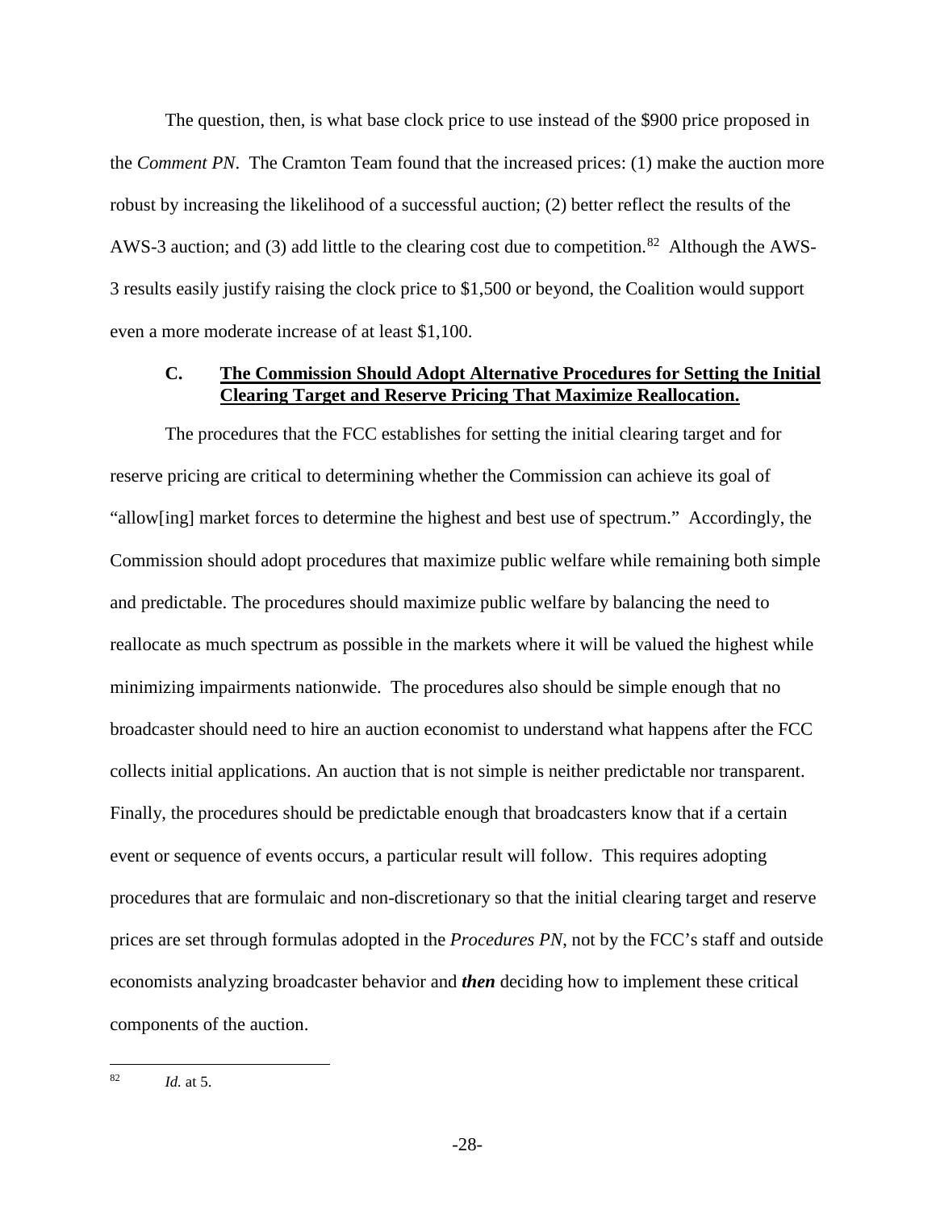The question, then, is what base clock price to use instead of the $900 price proposed in the *Comment PN*. The Cramton Team found that the increased prices: (1) make the auction more robust by increasing the likelihood of a successful auction; (2) better reflect the results of the AWS-3 auction; and (3) add little to the clearing cost due to competition.[82] Although the AWS-3 results easily justify raising the clock price to $1,500 or beyond, the Coalition would support even a more moderate increase of at least $1,100.

### C. <u>The Commission Should Adopt Alternative Procedures for Setting the Initial Clearing Target and Reserve Pricing That Maximize Reallocation.</u>

The procedures that the FCC establishes for setting the initial clearing target and for reserve pricing are critical to determining whether the Commission can achieve its goal of "allow[ing] market forces to determine the highest and best use of spectrum." Accordingly, the Commission should adopt procedures that maximize public welfare while remaining both simple and predictable. The procedures should maximize public welfare by balancing the need to reallocate as much spectrum as possible in the markets where it will be valued the highest while minimizing impairments nationwide. The procedures also should be simple enough that no broadcaster should need to hire an auction economist to understand what happens after the FCC collects initial applications. An auction that is not simple is neither predictable nor transparent. Finally, the procedures should be predictable enough that broadcasters know that if a certain event or sequence of events occurs, a particular result will follow. This requires adopting procedures that are formulaic and non-discretionary so that the initial clearing target and reserve prices are set through formulas adopted in the *Procedures PN*, not by the FCC's staff and outside economists analyzing broadcaster behavior and ***then*** deciding how to implement these critical components of the auction.

---

[82] *Id.* at 5.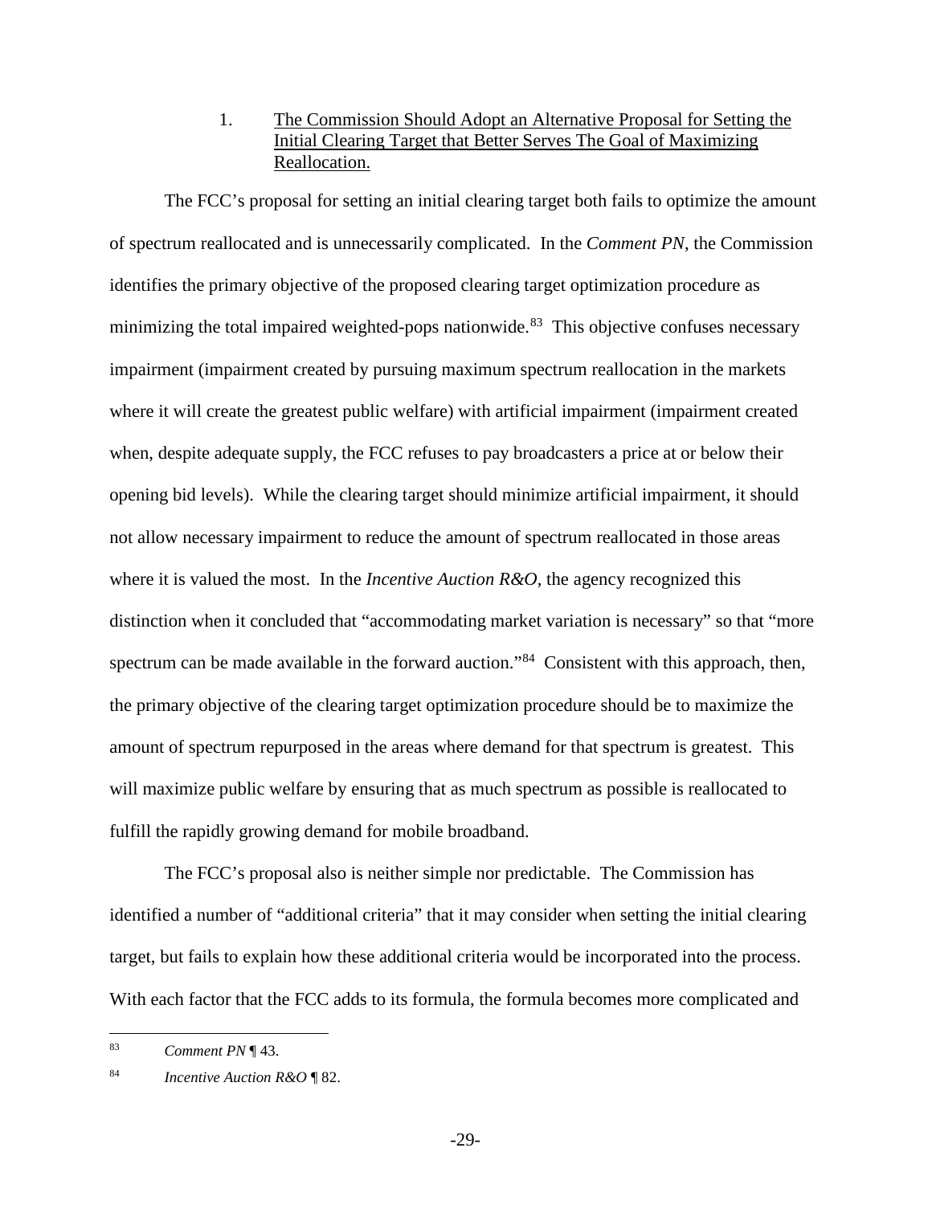1. The Commission Should Adopt an Alternative Proposal for Setting the Initial Clearing Target that Better Serves The Goal of Maximizing Reallocation.

The FCC's proposal for setting an initial clearing target both fails to optimize the amount of spectrum reallocated and is unnecessarily complicated. In the *Comment PN*, the Commission identifies the primary objective of the proposed clearing target optimization procedure as minimizing the total impaired weighted-pops nationwide.[83] This objective confuses necessary impairment (impairment created by pursuing maximum spectrum reallocation in the markets where it will create the greatest public welfare) with artificial impairment (impairment created when, despite adequate supply, the FCC refuses to pay broadcasters a price at or below their opening bid levels). While the clearing target should minimize artificial impairment, it should not allow necessary impairment to reduce the amount of spectrum reallocated in those areas where it is valued the most. In the *Incentive Auction R&O*, the agency recognized this distinction when it concluded that "accommodating market variation is necessary" so that "more spectrum can be made available in the forward auction."[84] Consistent with this approach, then, the primary objective of the clearing target optimization procedure should be to maximize the amount of spectrum repurposed in the areas where demand for that spectrum is greatest. This will maximize public welfare by ensuring that as much spectrum as possible is reallocated to fulfill the rapidly growing demand for mobile broadband.

The FCC's proposal also is neither simple nor predictable. The Commission has identified a number of "additional criteria" that it may consider when setting the initial clearing target, but fails to explain how these additional criteria would be incorporated into the process. With each factor that the FCC adds to its formula, the formula becomes more complicated and

---

[83] *Comment PN* ¶ 43.

[84] *Incentive Auction R&O* ¶ 82.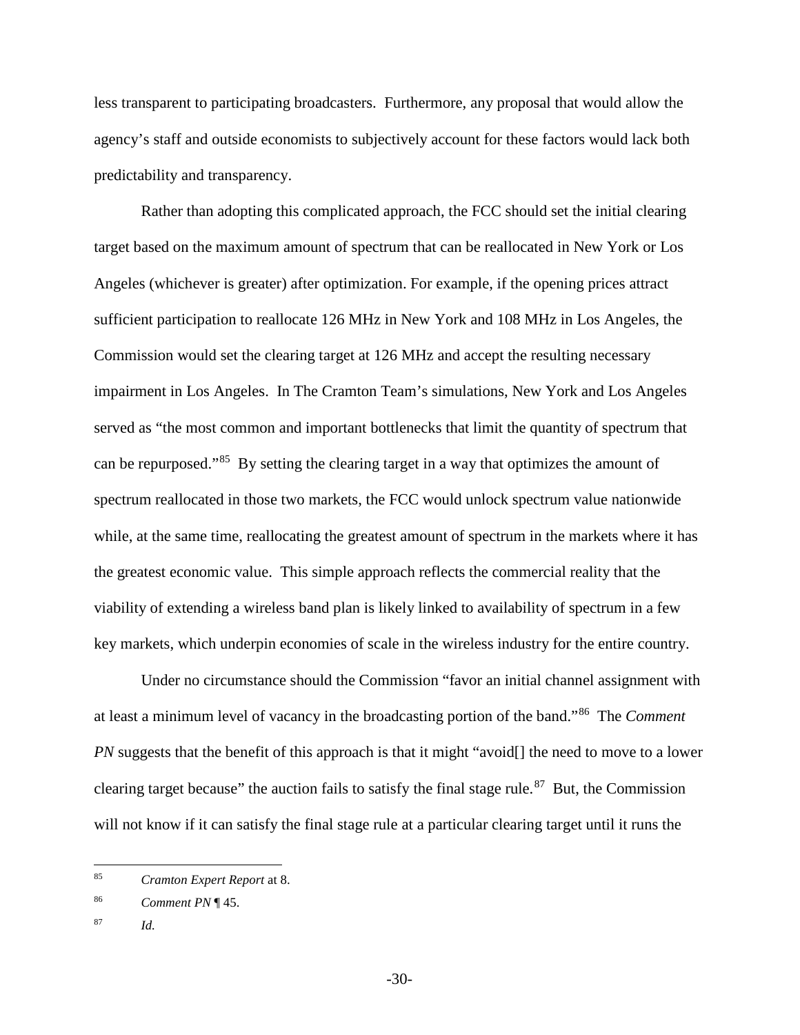less transparent to participating broadcasters. Furthermore, any proposal that would allow the agency's staff and outside economists to subjectively account for these factors would lack both predictability and transparency.

Rather than adopting this complicated approach, the FCC should set the initial clearing target based on the maximum amount of spectrum that can be reallocated in New York or Los Angeles (whichever is greater) after optimization. For example, if the opening prices attract sufficient participation to reallocate 126 MHz in New York and 108 MHz in Los Angeles, the Commission would set the clearing target at 126 MHz and accept the resulting necessary impairment in Los Angeles. In The Cramton Team's simulations, New York and Los Angeles served as "the most common and important bottlenecks that limit the quantity of spectrum that can be repurposed."[85] By setting the clearing target in a way that optimizes the amount of spectrum reallocated in those two markets, the FCC would unlock spectrum value nationwide while, at the same time, reallocating the greatest amount of spectrum in the markets where it has the greatest economic value. This simple approach reflects the commercial reality that the viability of extending a wireless band plan is likely linked to availability of spectrum in a few key markets, which underpin economies of scale in the wireless industry for the entire country.

Under no circumstance should the Commission "favor an initial channel assignment with at least a minimum level of vacancy in the broadcasting portion of the band."[86] The *Comment PN* suggests that the benefit of this approach is that it might "avoid[] the need to move to a lower clearing target because" the auction fails to satisfy the final stage rule.[87] But, the Commission will not know if it can satisfy the final stage rule at a particular clearing target until it runs the

---

[85] *Cramton Expert Report* at 8.

[86] *Comment PN* ¶ 45.

[87] *Id.*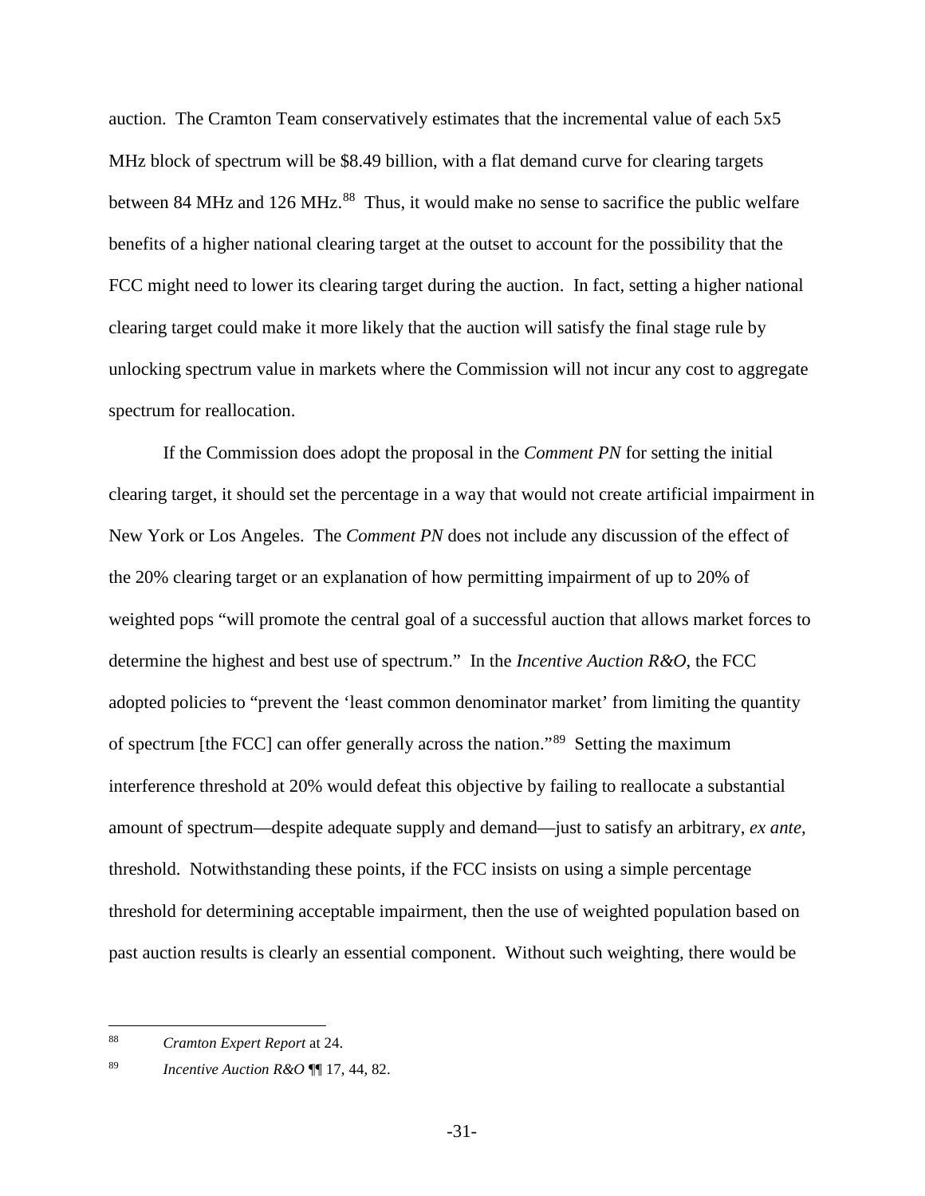auction. The Cramton Team conservatively estimates that the incremental value of each 5x5 MHz block of spectrum will be $8.49 billion, with a flat demand curve for clearing targets between 84 MHz and 126 MHz.[88] Thus, it would make no sense to sacrifice the public welfare benefits of a higher national clearing target at the outset to account for the possibility that the FCC might need to lower its clearing target during the auction. In fact, setting a higher national clearing target could make it more likely that the auction will satisfy the final stage rule by unlocking spectrum value in markets where the Commission will not incur any cost to aggregate spectrum for reallocation.

If the Commission does adopt the proposal in the *Comment PN* for setting the initial clearing target, it should set the percentage in a way that would not create artificial impairment in New York or Los Angeles. The *Comment PN* does not include any discussion of the effect of the 20% clearing target or an explanation of how permitting impairment of up to 20% of weighted pops "will promote the central goal of a successful auction that allows market forces to determine the highest and best use of spectrum." In the *Incentive Auction R&O*, the FCC adopted policies to "prevent the 'least common denominator market' from limiting the quantity of spectrum [the FCC] can offer generally across the nation."[89] Setting the maximum interference threshold at 20% would defeat this objective by failing to reallocate a substantial amount of spectrum—despite adequate supply and demand—just to satisfy an arbitrary, *ex ante*, threshold. Notwithstanding these points, if the FCC insists on using a simple percentage threshold for determining acceptable impairment, then the use of weighted population based on past auction results is clearly an essential component. Without such weighting, there would be

---

[88] *Cramton Expert Report* at 24.

[89] *Incentive Auction R&O* ¶¶ 17, 44, 82.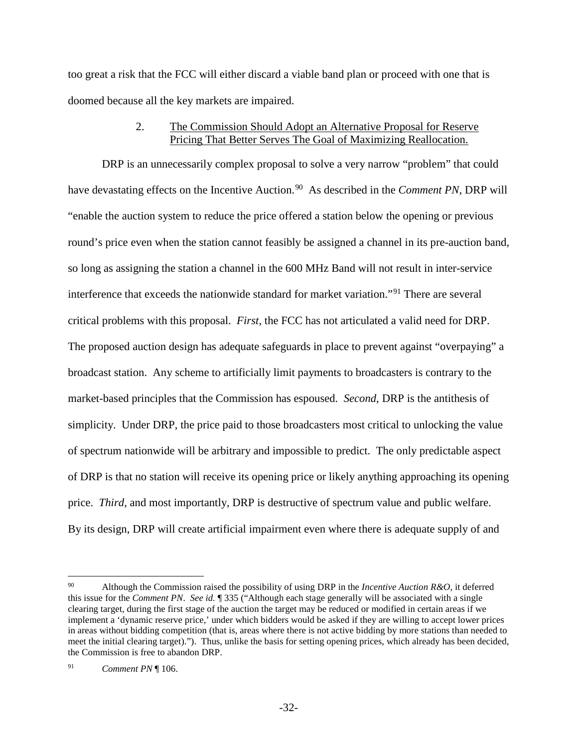too great a risk that the FCC will either discard a viable band plan or proceed with one that is doomed because all the key markets are impaired.

2. <u>The Commission Should Adopt an Alternative Proposal for Reserve Pricing That Better Serves The Goal of Maximizing Reallocation.</u>

DRP is an unnecessarily complex proposal to solve a very narrow "problem" that could have devastating effects on the Incentive Auction.[90] As described in the *Comment PN*, DRP will "enable the auction system to reduce the price offered a station below the opening or previous round's price even when the station cannot feasibly be assigned a channel in its pre-auction band, so long as assigning the station a channel in the 600 MHz Band will not result in inter-service interference that exceeds the nationwide standard for market variation."[91] There are several critical problems with this proposal. *First*, the FCC has not articulated a valid need for DRP. The proposed auction design has adequate safeguards in place to prevent against "overpaying" a broadcast station. Any scheme to artificially limit payments to broadcasters is contrary to the market-based principles that the Commission has espoused. *Second*, DRP is the antithesis of simplicity. Under DRP, the price paid to those broadcasters most critical to unlocking the value of spectrum nationwide will be arbitrary and impossible to predict. The only predictable aspect of DRP is that no station will receive its opening price or likely anything approaching its opening price. *Third*, and most importantly, DRP is destructive of spectrum value and public welfare. By its design, DRP will create artificial impairment even where there is adequate supply of and

---

[90] Although the Commission raised the possibility of using DRP in the *Incentive Auction R&O*, it deferred this issue for the *Comment PN*. *See id.* ¶ 335 ("Although each stage generally will be associated with a single clearing target, during the first stage of the auction the target may be reduced or modified in certain areas if we implement a 'dynamic reserve price,' under which bidders would be asked if they are willing to accept lower prices in areas without bidding competition (that is, areas where there is not active bidding by more stations than needed to meet the initial clearing target)."). Thus, unlike the basis for setting opening prices, which already has been decided, the Commission is free to abandon DRP.

[91] *Comment PN* ¶ 106.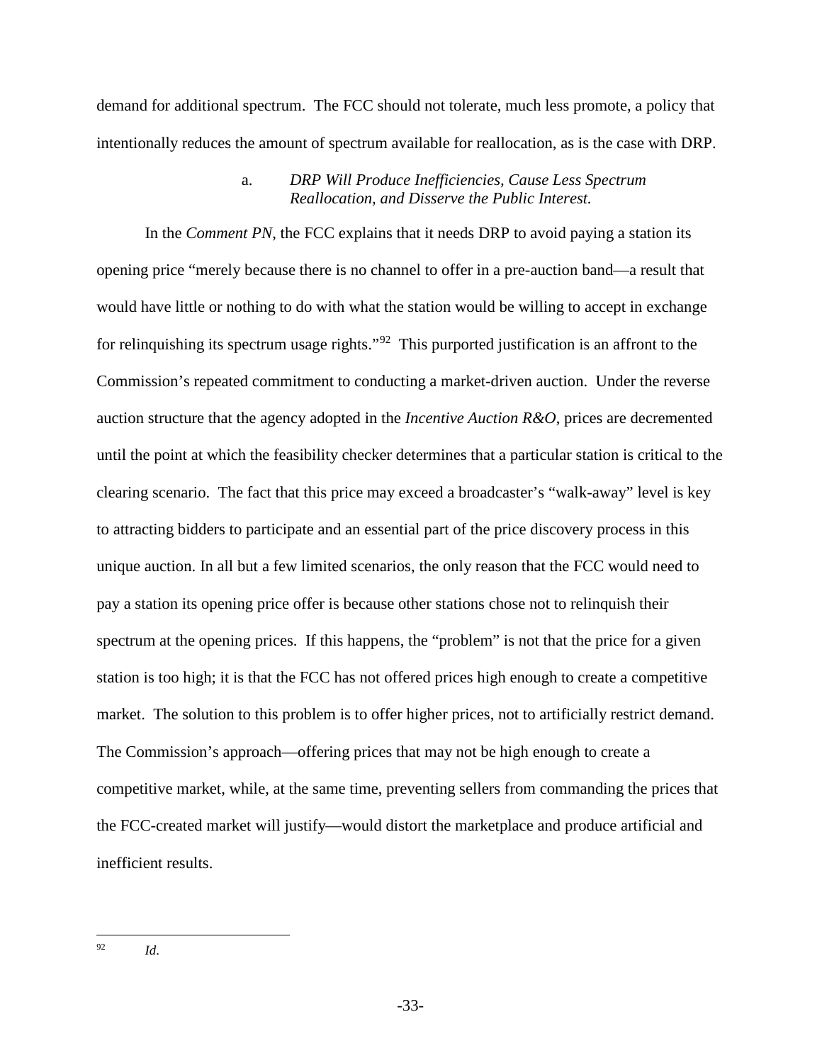demand for additional spectrum. The FCC should not tolerate, much less promote, a policy that intentionally reduces the amount of spectrum available for reallocation, as is the case with DRP.

#### a. *DRP Will Produce Inefficiencies, Cause Less Spectrum Reallocation, and Disserve the Public Interest.*

In the *Comment PN*, the FCC explains that it needs DRP to avoid paying a station its opening price "merely because there is no channel to offer in a pre-auction band—a result that would have little or nothing to do with what the station would be willing to accept in exchange for relinquishing its spectrum usage rights."[92] This purported justification is an affront to the Commission's repeated commitment to conducting a market-driven auction. Under the reverse auction structure that the agency adopted in the *Incentive Auction R&O*, prices are decremented until the point at which the feasibility checker determines that a particular station is critical to the clearing scenario. The fact that this price may exceed a broadcaster's "walk-away" level is key to attracting bidders to participate and an essential part of the price discovery process in this unique auction. In all but a few limited scenarios, the only reason that the FCC would need to pay a station its opening price offer is because other stations chose not to relinquish their spectrum at the opening prices. If this happens, the "problem" is not that the price for a given station is too high; it is that the FCC has not offered prices high enough to create a competitive market. The solution to this problem is to offer higher prices, not to artificially restrict demand. The Commission's approach—offering prices that may not be high enough to create a competitive market, while, at the same time, preventing sellers from commanding the prices that the FCC-created market will justify—would distort the marketplace and produce artificial and inefficient results.

---

[92] *Id*.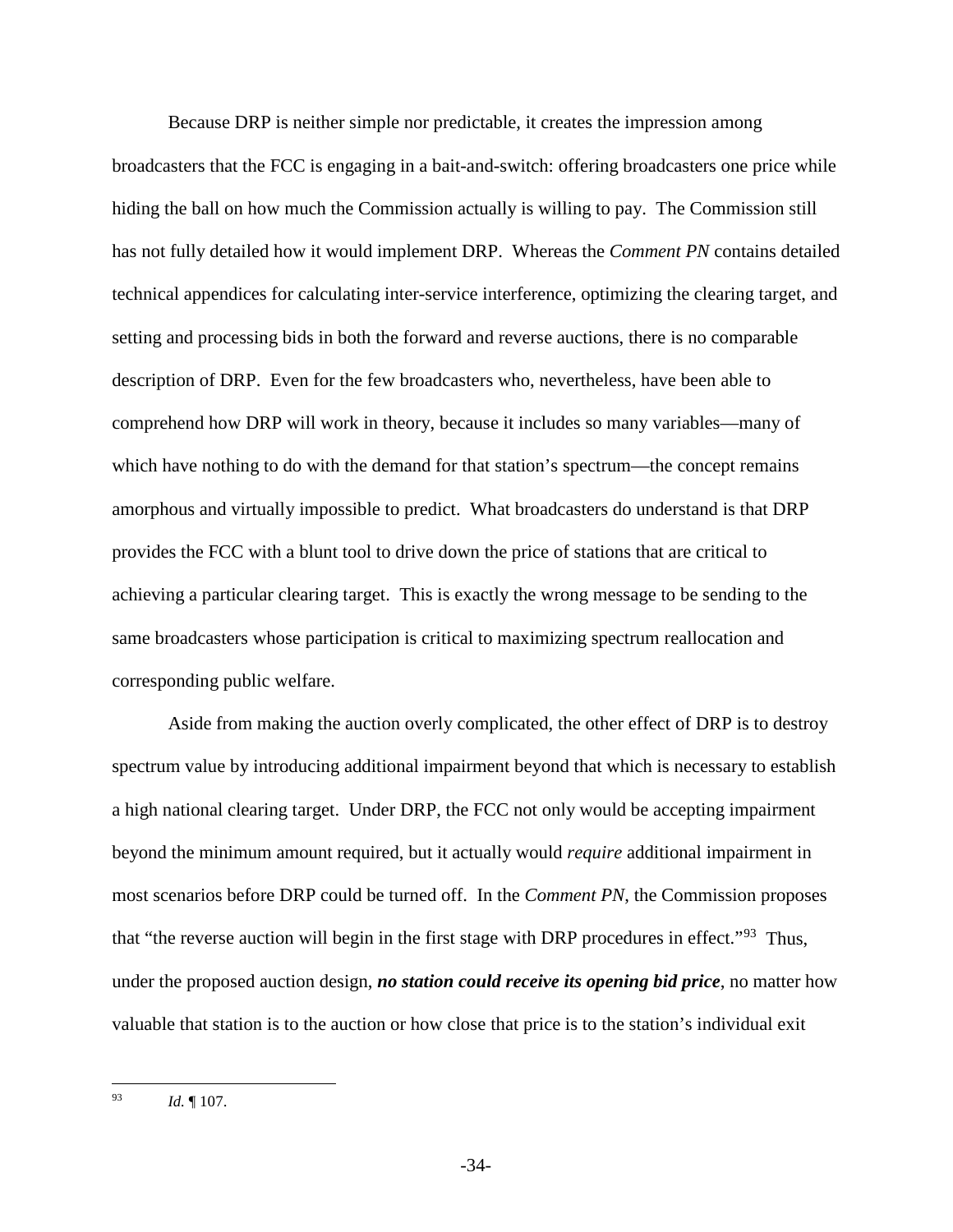Because DRP is neither simple nor predictable, it creates the impression among broadcasters that the FCC is engaging in a bait-and-switch: offering broadcasters one price while hiding the ball on how much the Commission actually is willing to pay. The Commission still has not fully detailed how it would implement DRP. Whereas the *Comment PN* contains detailed technical appendices for calculating inter-service interference, optimizing the clearing target, and setting and processing bids in both the forward and reverse auctions, there is no comparable description of DRP. Even for the few broadcasters who, nevertheless, have been able to comprehend how DRP will work in theory, because it includes so many variables—many of which have nothing to do with the demand for that station's spectrum—the concept remains amorphous and virtually impossible to predict. What broadcasters do understand is that DRP provides the FCC with a blunt tool to drive down the price of stations that are critical to achieving a particular clearing target. This is exactly the wrong message to be sending to the same broadcasters whose participation is critical to maximizing spectrum reallocation and corresponding public welfare.

Aside from making the auction overly complicated, the other effect of DRP is to destroy spectrum value by introducing additional impairment beyond that which is necessary to establish a high national clearing target. Under DRP, the FCC not only would be accepting impairment beyond the minimum amount required, but it actually would *require* additional impairment in most scenarios before DRP could be turned off. In the *Comment PN*, the Commission proposes that "the reverse auction will begin in the first stage with DRP procedures in effect."[93] Thus, under the proposed auction design, ***no station could receive its opening bid price***, no matter how valuable that station is to the auction or how close that price is to the station's individual exit

---

[93] *Id.* ¶ 107.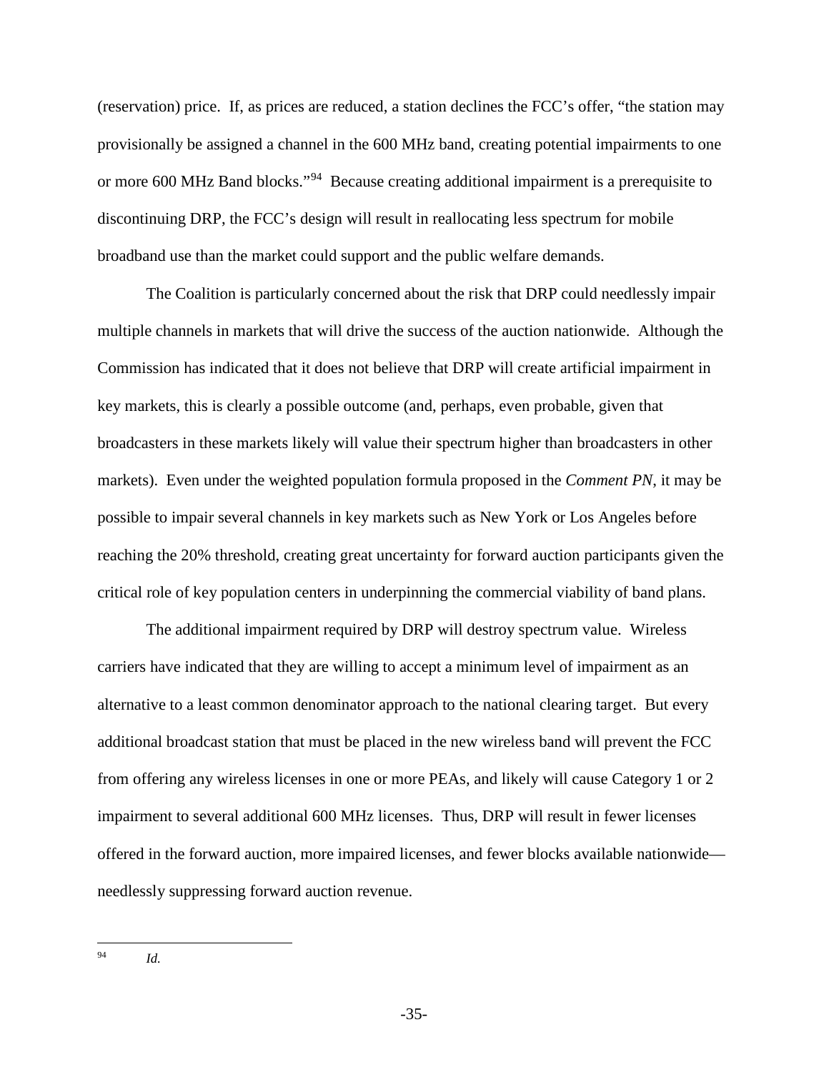(reservation) price. If, as prices are reduced, a station declines the FCC's offer, "the station may provisionally be assigned a channel in the 600 MHz band, creating potential impairments to one or more 600 MHz Band blocks."[94] Because creating additional impairment is a prerequisite to discontinuing DRP, the FCC's design will result in reallocating less spectrum for mobile broadband use than the market could support and the public welfare demands.

The Coalition is particularly concerned about the risk that DRP could needlessly impair multiple channels in markets that will drive the success of the auction nationwide. Although the Commission has indicated that it does not believe that DRP will create artificial impairment in key markets, this is clearly a possible outcome (and, perhaps, even probable, given that broadcasters in these markets likely will value their spectrum higher than broadcasters in other markets). Even under the weighted population formula proposed in the *Comment PN*, it may be possible to impair several channels in key markets such as New York or Los Angeles before reaching the 20% threshold, creating great uncertainty for forward auction participants given the critical role of key population centers in underpinning the commercial viability of band plans.

The additional impairment required by DRP will destroy spectrum value. Wireless carriers have indicated that they are willing to accept a minimum level of impairment as an alternative to a least common denominator approach to the national clearing target. But every additional broadcast station that must be placed in the new wireless band will prevent the FCC from offering any wireless licenses in one or more PEAs, and likely will cause Category 1 or 2 impairment to several additional 600 MHz licenses. Thus, DRP will result in fewer licenses offered in the forward auction, more impaired licenses, and fewer blocks available nationwide—needlessly suppressing forward auction revenue.

---

[94] *Id.*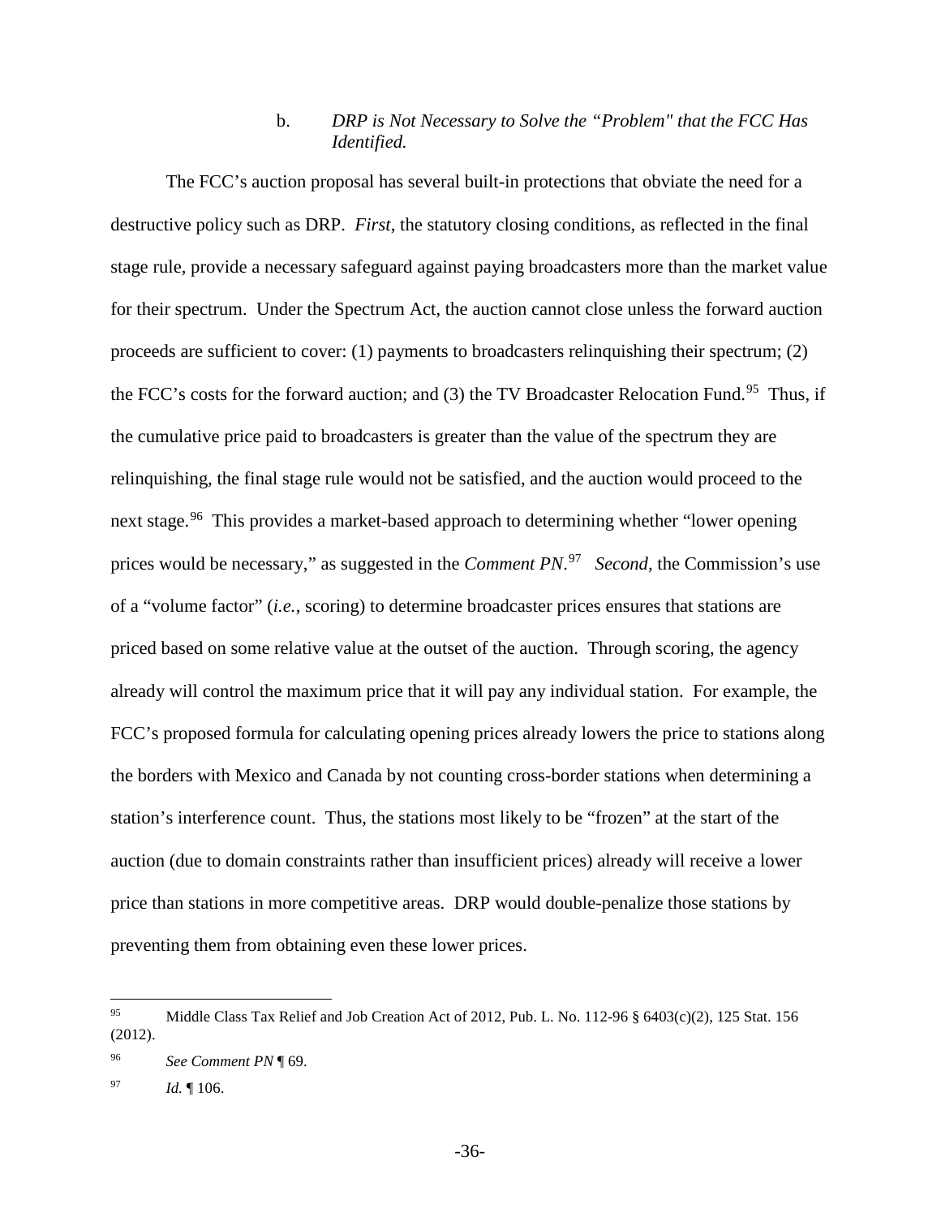#### b. *DRP is Not Necessary to Solve the "Problem" that the FCC Has Identified.*

The FCC's auction proposal has several built-in protections that obviate the need for a destructive policy such as DRP. *First*, the statutory closing conditions, as reflected in the final stage rule, provide a necessary safeguard against paying broadcasters more than the market value for their spectrum. Under the Spectrum Act, the auction cannot close unless the forward auction proceeds are sufficient to cover: (1) payments to broadcasters relinquishing their spectrum; (2) the FCC's costs for the forward auction; and (3) the TV Broadcaster Relocation Fund.[95] Thus, if the cumulative price paid to broadcasters is greater than the value of the spectrum they are relinquishing, the final stage rule would not be satisfied, and the auction would proceed to the next stage.[96] This provides a market-based approach to determining whether "lower opening prices would be necessary," as suggested in the *Comment PN*.[97] *Second,* the Commission's use of a "volume factor" (*i.e.*, scoring) to determine broadcaster prices ensures that stations are priced based on some relative value at the outset of the auction. Through scoring, the agency already will control the maximum price that it will pay any individual station. For example, the FCC's proposed formula for calculating opening prices already lowers the price to stations along the borders with Mexico and Canada by not counting cross-border stations when determining a station's interference count. Thus, the stations most likely to be "frozen" at the start of the auction (due to domain constraints rather than insufficient prices) already will receive a lower price than stations in more competitive areas. DRP would double-penalize those stations by preventing them from obtaining even these lower prices.

---

[95] Middle Class Tax Relief and Job Creation Act of 2012, Pub. L. No. 112-96 § 6403(c)(2), 125 Stat. 156 (2012).

[96] *See Comment PN* ¶ 69.

[97] *Id.* ¶ 106.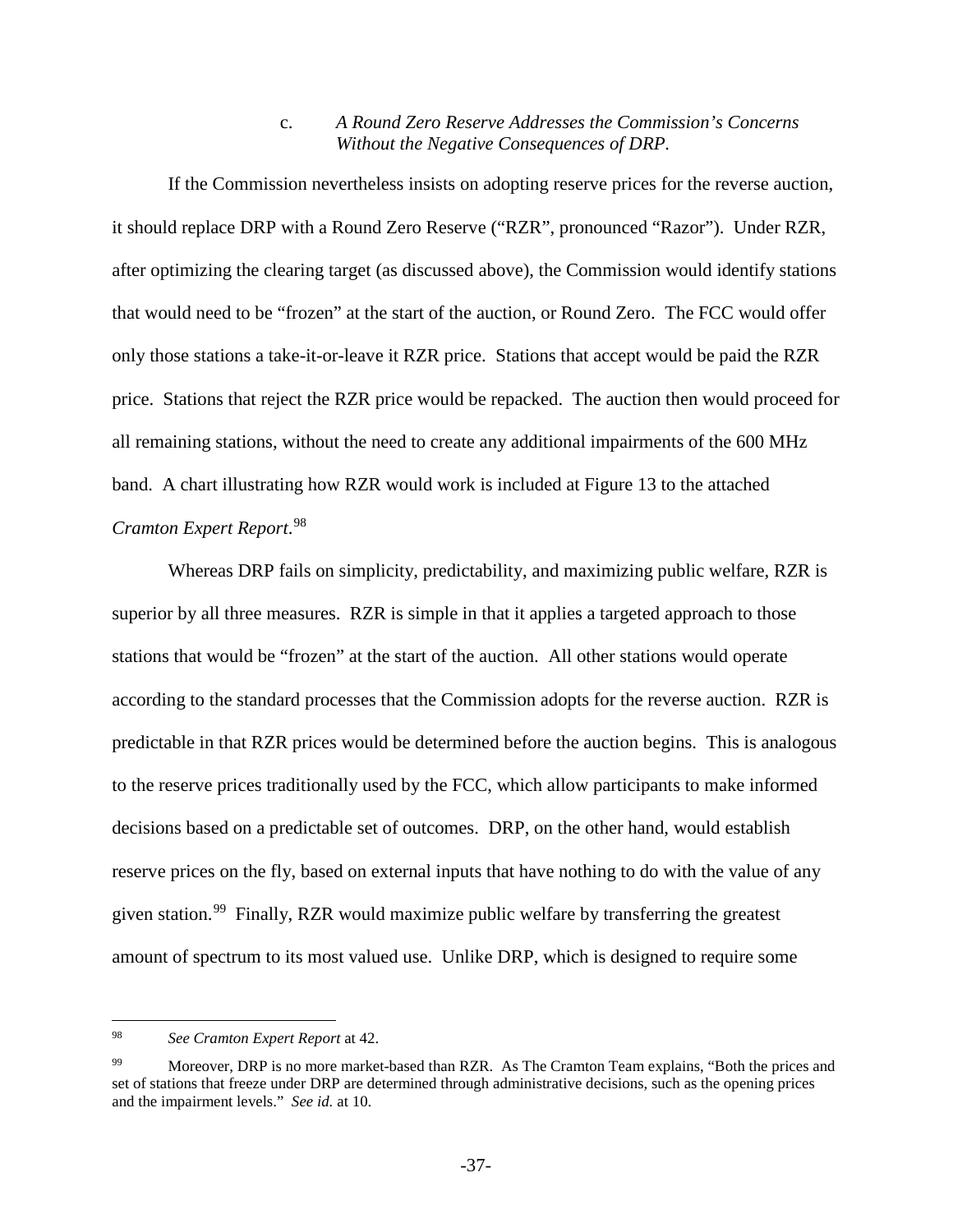### c. *A Round Zero Reserve Addresses the Commission's Concerns Without the Negative Consequences of DRP.*

If the Commission nevertheless insists on adopting reserve prices for the reverse auction, it should replace DRP with a Round Zero Reserve ("RZR", pronounced "Razor"). Under RZR, after optimizing the clearing target (as discussed above), the Commission would identify stations that would need to be "frozen" at the start of the auction, or Round Zero. The FCC would offer only those stations a take-it-or-leave it RZR price. Stations that accept would be paid the RZR price. Stations that reject the RZR price would be repacked. The auction then would proceed for all remaining stations, without the need to create any additional impairments of the 600 MHz band. A chart illustrating how RZR would work is included at Figure 13 to the attached *Cramton Expert Report*.[98]

Whereas DRP fails on simplicity, predictability, and maximizing public welfare, RZR is superior by all three measures. RZR is simple in that it applies a targeted approach to those stations that would be "frozen" at the start of the auction. All other stations would operate according to the standard processes that the Commission adopts for the reverse auction. RZR is predictable in that RZR prices would be determined before the auction begins. This is analogous to the reserve prices traditionally used by the FCC, which allow participants to make informed decisions based on a predictable set of outcomes. DRP, on the other hand, would establish reserve prices on the fly, based on external inputs that have nothing to do with the value of any given station.[99] Finally, RZR would maximize public welfare by transferring the greatest amount of spectrum to its most valued use. Unlike DRP, which is designed to require some

---

[98] *See Cramton Expert Report* at 42.

[99] Moreover, DRP is no more market-based than RZR. As The Cramton Team explains, "Both the prices and set of stations that freeze under DRP are determined through administrative decisions, such as the opening prices and the impairment levels." *See id.* at 10.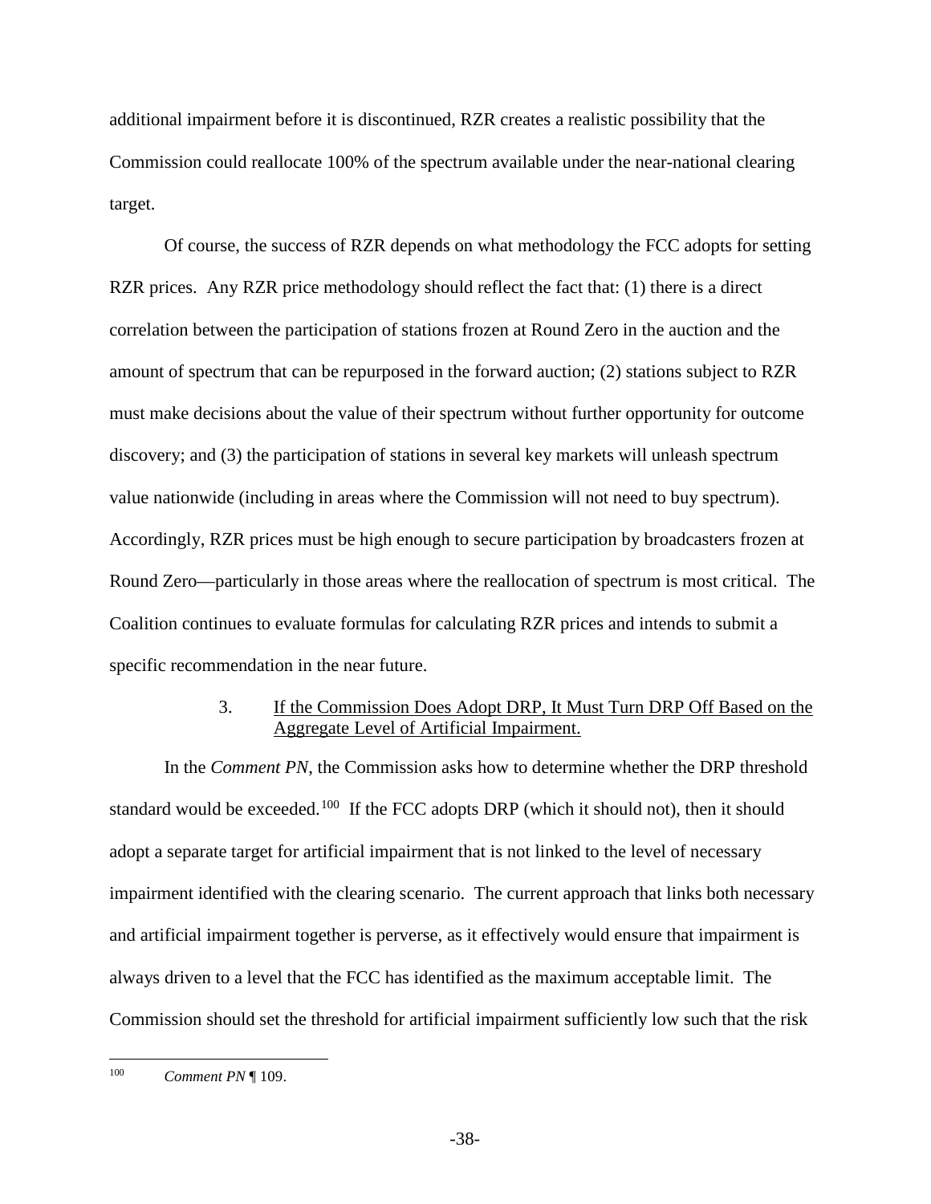additional impairment before it is discontinued, RZR creates a realistic possibility that the Commission could reallocate 100% of the spectrum available under the near-national clearing target.

Of course, the success of RZR depends on what methodology the FCC adopts for setting RZR prices. Any RZR price methodology should reflect the fact that: (1) there is a direct correlation between the participation of stations frozen at Round Zero in the auction and the amount of spectrum that can be repurposed in the forward auction; (2) stations subject to RZR must make decisions about the value of their spectrum without further opportunity for outcome discovery; and (3) the participation of stations in several key markets will unleash spectrum value nationwide (including in areas where the Commission will not need to buy spectrum). Accordingly, RZR prices must be high enough to secure participation by broadcasters frozen at Round Zero—particularly in those areas where the reallocation of spectrum is most critical. The Coalition continues to evaluate formulas for calculating RZR prices and intends to submit a specific recommendation in the near future.

#### 3. If the Commission Does Adopt DRP, It Must Turn DRP Off Based on the Aggregate Level of Artificial Impairment.

In the *Comment PN*, the Commission asks how to determine whether the DRP threshold standard would be exceeded.[100] If the FCC adopts DRP (which it should not), then it should adopt a separate target for artificial impairment that is not linked to the level of necessary impairment identified with the clearing scenario. The current approach that links both necessary and artificial impairment together is perverse, as it effectively would ensure that impairment is always driven to a level that the FCC has identified as the maximum acceptable limit. The Commission should set the threshold for artificial impairment sufficiently low such that the risk

---

[100] *Comment PN* ¶ 109.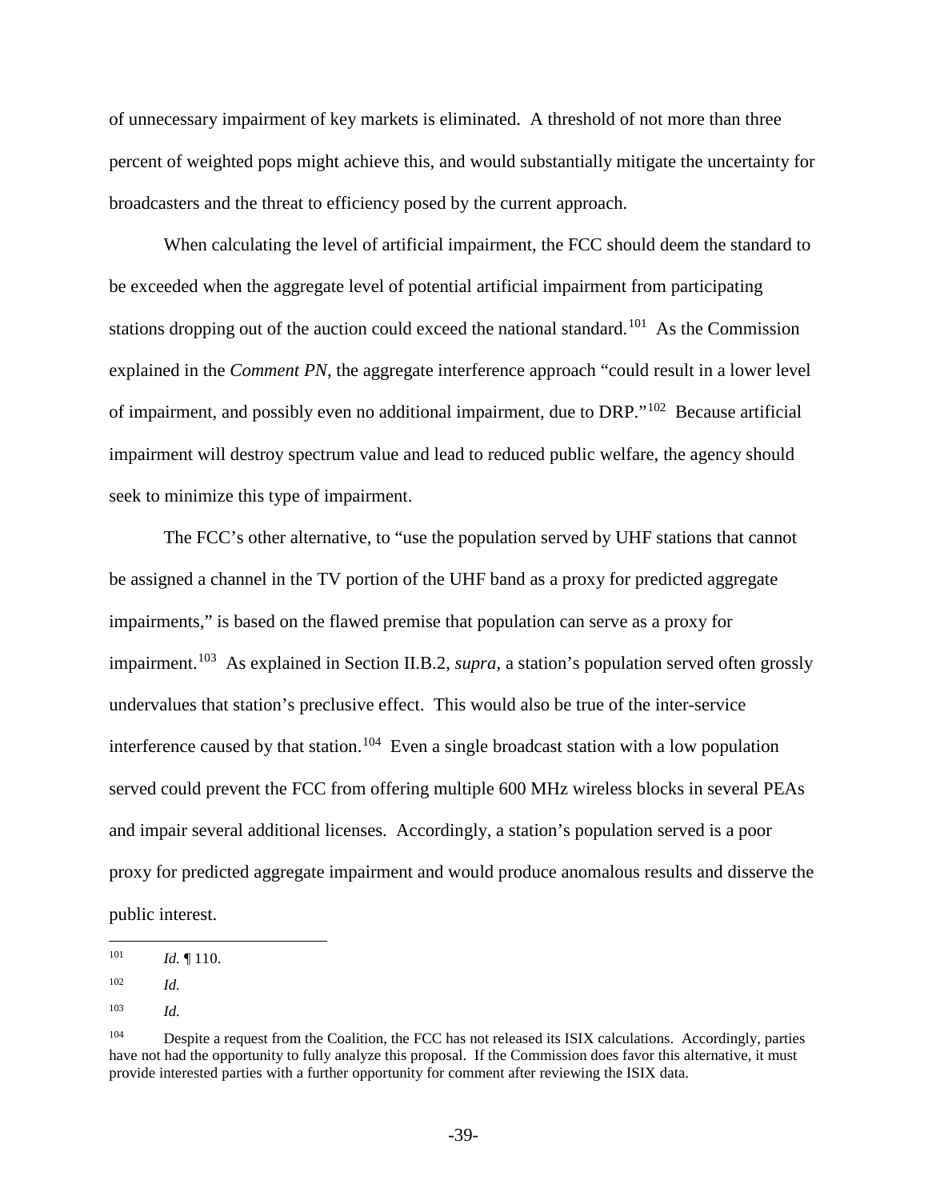of unnecessary impairment of key markets is eliminated. A threshold of not more than three percent of weighted pops might achieve this, and would substantially mitigate the uncertainty for broadcasters and the threat to efficiency posed by the current approach.

When calculating the level of artificial impairment, the FCC should deem the standard to be exceeded when the aggregate level of potential artificial impairment from participating stations dropping out of the auction could exceed the national standard.[101] As the Commission explained in the *Comment PN*, the aggregate interference approach "could result in a lower level of impairment, and possibly even no additional impairment, due to DRP."[102] Because artificial impairment will destroy spectrum value and lead to reduced public welfare, the agency should seek to minimize this type of impairment.

The FCC's other alternative, to "use the population served by UHF stations that cannot be assigned a channel in the TV portion of the UHF band as a proxy for predicted aggregate impairments," is based on the flawed premise that population can serve as a proxy for impairment.[103] As explained in Section II.B.2, *supra*, a station's population served often grossly undervalues that station's preclusive effect. This would also be true of the inter-service interference caused by that station.[104] Even a single broadcast station with a low population served could prevent the FCC from offering multiple 600 MHz wireless blocks in several PEAs and impair several additional licenses. Accordingly, a station's population served is a poor proxy for predicted aggregate impairment and would produce anomalous results and disserve the public interest.

---

[101] *Id.* ¶ 110.

[102] *Id.*

[103] *Id.*

[104] Despite a request from the Coalition, the FCC has not released its ISIX calculations. Accordingly, parties have not had the opportunity to fully analyze this proposal. If the Commission does favor this alternative, it must provide interested parties with a further opportunity for comment after reviewing the ISIX data.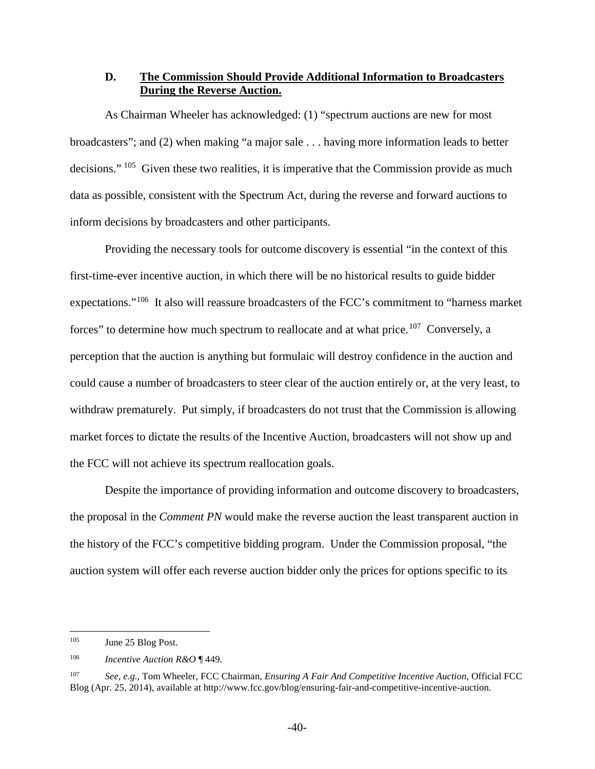### D. **The Commission Should Provide Additional Information to Broadcasters During the Reverse Auction.**

As Chairman Wheeler has acknowledged: (1) "spectrum auctions are new for most broadcasters"; and (2) when making "a major sale . . . having more information leads to better decisions."[105] Given these two realities, it is imperative that the Commission provide as much data as possible, consistent with the Spectrum Act, during the reverse and forward auctions to inform decisions by broadcasters and other participants.

Providing the necessary tools for outcome discovery is essential "in the context of this first-time-ever incentive auction, in which there will be no historical results to guide bidder expectations."[106] It also will reassure broadcasters of the FCC's commitment to "harness market forces" to determine how much spectrum to reallocate and at what price.[107] Conversely, a perception that the auction is anything but formulaic will destroy confidence in the auction and could cause a number of broadcasters to steer clear of the auction entirely or, at the very least, to withdraw prematurely. Put simply, if broadcasters do not trust that the Commission is allowing market forces to dictate the results of the Incentive Auction, broadcasters will not show up and the FCC will not achieve its spectrum reallocation goals.

Despite the importance of providing information and outcome discovery to broadcasters, the proposal in the *Comment PN* would make the reverse auction the least transparent auction in the history of the FCC's competitive bidding program. Under the Commission proposal, "the auction system will offer each reverse auction bidder only the prices for options specific to its

---

[105] June 25 Blog Post.

[106] *Incentive Auction R&O* ¶ 449.

[107] *See, e.g.*, Tom Wheeler, FCC Chairman, *Ensuring A Fair And Competitive Incentive Auction*, Official FCC Blog (Apr. 25, 2014), available at http://www.fcc.gov/blog/ensuring-fair-and-competitive-incentive-auction.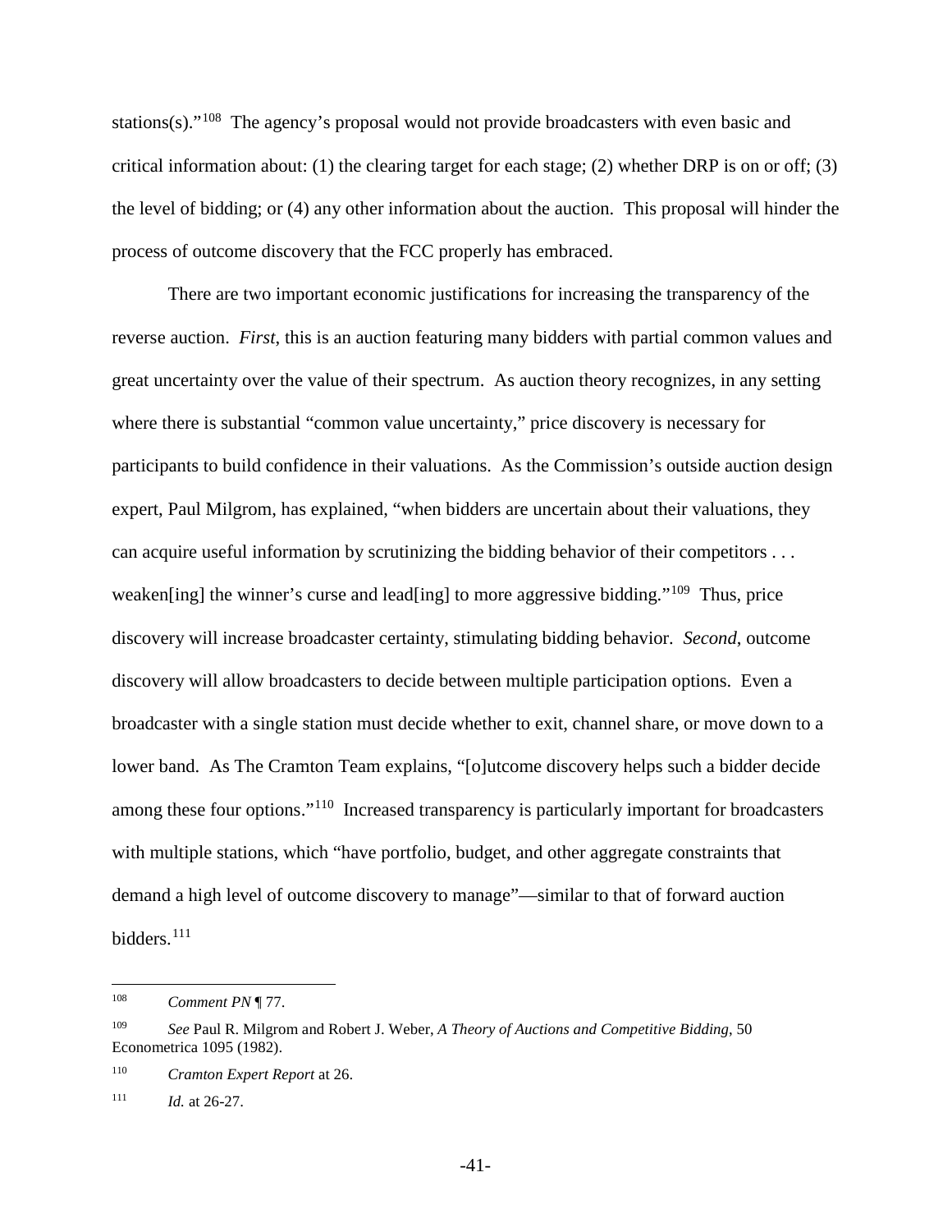stations(s)."[108] The agency's proposal would not provide broadcasters with even basic and critical information about: (1) the clearing target for each stage; (2) whether DRP is on or off; (3) the level of bidding; or (4) any other information about the auction. This proposal will hinder the process of outcome discovery that the FCC properly has embraced.

There are two important economic justifications for increasing the transparency of the reverse auction. *First*, this is an auction featuring many bidders with partial common values and great uncertainty over the value of their spectrum. As auction theory recognizes, in any setting where there is substantial "common value uncertainty," price discovery is necessary for participants to build confidence in their valuations. As the Commission's outside auction design expert, Paul Milgrom, has explained, "when bidders are uncertain about their valuations, they can acquire useful information by scrutinizing the bidding behavior of their competitors . . . weaken[ing] the winner's curse and lead[ing] to more aggressive bidding."[109] Thus, price discovery will increase broadcaster certainty, stimulating bidding behavior. *Second*, outcome discovery will allow broadcasters to decide between multiple participation options. Even a broadcaster with a single station must decide whether to exit, channel share, or move down to a lower band. As The Cramton Team explains, "[o]utcome discovery helps such a bidder decide among these four options."[110] Increased transparency is particularly important for broadcasters with multiple stations, which "have portfolio, budget, and other aggregate constraints that demand a high level of outcome discovery to manage"—similar to that of forward auction bidders.[111]

---

[108] *Comment PN* ¶ 77.

[109] *See* Paul R. Milgrom and Robert J. Weber, *A Theory of Auctions and Competitive Bidding*, 50 Econometrica 1095 (1982).

[110] *Cramton Expert Report* at 26.

[111] *Id.* at 26-27.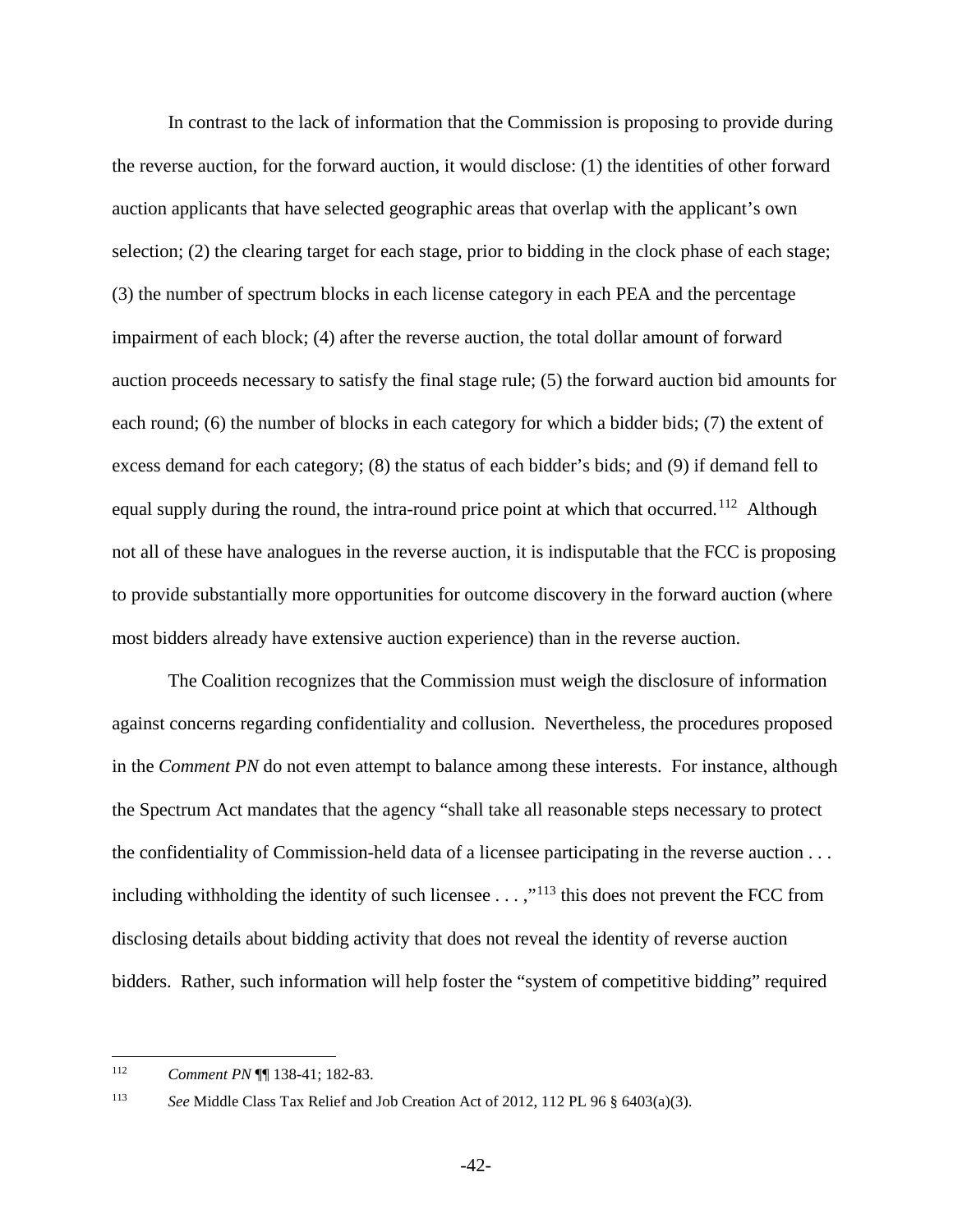In contrast to the lack of information that the Commission is proposing to provide during the reverse auction, for the forward auction, it would disclose: (1) the identities of other forward auction applicants that have selected geographic areas that overlap with the applicant's own selection; (2) the clearing target for each stage, prior to bidding in the clock phase of each stage; (3) the number of spectrum blocks in each license category in each PEA and the percentage impairment of each block; (4) after the reverse auction, the total dollar amount of forward auction proceeds necessary to satisfy the final stage rule; (5) the forward auction bid amounts for each round; (6) the number of blocks in each category for which a bidder bids; (7) the extent of excess demand for each category; (8) the status of each bidder's bids; and (9) if demand fell to equal supply during the round, the intra-round price point at which that occurred.[112] Although not all of these have analogues in the reverse auction, it is indisputable that the FCC is proposing to provide substantially more opportunities for outcome discovery in the forward auction (where most bidders already have extensive auction experience) than in the reverse auction.

The Coalition recognizes that the Commission must weigh the disclosure of information against concerns regarding confidentiality and collusion. Nevertheless, the procedures proposed in the *Comment PN* do not even attempt to balance among these interests. For instance, although the Spectrum Act mandates that the agency "shall take all reasonable steps necessary to protect the confidentiality of Commission-held data of a licensee participating in the reverse auction . . . including withholding the identity of such licensee . . . ,"[113] this does not prevent the FCC from disclosing details about bidding activity that does not reveal the identity of reverse auction bidders. Rather, such information will help foster the "system of competitive bidding" required

---

[112] *Comment PN* ¶¶ 138-41; 182-83.

[113] *See* Middle Class Tax Relief and Job Creation Act of 2012, 112 PL 96 § 6403(a)(3).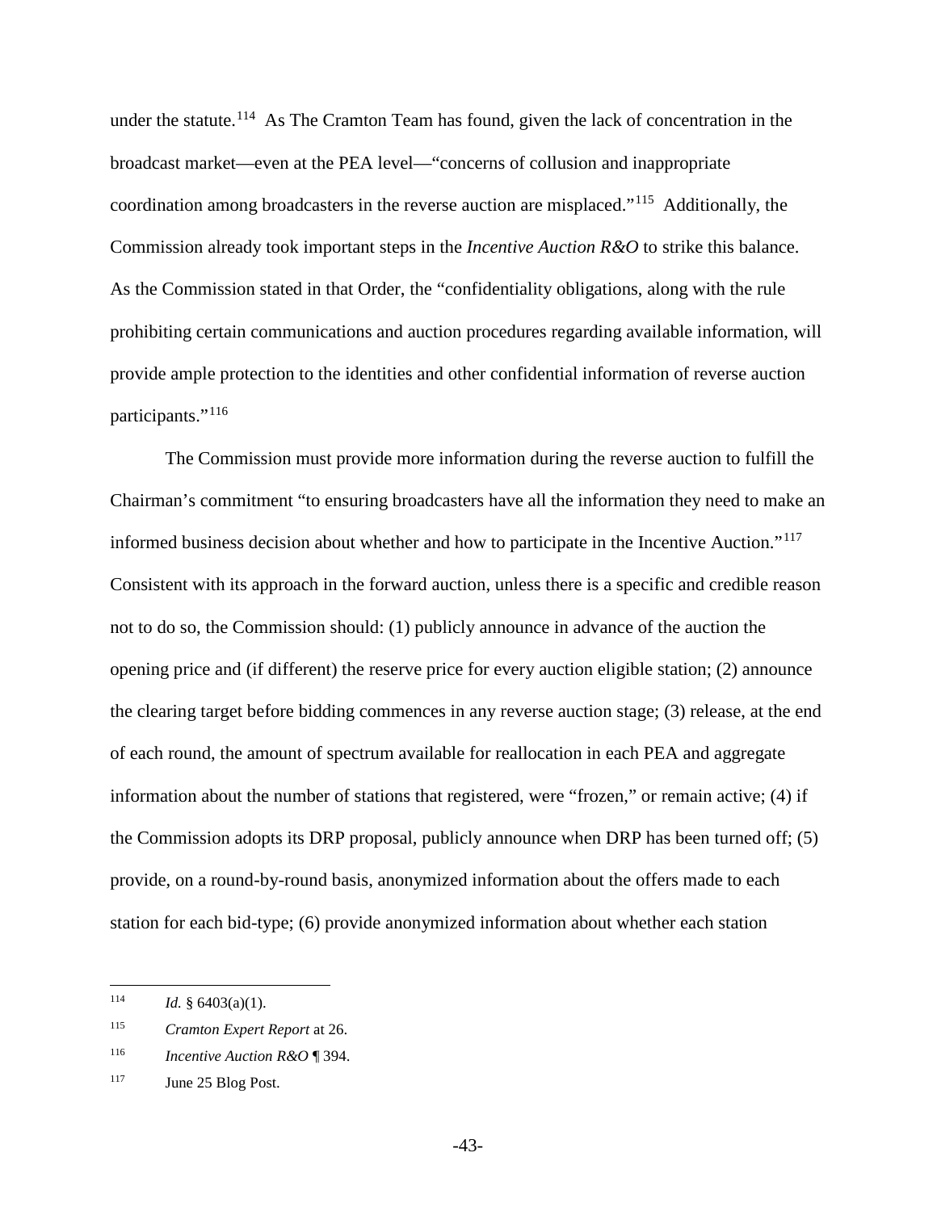under the statute.[114] As The Cramton Team has found, given the lack of concentration in the broadcast market—even at the PEA level—"concerns of collusion and inappropriate coordination among broadcasters in the reverse auction are misplaced."[115] Additionally, the Commission already took important steps in the *Incentive Auction R&O* to strike this balance. As the Commission stated in that Order, the "confidentiality obligations, along with the rule prohibiting certain communications and auction procedures regarding available information, will provide ample protection to the identities and other confidential information of reverse auction participants."[116]

The Commission must provide more information during the reverse auction to fulfill the Chairman's commitment "to ensuring broadcasters have all the information they need to make an informed business decision about whether and how to participate in the Incentive Auction."[117] Consistent with its approach in the forward auction, unless there is a specific and credible reason not to do so, the Commission should: (1) publicly announce in advance of the auction the opening price and (if different) the reserve price for every auction eligible station; (2) announce the clearing target before bidding commences in any reverse auction stage; (3) release, at the end of each round, the amount of spectrum available for reallocation in each PEA and aggregate information about the number of stations that registered, were "frozen," or remain active; (4) if the Commission adopts its DRP proposal, publicly announce when DRP has been turned off; (5) provide, on a round-by-round basis, anonymized information about the offers made to each station for each bid-type; (6) provide anonymized information about whether each station

---

[114] *Id.* § 6403(a)(1).

[115] *Cramton Expert Report* at 26.

[116] *Incentive Auction R&O* ¶ 394.

[117] June 25 Blog Post.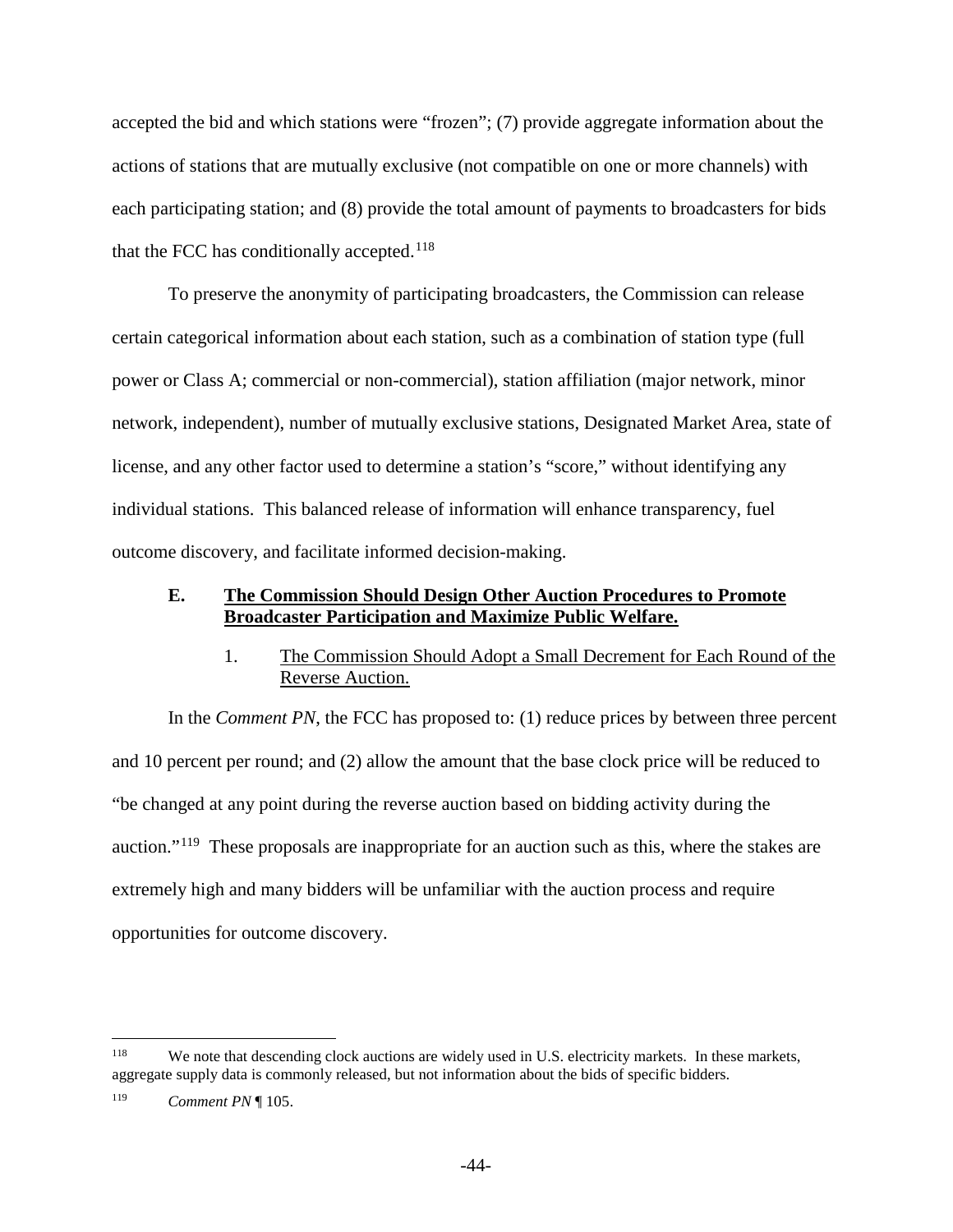accepted the bid and which stations were "frozen"; (7) provide aggregate information about the actions of stations that are mutually exclusive (not compatible on one or more channels) with each participating station; and (8) provide the total amount of payments to broadcasters for bids that the FCC has conditionally accepted.[118]

To preserve the anonymity of participating broadcasters, the Commission can release certain categorical information about each station, such as a combination of station type (full power or Class A; commercial or non-commercial), station affiliation (major network, minor network, independent), number of mutually exclusive stations, Designated Market Area, state of license, and any other factor used to determine a station's "score," without identifying any individual stations. This balanced release of information will enhance transparency, fuel outcome discovery, and facilitate informed decision-making.

### E. <u>The Commission Should Design Other Auction Procedures to Promote Broadcaster Participation and Maximize Public Welfare.</u>

#### 1. <u>The Commission Should Adopt a Small Decrement for Each Round of the Reverse Auction.</u>

In the *Comment PN*, the FCC has proposed to: (1) reduce prices by between three percent and 10 percent per round; and (2) allow the amount that the base clock price will be reduced to "be changed at any point during the reverse auction based on bidding activity during the auction."[119] These proposals are inappropriate for an auction such as this, where the stakes are extremely high and many bidders will be unfamiliar with the auction process and require opportunities for outcome discovery.

---

[118] We note that descending clock auctions are widely used in U.S. electricity markets. In these markets, aggregate supply data is commonly released, but not information about the bids of specific bidders.

[119] *Comment PN* ¶ 105.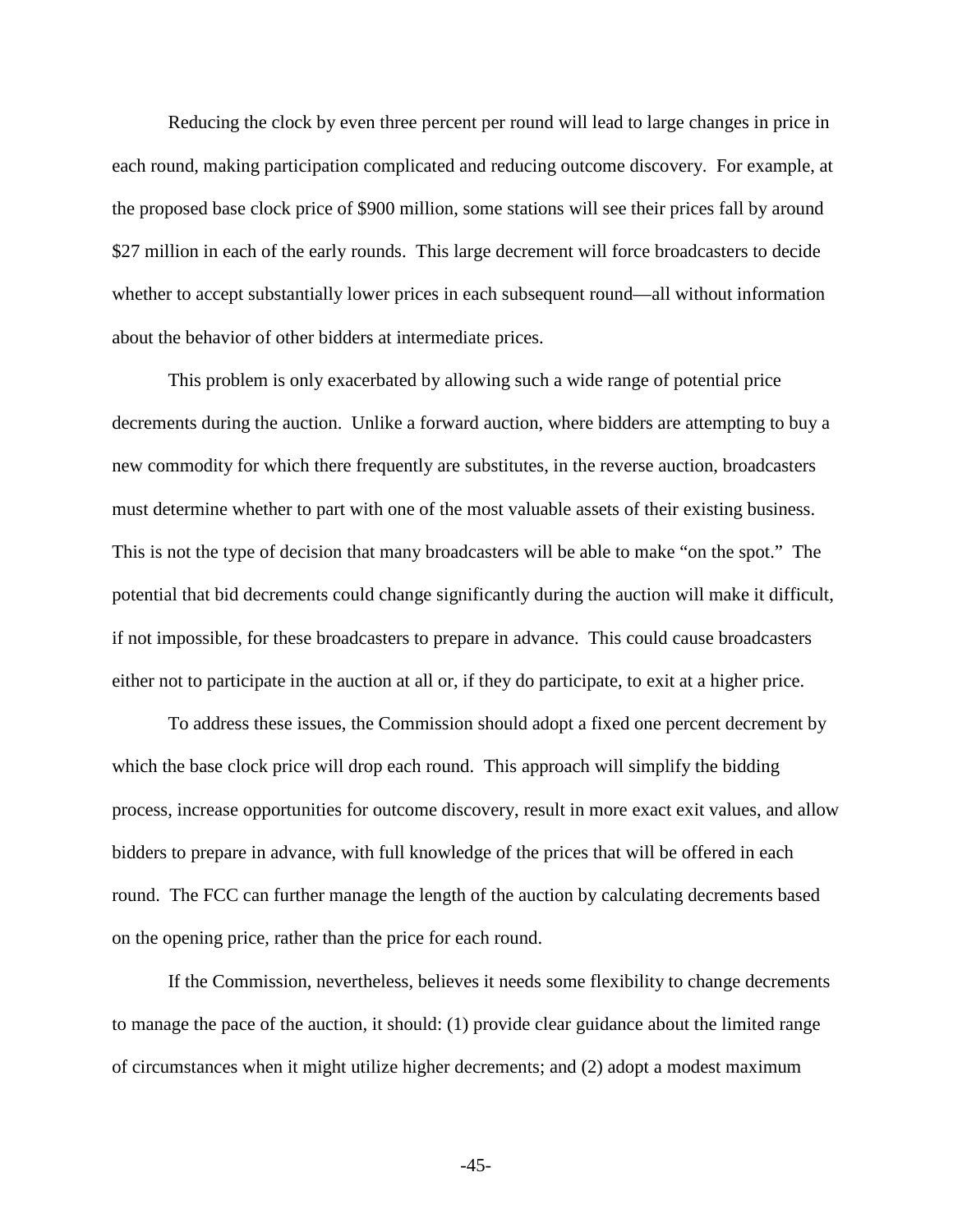Reducing the clock by even three percent per round will lead to large changes in price in each round, making participation complicated and reducing outcome discovery. For example, at the proposed base clock price of $900 million, some stations will see their prices fall by around $27 million in each of the early rounds. This large decrement will force broadcasters to decide whether to accept substantially lower prices in each subsequent round—all without information about the behavior of other bidders at intermediate prices.

This problem is only exacerbated by allowing such a wide range of potential price decrements during the auction. Unlike a forward auction, where bidders are attempting to buy a new commodity for which there frequently are substitutes, in the reverse auction, broadcasters must determine whether to part with one of the most valuable assets of their existing business. This is not the type of decision that many broadcasters will be able to make "on the spot." The potential that bid decrements could change significantly during the auction will make it difficult, if not impossible, for these broadcasters to prepare in advance. This could cause broadcasters either not to participate in the auction at all or, if they do participate, to exit at a higher price.

To address these issues, the Commission should adopt a fixed one percent decrement by which the base clock price will drop each round. This approach will simplify the bidding process, increase opportunities for outcome discovery, result in more exact exit values, and allow bidders to prepare in advance, with full knowledge of the prices that will be offered in each round. The FCC can further manage the length of the auction by calculating decrements based on the opening price, rather than the price for each round.

If the Commission, nevertheless, believes it needs some flexibility to change decrements to manage the pace of the auction, it should: (1) provide clear guidance about the limited range of circumstances when it might utilize higher decrements; and (2) adopt a modest maximum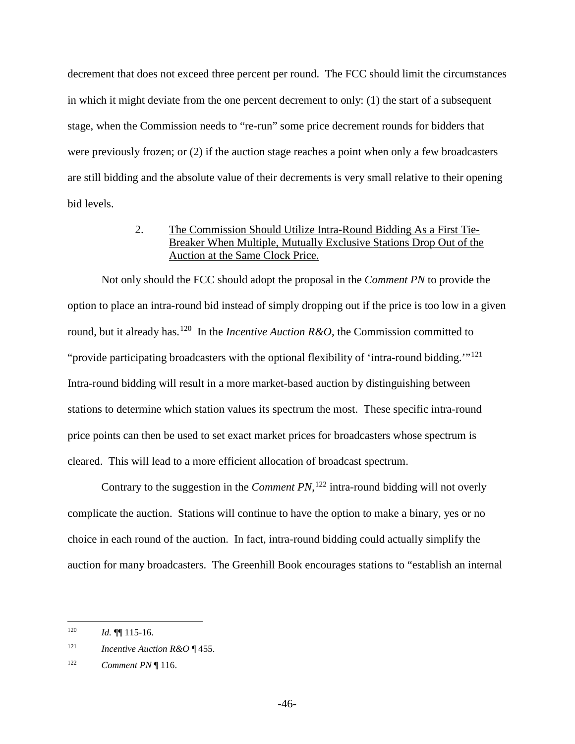decrement that does not exceed three percent per round. The FCC should limit the circumstances in which it might deviate from the one percent decrement to only: (1) the start of a subsequent stage, when the Commission needs to "re-run" some price decrement rounds for bidders that were previously frozen; or (2) if the auction stage reaches a point when only a few broadcasters are still bidding and the absolute value of their decrements is very small relative to their opening bid levels.

### 2. The Commission Should Utilize Intra-Round Bidding As a First Tie-Breaker When Multiple, Mutually Exclusive Stations Drop Out of the Auction at the Same Clock Price.

Not only should the FCC should adopt the proposal in the *Comment PN* to provide the option to place an intra-round bid instead of simply dropping out if the price is too low in a given round, but it already has.[120] In the *Incentive Auction R&O*, the Commission committed to "provide participating broadcasters with the optional flexibility of 'intra-round bidding.'"[121] Intra-round bidding will result in a more market-based auction by distinguishing between stations to determine which station values its spectrum the most. These specific intra-round price points can then be used to set exact market prices for broadcasters whose spectrum is cleared. This will lead to a more efficient allocation of broadcast spectrum.

Contrary to the suggestion in the *Comment PN*,[122] intra-round bidding will not overly complicate the auction. Stations will continue to have the option to make a binary, yes or no choice in each round of the auction. In fact, intra-round bidding could actually simplify the auction for many broadcasters. The Greenhill Book encourages stations to "establish an internal

---

[120] *Id.* ¶¶ 115-16.

[121] *Incentive Auction R&O* ¶ 455.

[122] *Comment PN* ¶ 116.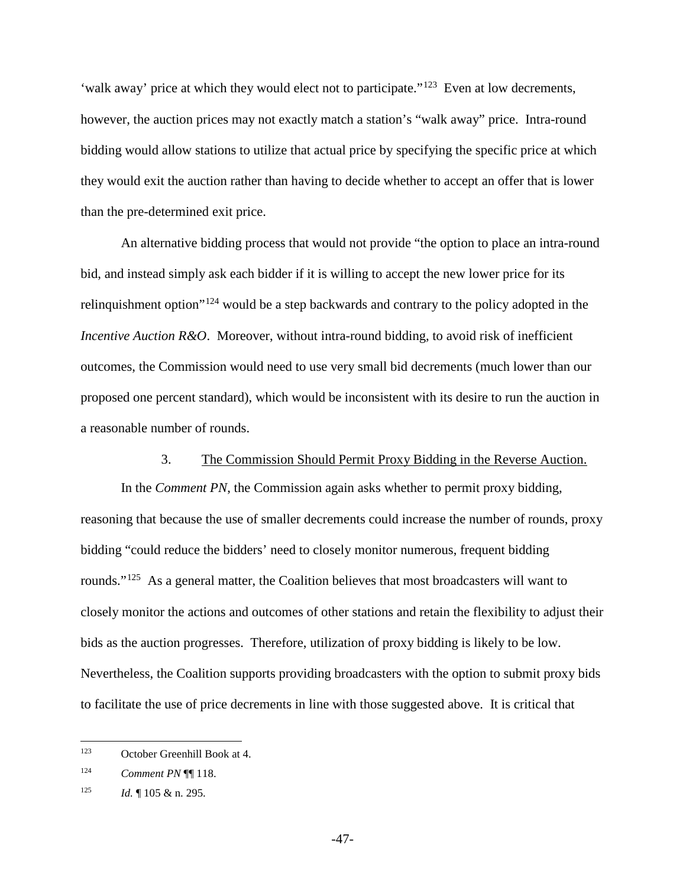'walk away' price at which they would elect not to participate."[123] Even at low decrements, however, the auction prices may not exactly match a station's "walk away" price. Intra-round bidding would allow stations to utilize that actual price by specifying the specific price at which they would exit the auction rather than having to decide whether to accept an offer that is lower than the pre-determined exit price.

An alternative bidding process that would not provide "the option to place an intra-round bid, and instead simply ask each bidder if it is willing to accept the new lower price for its relinquishment option"[124] would be a step backwards and contrary to the policy adopted in the *Incentive Auction R&O*. Moreover, without intra-round bidding, to avoid risk of inefficient outcomes, the Commission would need to use very small bid decrements (much lower than our proposed one percent standard), which would be inconsistent with its desire to run the auction in a reasonable number of rounds.

### 3. The Commission Should Permit Proxy Bidding in the Reverse Auction.

In the *Comment PN*, the Commission again asks whether to permit proxy bidding, reasoning that because the use of smaller decrements could increase the number of rounds, proxy bidding "could reduce the bidders' need to closely monitor numerous, frequent bidding rounds."[125] As a general matter, the Coalition believes that most broadcasters will want to closely monitor the actions and outcomes of other stations and retain the flexibility to adjust their bids as the auction progresses. Therefore, utilization of proxy bidding is likely to be low. Nevertheless, the Coalition supports providing broadcasters with the option to submit proxy bids to facilitate the use of price decrements in line with those suggested above. It is critical that

---

[123] October Greenhill Book at 4.

[124] *Comment PN* ¶¶ 118.

[125] *Id.* ¶ 105 & n. 295.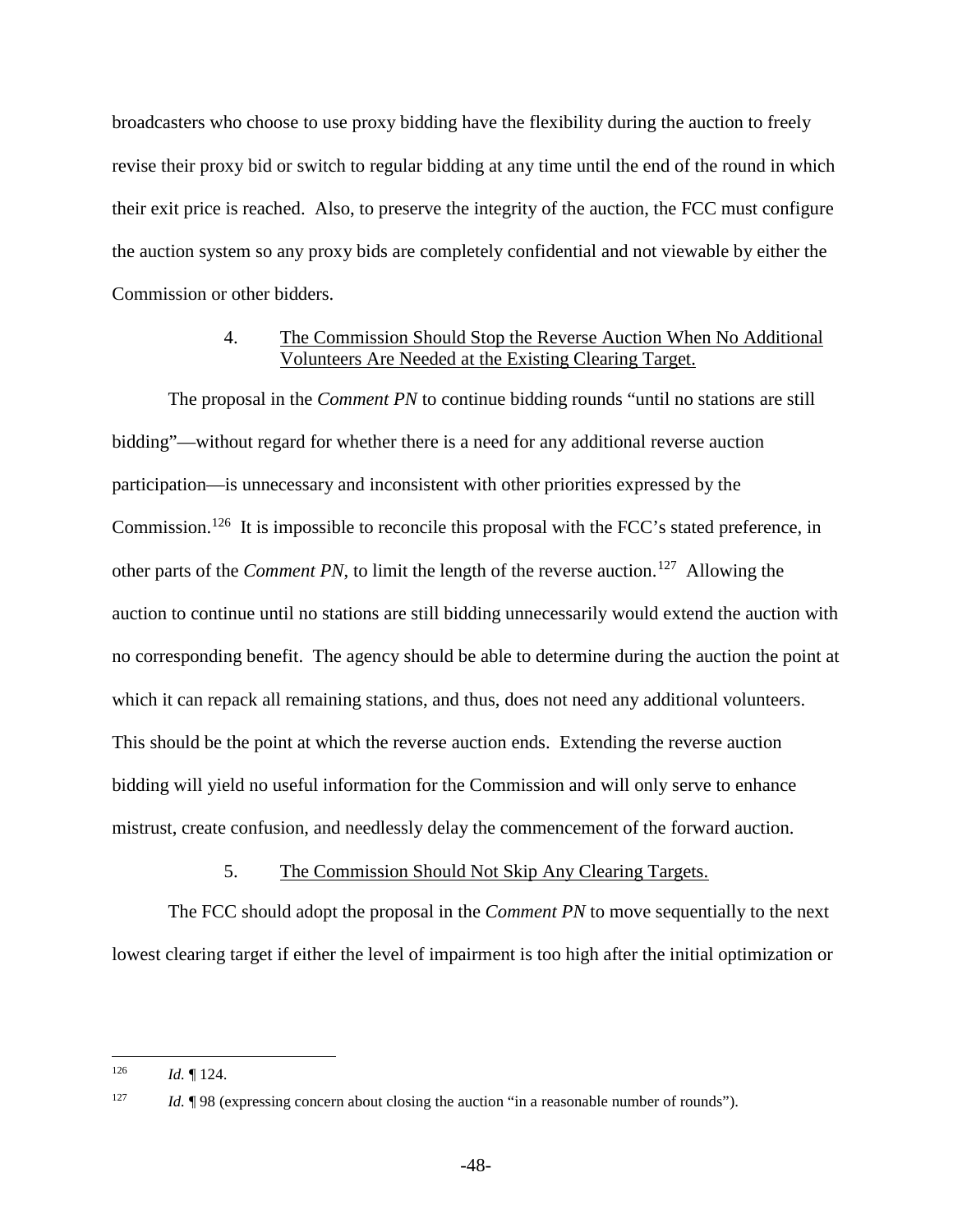broadcasters who choose to use proxy bidding have the flexibility during the auction to freely revise their proxy bid or switch to regular bidding at any time until the end of the round in which their exit price is reached. Also, to preserve the integrity of the auction, the FCC must configure the auction system so any proxy bids are completely confidential and not viewable by either the Commission or other bidders.

#### 4. The Commission Should Stop the Reverse Auction When No Additional Volunteers Are Needed at the Existing Clearing Target.

The proposal in the *Comment PN* to continue bidding rounds "until no stations are still bidding"—without regard for whether there is a need for any additional reverse auction participation—is unnecessary and inconsistent with other priorities expressed by the Commission.[126] It is impossible to reconcile this proposal with the FCC's stated preference, in other parts of the *Comment PN*, to limit the length of the reverse auction.[127] Allowing the auction to continue until no stations are still bidding unnecessarily would extend the auction with no corresponding benefit. The agency should be able to determine during the auction the point at which it can repack all remaining stations, and thus, does not need any additional volunteers. This should be the point at which the reverse auction ends. Extending the reverse auction bidding will yield no useful information for the Commission and will only serve to enhance mistrust, create confusion, and needlessly delay the commencement of the forward auction.

#### 5. The Commission Should Not Skip Any Clearing Targets.

The FCC should adopt the proposal in the *Comment PN* to move sequentially to the next lowest clearing target if either the level of impairment is too high after the initial optimization or

---

[126] *Id.* ¶ 124.

[127] *Id.* ¶ 98 (expressing concern about closing the auction "in a reasonable number of rounds").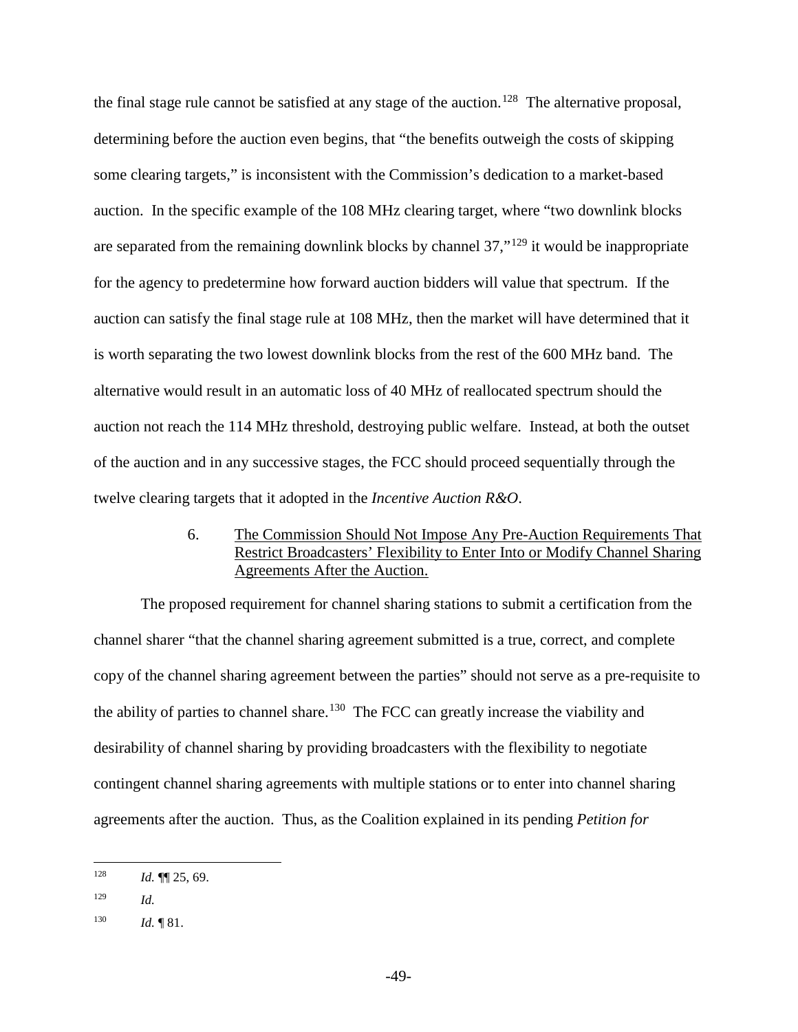the final stage rule cannot be satisfied at any stage of the auction.[128] The alternative proposal, determining before the auction even begins, that "the benefits outweigh the costs of skipping some clearing targets," is inconsistent with the Commission's dedication to a market-based auction. In the specific example of the 108 MHz clearing target, where "two downlink blocks are separated from the remaining downlink blocks by channel 37,"[129] it would be inappropriate for the agency to predetermine how forward auction bidders will value that spectrum. If the auction can satisfy the final stage rule at 108 MHz, then the market will have determined that it is worth separating the two lowest downlink blocks from the rest of the 600 MHz band. The alternative would result in an automatic loss of 40 MHz of reallocated spectrum should the auction not reach the 114 MHz threshold, destroying public welfare. Instead, at both the outset of the auction and in any successive stages, the FCC should proceed sequentially through the twelve clearing targets that it adopted in the *Incentive Auction R&O*.

6. <u>The Commission Should Not Impose Any Pre-Auction Requirements That Restrict Broadcasters' Flexibility to Enter Into or Modify Channel Sharing Agreements After the Auction.</u>

The proposed requirement for channel sharing stations to submit a certification from the channel sharer "that the channel sharing agreement submitted is a true, correct, and complete copy of the channel sharing agreement between the parties" should not serve as a pre-requisite to the ability of parties to channel share.[130] The FCC can greatly increase the viability and desirability of channel sharing by providing broadcasters with the flexibility to negotiate contingent channel sharing agreements with multiple stations or to enter into channel sharing agreements after the auction. Thus, as the Coalition explained in its pending *Petition for*

---

[128] *Id.* ¶¶ 25, 69.

[129] *Id.*

[130] *Id.* ¶ 81.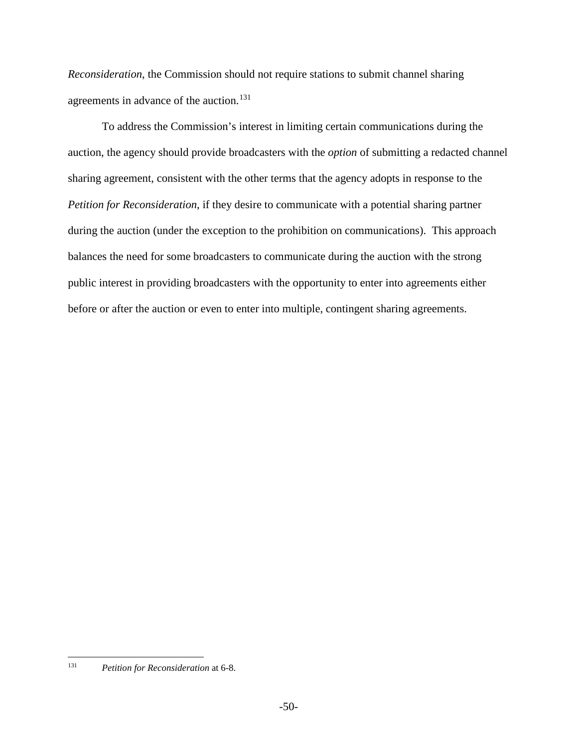*Reconsideration*, the Commission should not require stations to submit channel sharing agreements in advance of the auction.[131]

To address the Commission's interest in limiting certain communications during the auction, the agency should provide broadcasters with the *option* of submitting a redacted channel sharing agreement, consistent with the other terms that the agency adopts in response to the *Petition for Reconsideration*, if they desire to communicate with a potential sharing partner during the auction (under the exception to the prohibition on communications). This approach balances the need for some broadcasters to communicate during the auction with the strong public interest in providing broadcasters with the opportunity to enter into agreements either before or after the auction or even to enter into multiple, contingent sharing agreements.

---

[131] *Petition for Reconsideration* at 6-8.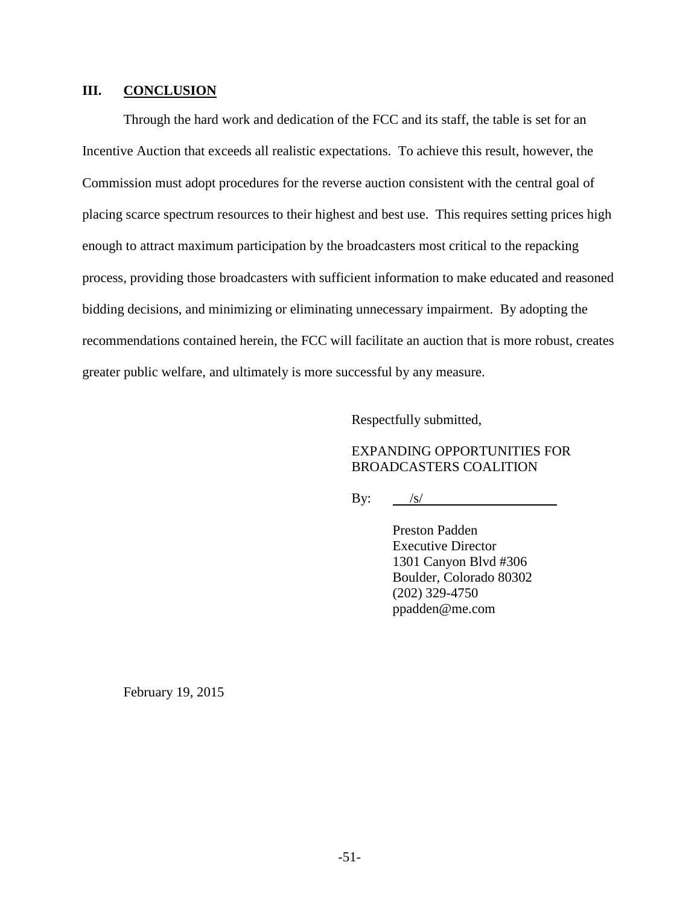## III. CONCLUSION

Through the hard work and dedication of the FCC and its staff, the table is set for an Incentive Auction that exceeds all realistic expectations. To achieve this result, however, the Commission must adopt procedures for the reverse auction consistent with the central goal of placing scarce spectrum resources to their highest and best use. This requires setting prices high enough to attract maximum participation by the broadcasters most critical to the repacking process, providing those broadcasters with sufficient information to make educated and reasoned bidding decisions, and minimizing or eliminating unnecessary impairment. By adopting the recommendations contained herein, the FCC will facilitate an auction that is more robust, creates greater public welfare, and ultimately is more successful by any measure.

Respectfully submitted,

EXPANDING OPPORTUNITIES FOR BROADCASTERS COALITION

By: /s/

Preston Padden
Executive Director
1301 Canyon Blvd #306
Boulder, Colorado 80302
(202) 329-4750
ppadden@me.com

February 19, 2015